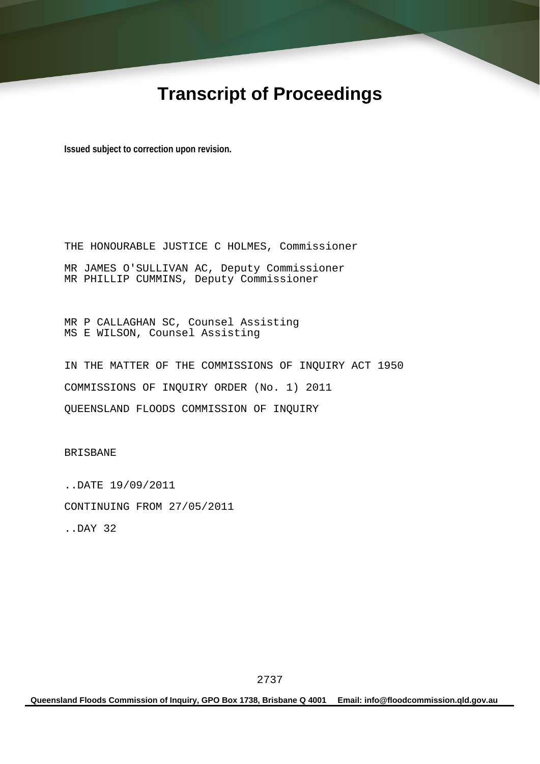# Transcript of Proceedings

**Issued subject to correction upon revision.**

THE HONOURABLE JUSTICE C HOLMES, Commissioner

MR JAMES O'SULLIVAN AC, Deputy Commissioner
MR PHILLIP CUMMINS, Deputy Commissioner

MR P CALLAGHAN SC, Counsel Assisting
MS E WILSON, Counsel Assisting

IN THE MATTER OF THE COMMISSIONS OF INQUIRY ACT 1950

COMMISSIONS OF INQUIRY ORDER (No. 1) 2011

QUEENSLAND FLOODS COMMISSION OF INQUIRY

BRISBANE

..DATE 19/09/2011

CONTINUING FROM 27/05/2011

..DAY 32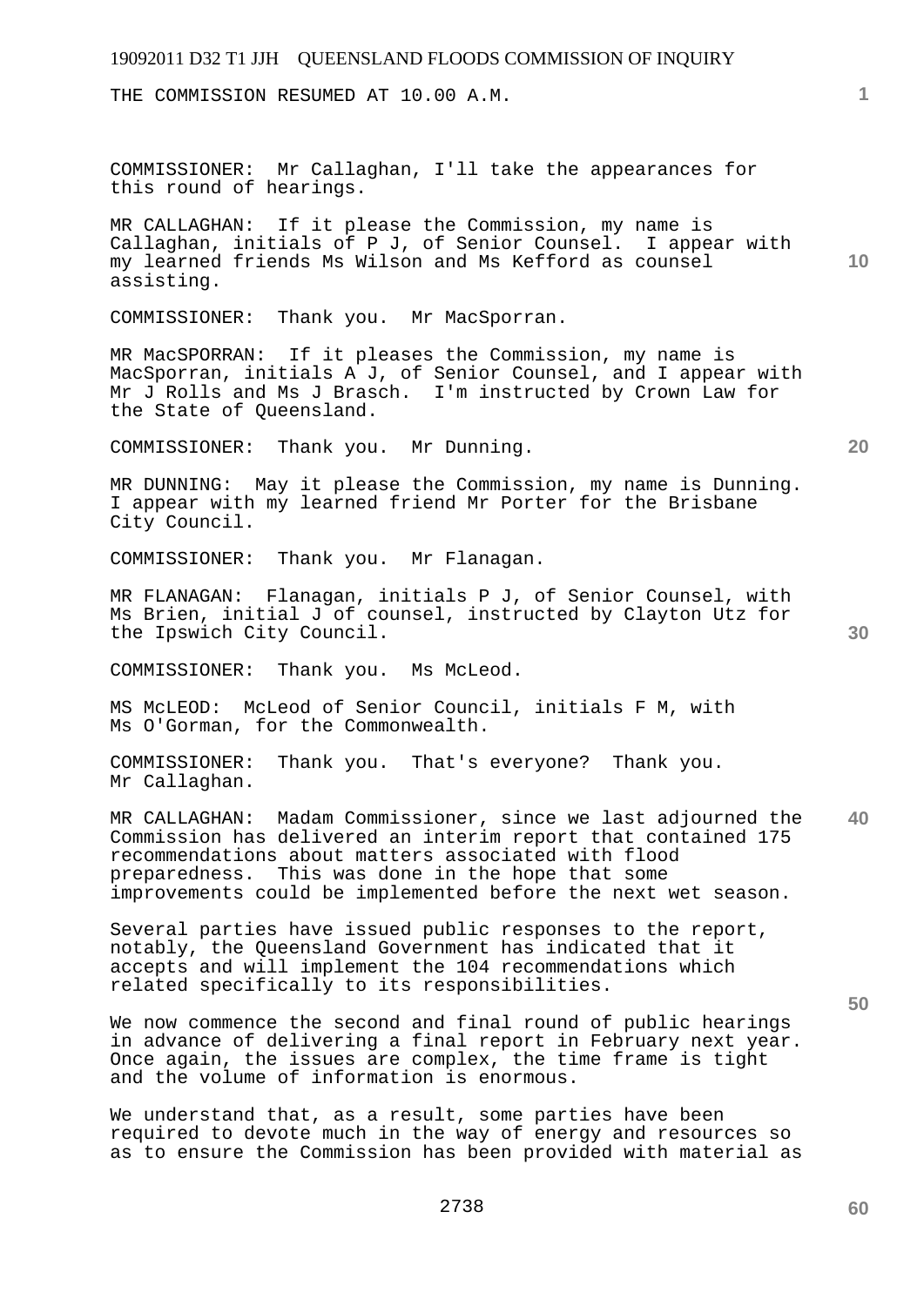THE COMMISSION RESUMED AT 10.00 A.M.

COMMISSIONER: Mr Callaghan, I'll take the appearances for this round of hearings.

MR CALLAGHAN: If it please the Commission, my name is Callaghan, initials of P J, of Senior Counsel. I appear with my learned friends Ms Wilson and Ms Kefford as counsel assisting.

COMMISSIONER: Thank you. Mr MacSporran.

MR MacSPORRAN: If it pleases the Commission, my name is MacSporran, initials A J, of Senior Counsel, and I appear with Mr J Rolls and Ms J Brasch. I'm instructed by Crown Law for the State of Queensland.

COMMISSIONER: Thank you. Mr Dunning.

MR DUNNING: May it please the Commission, my name is Dunning. I appear with my learned friend Mr Porter for the Brisbane City Council.

COMMISSIONER: Thank you. Mr Flanagan.

MR FLANAGAN: Flanagan, initials P J, of Senior Counsel, with Ms Brien, initial J of counsel, instructed by Clayton Utz for the Ipswich City Council.

COMMISSIONER: Thank you. Ms McLeod.

MS McLEOD: McLeod of Senior Council, initials F M, with Ms O'Gorman, for the Commonwealth.

COMMISSIONER: Thank you. That's everyone? Thank you. Mr Callaghan.

MR CALLAGHAN: Madam Commissioner, since we last adjourned the Commission has delivered an interim report that contained 175 recommendations about matters associated with flood preparedness. This was done in the hope that some improvements could be implemented before the next wet season.

Several parties have issued public responses to the report, notably, the Queensland Government has indicated that it accepts and will implement the 104 recommendations which related specifically to its responsibilities.

We now commence the second and final round of public hearings in advance of delivering a final report in February next year. Once again, the issues are complex, the time frame is tight and the volume of information is enormous.

We understand that, as a result, some parties have been required to devote much in the way of energy and resources so as to ensure the Commission has been provided with material as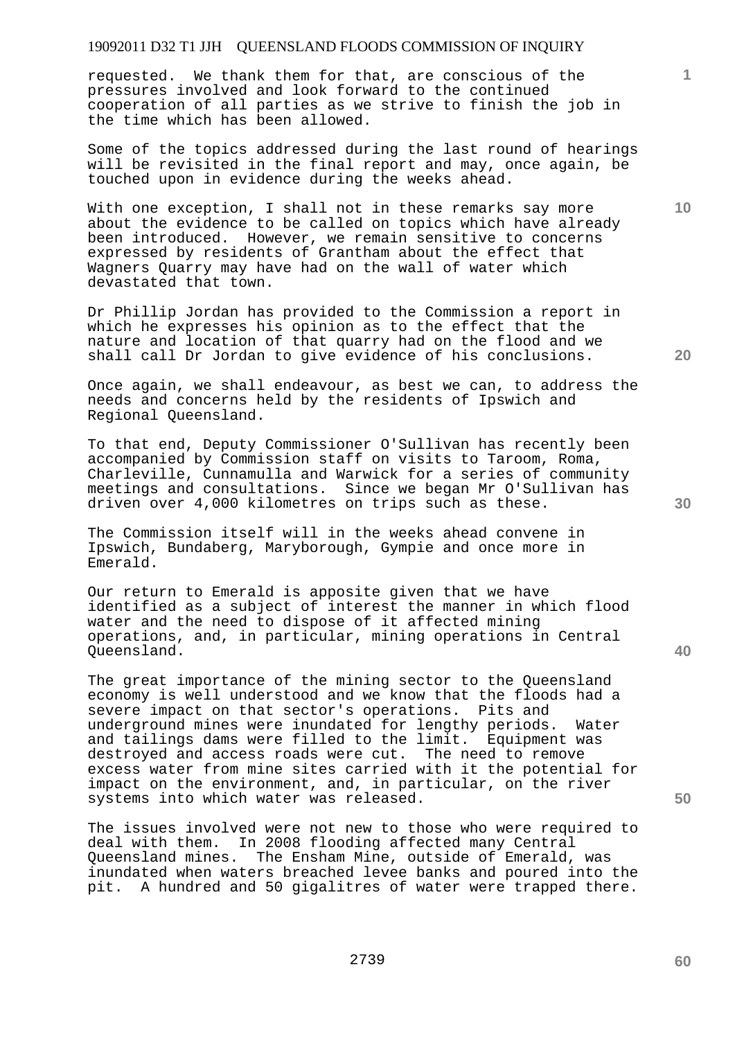requested. We thank them for that, are conscious of the pressures involved and look forward to the continued cooperation of all parties as we strive to finish the job in the time which has been allowed.

Some of the topics addressed during the last round of hearings will be revisited in the final report and may, once again, be touched upon in evidence during the weeks ahead.

With one exception, I shall not in these remarks say more about the evidence to be called on topics which have already been introduced. However, we remain sensitive to concerns expressed by residents of Grantham about the effect that Wagners Quarry may have had on the wall of water which devastated that town.

Dr Phillip Jordan has provided to the Commission a report in which he expresses his opinion as to the effect that the nature and location of that quarry had on the flood and we shall call Dr Jordan to give evidence of his conclusions.

Once again, we shall endeavour, as best we can, to address the needs and concerns held by the residents of Ipswich and Regional Queensland.

To that end, Deputy Commissioner O'Sullivan has recently been accompanied by Commission staff on visits to Taroom, Roma, Charleville, Cunnamulla and Warwick for a series of community meetings and consultations. Since we began Mr O'Sullivan has driven over 4,000 kilometres on trips such as these.

The Commission itself will in the weeks ahead convene in Ipswich, Bundaberg, Maryborough, Gympie and once more in Emerald.

Our return to Emerald is apposite given that we have identified as a subject of interest the manner in which flood water and the need to dispose of it affected mining operations, and, in particular, mining operations in Central Queensland.

The great importance of the mining sector to the Queensland economy is well understood and we know that the floods had a severe impact on that sector's operations. Pits and underground mines were inundated for lengthy periods. Water and tailings dams were filled to the limit. Equipment was destroyed and access roads were cut. The need to remove excess water from mine sites carried with it the potential for impact on the environment, and, in particular, on the river systems into which water was released.

The issues involved were not new to those who were required to deal with them. In 2008 flooding affected many Central Queensland mines. The Ensham Mine, outside of Emerald, was inundated when waters breached levee banks and poured into the pit. A hundred and 50 gigalitres of water were trapped there.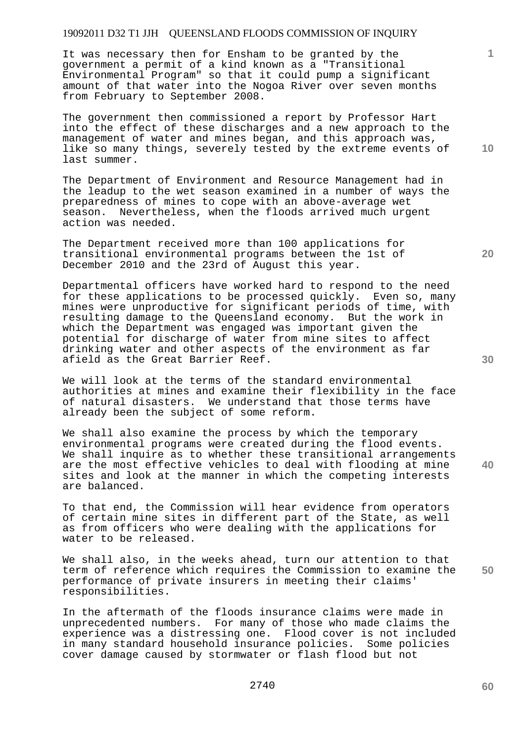It was necessary then for Ensham to be granted by the government a permit of a kind known as a "Transitional Environmental Program" so that it could pump a significant amount of that water into the Nogoa River over seven months from February to September 2008.

The government then commissioned a report by Professor Hart into the effect of these discharges and a new approach to the management of water and mines began, and this approach was, like so many things, severely tested by the extreme events of last summer.

The Department of Environment and Resource Management had in the leadup to the wet season examined in a number of ways the preparedness of mines to cope with an above-average wet season. Nevertheless, when the floods arrived much urgent action was needed.

The Department received more than 100 applications for transitional environmental programs between the 1st of December 2010 and the 23rd of August this year.

Departmental officers have worked hard to respond to the need for these applications to be processed quickly. Even so, many mines were unproductive for significant periods of time, with resulting damage to the Queensland economy. But the work in which the Department was engaged was important given the potential for discharge of water from mine sites to affect drinking water and other aspects of the environment as far afield as the Great Barrier Reef.

We will look at the terms of the standard environmental authorities at mines and examine their flexibility in the face of natural disasters. We understand that those terms have already been the subject of some reform.

We shall also examine the process by which the temporary environmental programs were created during the flood events. We shall inquire as to whether these transitional arrangements are the most effective vehicles to deal with flooding at mine sites and look at the manner in which the competing interests are balanced.

To that end, the Commission will hear evidence from operators of certain mine sites in different part of the State, as well as from officers who were dealing with the applications for water to be released.

We shall also, in the weeks ahead, turn our attention to that term of reference which requires the Commission to examine the performance of private insurers in meeting their claims' responsibilities.

In the aftermath of the floods insurance claims were made in unprecedented numbers. For many of those who made claims the experience was a distressing one. Flood cover is not included in many standard household insurance policies. Some policies cover damage caused by stormwater or flash flood but not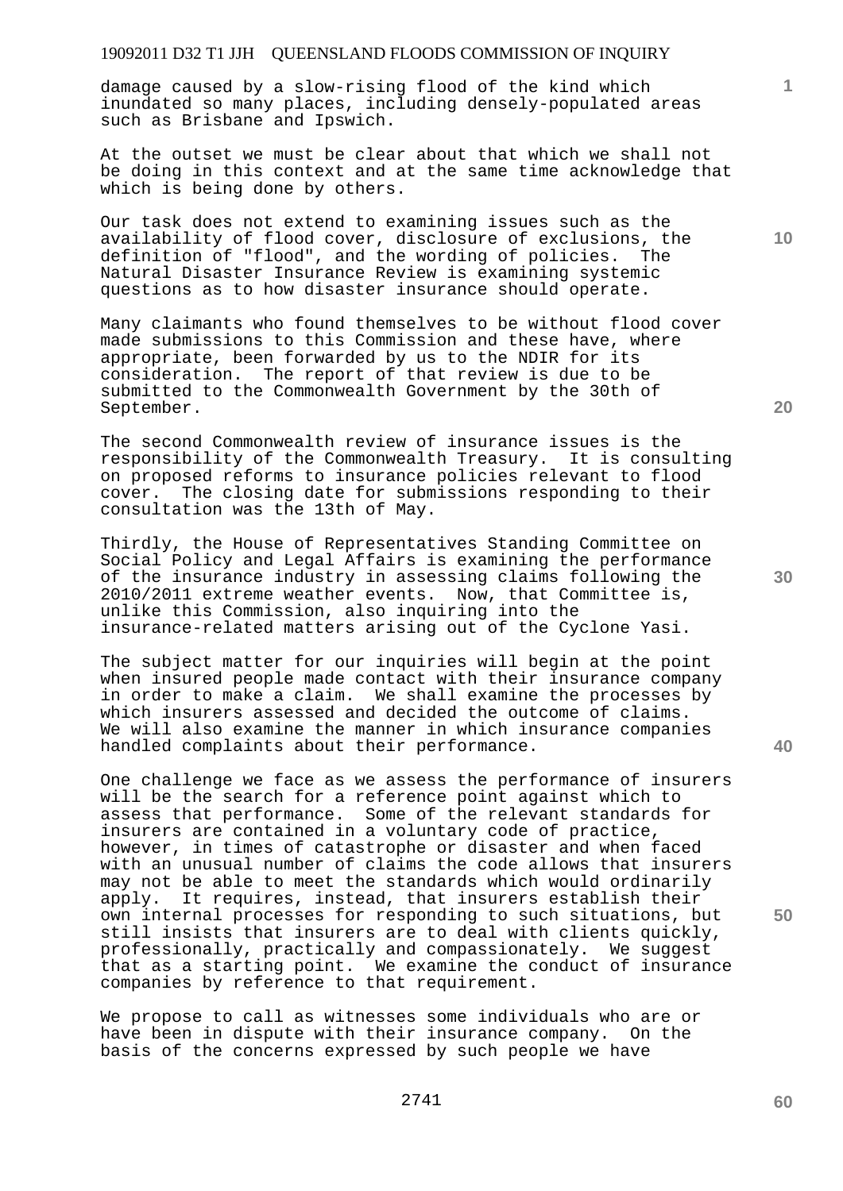damage caused by a slow-rising flood of the kind which inundated so many places, including densely-populated areas such as Brisbane and Ipswich.

At the outset we must be clear about that which we shall not be doing in this context and at the same time acknowledge that which is being done by others.

Our task does not extend to examining issues such as the availability of flood cover, disclosure of exclusions, the definition of "flood", and the wording of policies. The Natural Disaster Insurance Review is examining systemic questions as to how disaster insurance should operate.

Many claimants who found themselves to be without flood cover made submissions to this Commission and these have, where appropriate, been forwarded by us to the NDIR for its consideration. The report of that review is due to be submitted to the Commonwealth Government by the 30th of September.

The second Commonwealth review of insurance issues is the responsibility of the Commonwealth Treasury. It is consulting on proposed reforms to insurance policies relevant to flood cover. The closing date for submissions responding to their consultation was the 13th of May.

Thirdly, the House of Representatives Standing Committee on Social Policy and Legal Affairs is examining the performance of the insurance industry in assessing claims following the 2010/2011 extreme weather events. Now, that Committee is, unlike this Commission, also inquiring into the insurance-related matters arising out of the Cyclone Yasi.

The subject matter for our inquiries will begin at the point when insured people made contact with their insurance company in order to make a claim. We shall examine the processes by which insurers assessed and decided the outcome of claims. We will also examine the manner in which insurance companies handled complaints about their performance.

One challenge we face as we assess the performance of insurers will be the search for a reference point against which to assess that performance. Some of the relevant standards for insurers are contained in a voluntary code of practice, however, in times of catastrophe or disaster and when faced with an unusual number of claims the code allows that insurers may not be able to meet the standards which would ordinarily apply. It requires, instead, that insurers establish their own internal processes for responding to such situations, but still insists that insurers are to deal with clients quickly, professionally, practically and compassionately. We suggest that as a starting point. We examine the conduct of insurance companies by reference to that requirement.

We propose to call as witnesses some individuals who are or have been in dispute with their insurance company. On the basis of the concerns expressed by such people we have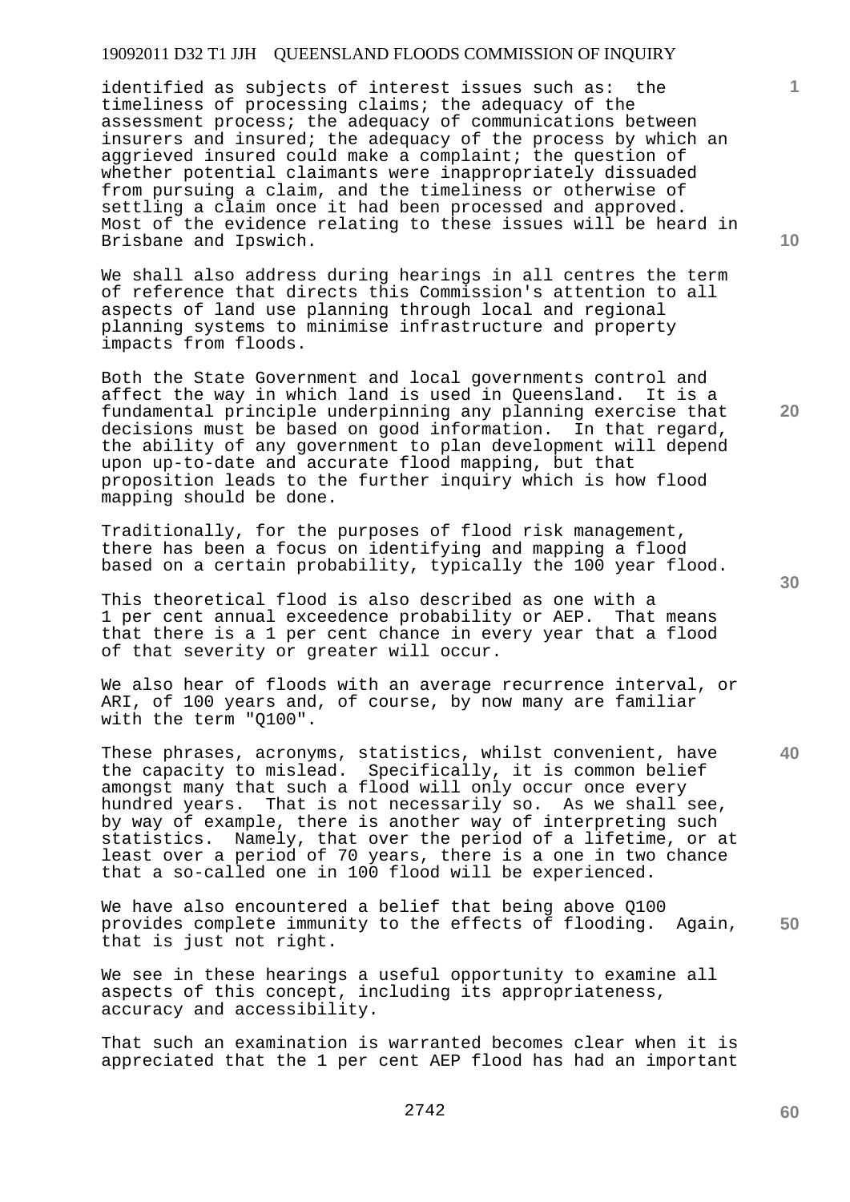identified as subjects of interest issues such as: the timeliness of processing claims; the adequacy of the assessment process; the adequacy of communications between insurers and insured; the adequacy of the process by which an aggrieved insured could make a complaint; the question of whether potential claimants were inappropriately dissuaded from pursuing a claim, and the timeliness or otherwise of settling a claim once it had been processed and approved. Most of the evidence relating to these issues will be heard in Brisbane and Ipswich.

We shall also address during hearings in all centres the term of reference that directs this Commission's attention to all aspects of land use planning through local and regional planning systems to minimise infrastructure and property impacts from floods.

Both the State Government and local governments control and affect the way in which land is used in Queensland. It is a fundamental principle underpinning any planning exercise that decisions must be based on good information. In that regard, the ability of any government to plan development will depend upon up-to-date and accurate flood mapping, but that proposition leads to the further inquiry which is how flood mapping should be done.

Traditionally, for the purposes of flood risk management, there has been a focus on identifying and mapping a flood based on a certain probability, typically the 100 year flood.

This theoretical flood is also described as one with a 1 per cent annual exceedence probability or AEP. That means that there is a 1 per cent chance in every year that a flood of that severity or greater will occur.

We also hear of floods with an average recurrence interval, or ARI, of 100 years and, of course, by now many are familiar with the term "Q100".

These phrases, acronyms, statistics, whilst convenient, have the capacity to mislead. Specifically, it is common belief amongst many that such a flood will only occur once every hundred years. That is not necessarily so. As we shall see, by way of example, there is another way of interpreting such statistics. Namely, that over the period of a lifetime, or at least over a period of 70 years, there is a one in two chance that a so-called one in 100 flood will be experienced.

We have also encountered a belief that being above Q100 provides complete immunity to the effects of flooding. Again, that is just not right.

We see in these hearings a useful opportunity to examine all aspects of this concept, including its appropriateness, accuracy and accessibility.

That such an examination is warranted becomes clear when it is appreciated that the 1 per cent AEP flood has had an important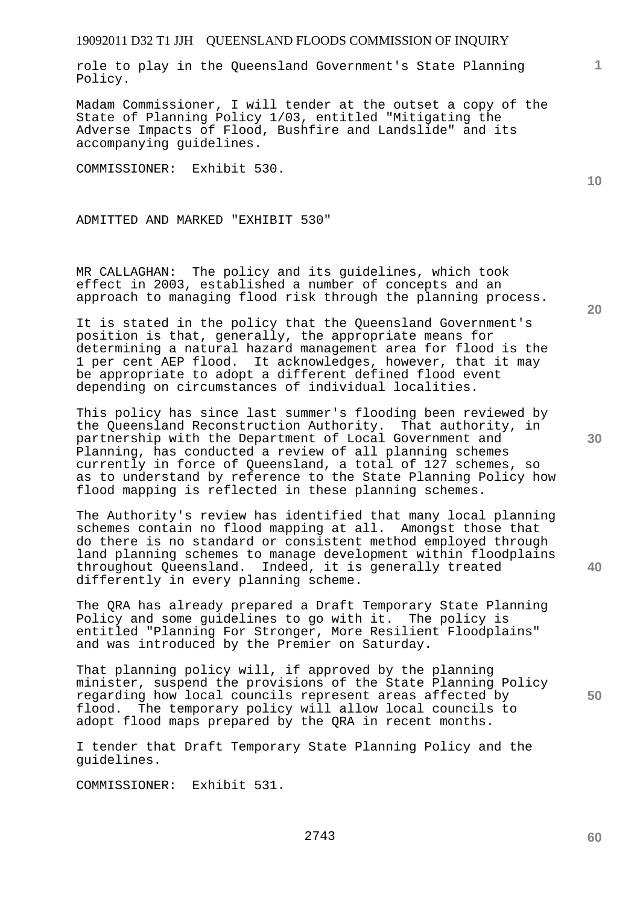role to play in the Queensland Government's State Planning Policy.

Madam Commissioner, I will tender at the outset a copy of the State of Planning Policy 1/03, entitled "Mitigating the Adverse Impacts of Flood, Bushfire and Landslide" and its accompanying guidelines.

COMMISSIONER: Exhibit 530.

ADMITTED AND MARKED "EXHIBIT 530"

MR CALLAGHAN: The policy and its guidelines, which took effect in 2003, established a number of concepts and an approach to managing flood risk through the planning process.

It is stated in the policy that the Queensland Government's position is that, generally, the appropriate means for determining a natural hazard management area for flood is the 1 per cent AEP flood. It acknowledges, however, that it may be appropriate to adopt a different defined flood event depending on circumstances of individual localities.

This policy has since last summer's flooding been reviewed by the Queensland Reconstruction Authority. That authority, in partnership with the Department of Local Government and Planning, has conducted a review of all planning schemes currently in force of Queensland, a total of 127 schemes, so as to understand by reference to the State Planning Policy how flood mapping is reflected in these planning schemes.

The Authority's review has identified that many local planning schemes contain no flood mapping at all. Amongst those that do there is no standard or consistent method employed through land planning schemes to manage development within floodplains throughout Queensland. Indeed, it is generally treated differently in every planning scheme.

The QRA has already prepared a Draft Temporary State Planning Policy and some guidelines to go with it. The policy is entitled "Planning For Stronger, More Resilient Floodplains" and was introduced by the Premier on Saturday.

That planning policy will, if approved by the planning minister, suspend the provisions of the State Planning Policy regarding how local councils represent areas affected by flood. The temporary policy will allow local councils to adopt flood maps prepared by the QRA in recent months.

I tender that Draft Temporary State Planning Policy and the guidelines.

COMMISSIONER: Exhibit 531.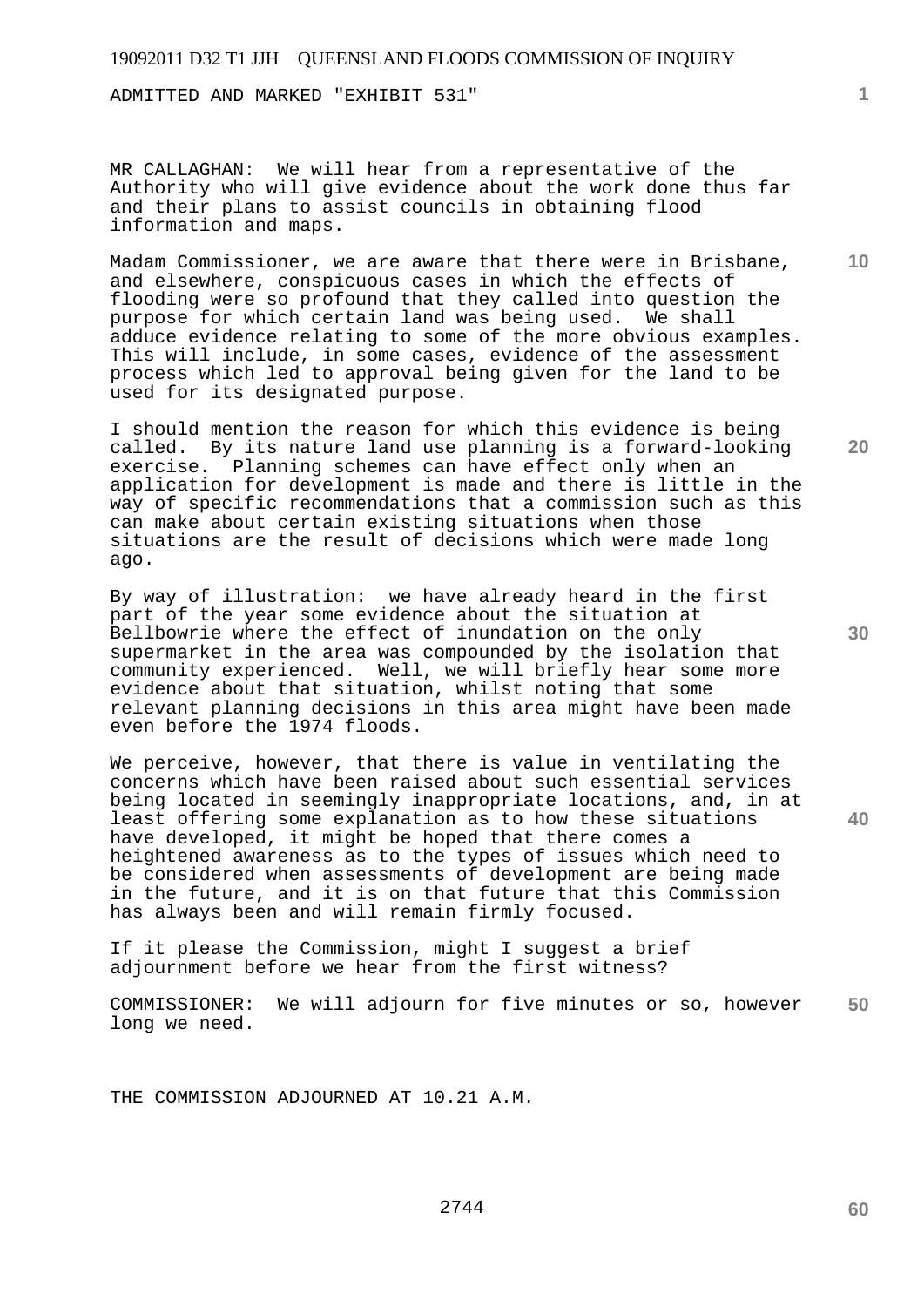ADMITTED AND MARKED "EXHIBIT 531"

MR CALLAGHAN: We will hear from a representative of the Authority who will give evidence about the work done thus far and their plans to assist councils in obtaining flood information and maps.

Madam Commissioner, we are aware that there were in Brisbane, and elsewhere, conspicuous cases in which the effects of flooding were so profound that they called into question the purpose for which certain land was being used. We shall adduce evidence relating to some of the more obvious examples. This will include, in some cases, evidence of the assessment process which led to approval being given for the land to be used for its designated purpose.

I should mention the reason for which this evidence is being called. By its nature land use planning is a forward-looking exercise. Planning schemes can have effect only when an application for development is made and there is little in the way of specific recommendations that a commission such as this can make about certain existing situations when those situations are the result of decisions which were made long ago.

By way of illustration: we have already heard in the first part of the year some evidence about the situation at Bellbowrie where the effect of inundation on the only supermarket in the area was compounded by the isolation that community experienced. Well, we will briefly hear some more evidence about that situation, whilst noting that some relevant planning decisions in this area might have been made even before the 1974 floods.

We perceive, however, that there is value in ventilating the concerns which have been raised about such essential services being located in seemingly inappropriate locations, and, in at least offering some explanation as to how these situations have developed, it might be hoped that there comes a heightened awareness as to the types of issues which need to be considered when assessments of development are being made in the future, and it is on that future that this Commission has always been and will remain firmly focused.

If it please the Commission, might I suggest a brief adjournment before we hear from the first witness?

COMMISSIONER: We will adjourn for five minutes or so, however long we need.

THE COMMISSION ADJOURNED AT 10.21 A.M.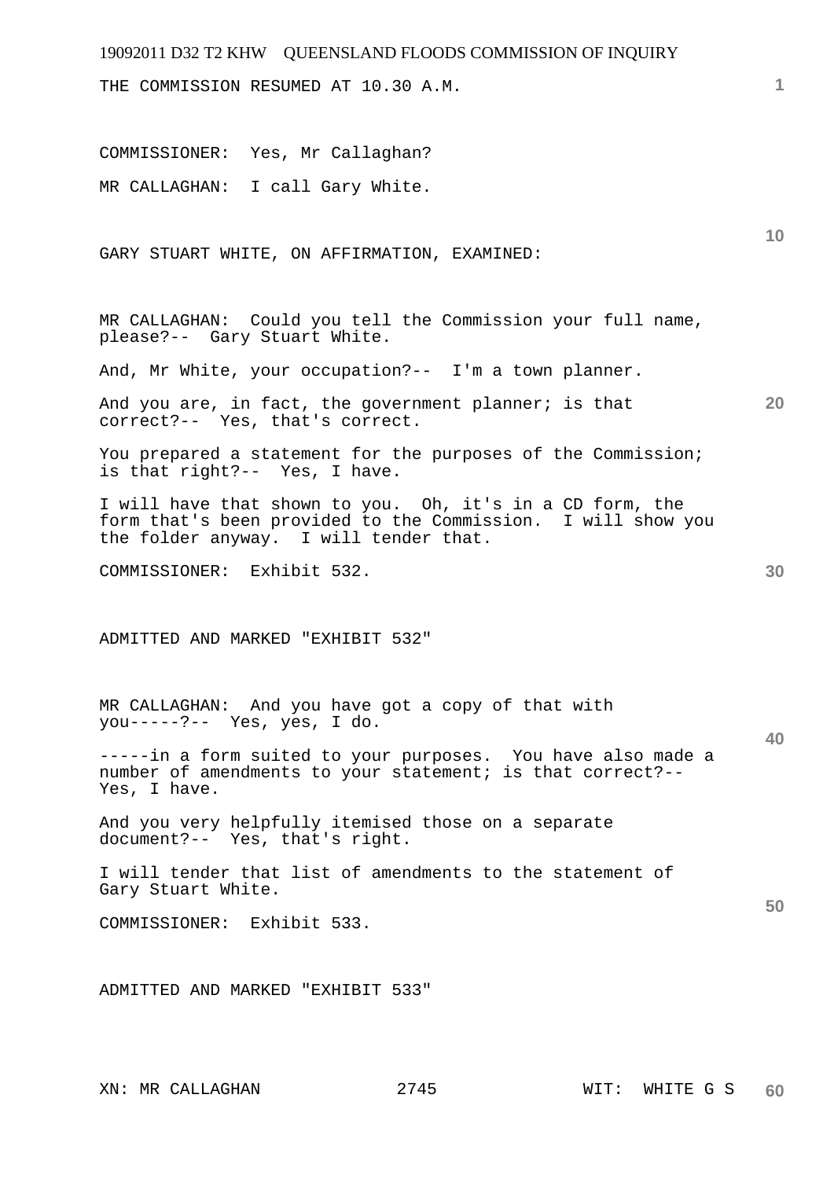THE COMMISSION RESUMED AT 10.30 A.M.

COMMISSIONER: Yes, Mr Callaghan?

MR CALLAGHAN: I call Gary White.

GARY STUART WHITE, ON AFFIRMATION, EXAMINED:

MR CALLAGHAN: Could you tell the Commission your full name, please?-- Gary Stuart White.

And, Mr White, your occupation?-- I'm a town planner.

And you are, in fact, the government planner; is that correct?-- Yes, that's correct.

You prepared a statement for the purposes of the Commission; is that right?-- Yes, I have.

I will have that shown to you. Oh, it's in a CD form, the form that's been provided to the Commission. I will show you the folder anyway. I will tender that.

COMMISSIONER: Exhibit 532.

ADMITTED AND MARKED "EXHIBIT 532"

MR CALLAGHAN: And you have got a copy of that with you-----?-- Yes, yes, I do.

-----in a form suited to your purposes. You have also made a number of amendments to your statement; is that correct?-- Yes, I have.

And you very helpfully itemised those on a separate document?-- Yes, that's right.

I will tender that list of amendments to the statement of Gary Stuart White.

COMMISSIONER: Exhibit 533.

ADMITTED AND MARKED "EXHIBIT 533"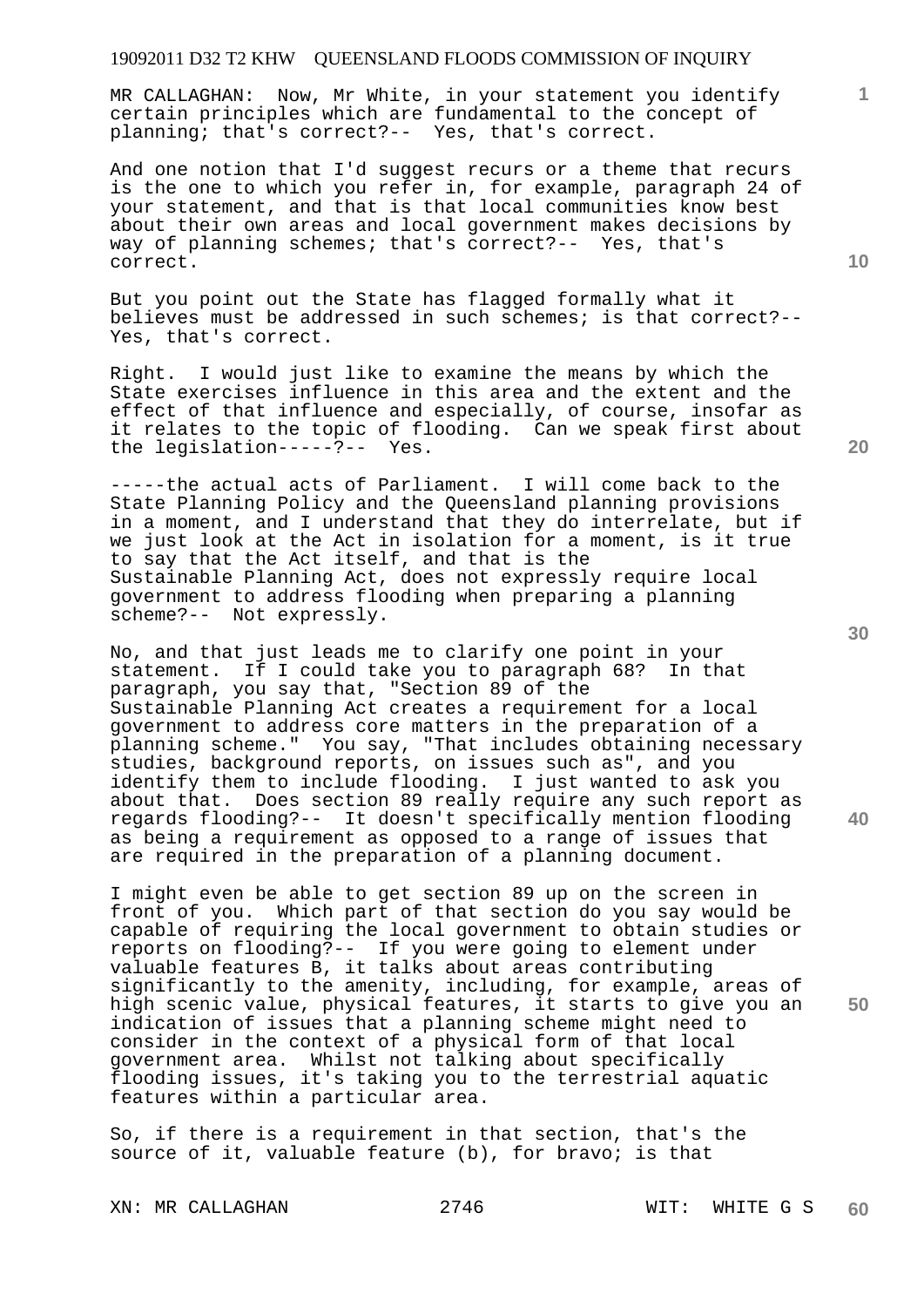MR CALLAGHAN: Now, Mr White, in your statement you identify certain principles which are fundamental to the concept of planning; that's correct?-- Yes, that's correct.

And one notion that I'd suggest recurs or a theme that recurs is the one to which you refer in, for example, paragraph 24 of your statement, and that is that local communities know best about their own areas and local government makes decisions by way of planning schemes; that's correct?-- Yes, that's correct.

But you point out the State has flagged formally what it believes must be addressed in such schemes; is that correct?-- Yes, that's correct.

Right. I would just like to examine the means by which the State exercises influence in this area and the extent and the effect of that influence and especially, of course, insofar as it relates to the topic of flooding. Can we speak first about the legislation-----?-- Yes.

-----the actual acts of Parliament. I will come back to the State Planning Policy and the Queensland planning provisions in a moment, and I understand that they do interrelate, but if we just look at the Act in isolation for a moment, is it true to say that the Act itself, and that is the Sustainable Planning Act, does not expressly require local government to address flooding when preparing a planning scheme?-- Not expressly.

No, and that just leads me to clarify one point in your statement. If I could take you to paragraph 68? In that paragraph, you say that, "Section 89 of the Sustainable Planning Act creates a requirement for a local government to address core matters in the preparation of a planning scheme." You say, "That includes obtaining necessary studies, background reports, on issues such as", and you identify them to include flooding. I just wanted to ask you about that. Does section 89 really require any such report as regards flooding?-- It doesn't specifically mention flooding as being a requirement as opposed to a range of issues that are required in the preparation of a planning document.

I might even be able to get section 89 up on the screen in front of you. Which part of that section do you say would be capable of requiring the local government to obtain studies or reports on flooding?-- If you were going to element under valuable features B, it talks about areas contributing significantly to the amenity, including, for example, areas of high scenic value, physical features, it starts to give you an indication of issues that a planning scheme might need to consider in the context of a physical form of that local government area. Whilst not talking about specifically flooding issues, it's taking you to the terrestrial aquatic features within a particular area.

So, if there is a requirement in that section, that's the source of it, valuable feature (b), for bravo; is that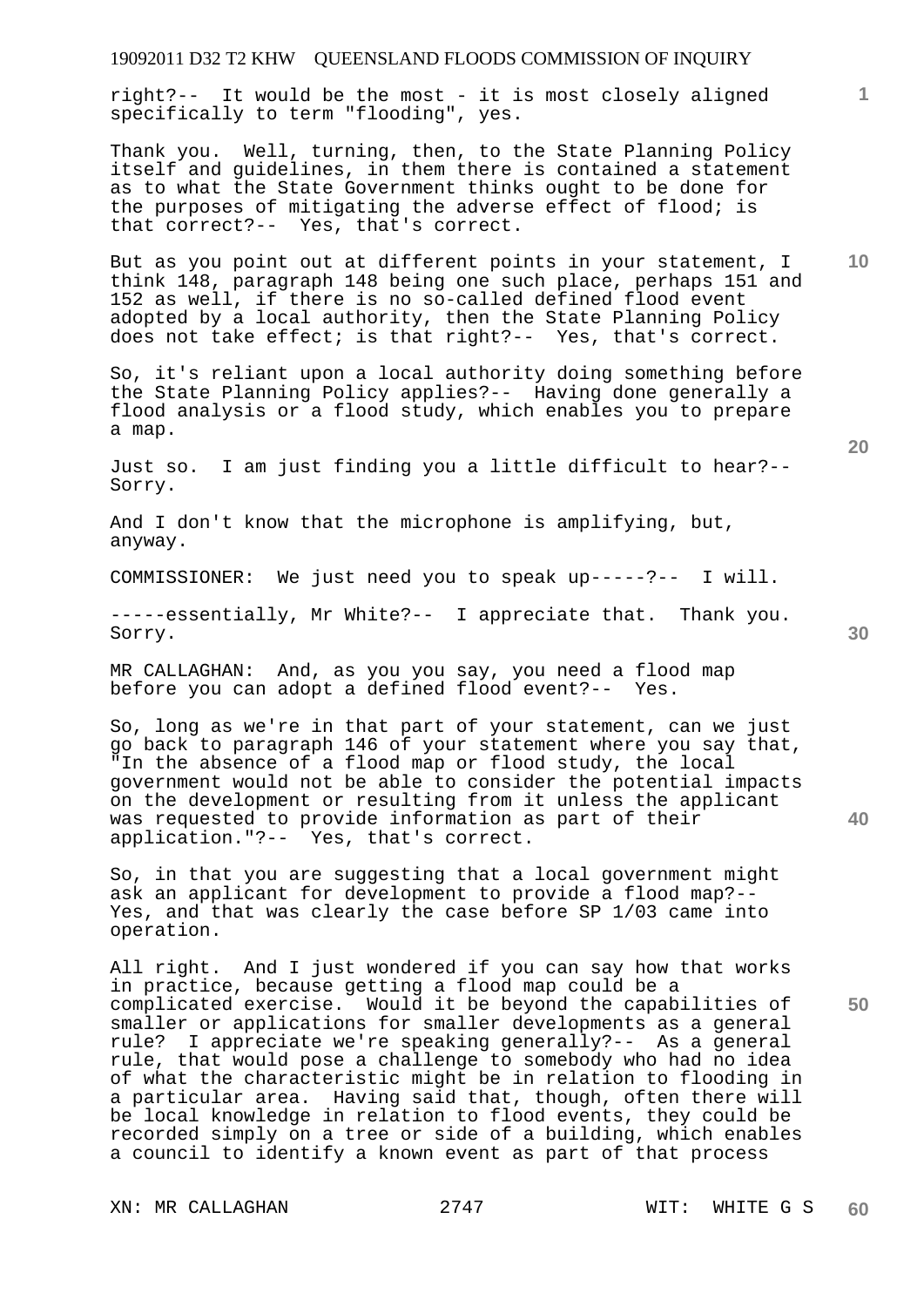right?-- It would be the most - it is most closely aligned specifically to term "flooding", yes.

Thank you. Well, turning, then, to the State Planning Policy itself and guidelines, in them there is contained a statement as to what the State Government thinks ought to be done for the purposes of mitigating the adverse effect of flood; is that correct?-- Yes, that's correct.

But as you point out at different points in your statement, I think 148, paragraph 148 being one such place, perhaps 151 and 152 as well, if there is no so-called defined flood event adopted by a local authority, then the State Planning Policy does not take effect; is that right?-- Yes, that's correct.

So, it's reliant upon a local authority doing something before the State Planning Policy applies?-- Having done generally a flood analysis or a flood study, which enables you to prepare a map.

Just so. I am just finding you a little difficult to hear?-- Sorry.

And I don't know that the microphone is amplifying, but, anyway.

COMMISSIONER: We just need you to speak up-----?-- I will.

-----essentially, Mr White?-- I appreciate that. Thank you. Sorry.

MR CALLAGHAN: And, as you you say, you need a flood map before you can adopt a defined flood event?-- Yes.

So, long as we're in that part of your statement, can we just go back to paragraph 146 of your statement where you say that, "In the absence of a flood map or flood study, the local government would not be able to consider the potential impacts on the development or resulting from it unless the applicant was requested to provide information as part of their application."?-- Yes, that's correct.

So, in that you are suggesting that a local government might ask an applicant for development to provide a flood map?-- Yes, and that was clearly the case before SP 1/03 came into operation.

All right. And I just wondered if you can say how that works in practice, because getting a flood map could be a complicated exercise. Would it be beyond the capabilities of smaller or applications for smaller developments as a general rule? I appreciate we're speaking generally?-- As a general rule, that would pose a challenge to somebody who had no idea of what the characteristic might be in relation to flooding in a particular area. Having said that, though, often there will be local knowledge in relation to flood events, they could be recorded simply on a tree or side of a building, which enables a council to identify a known event as part of that process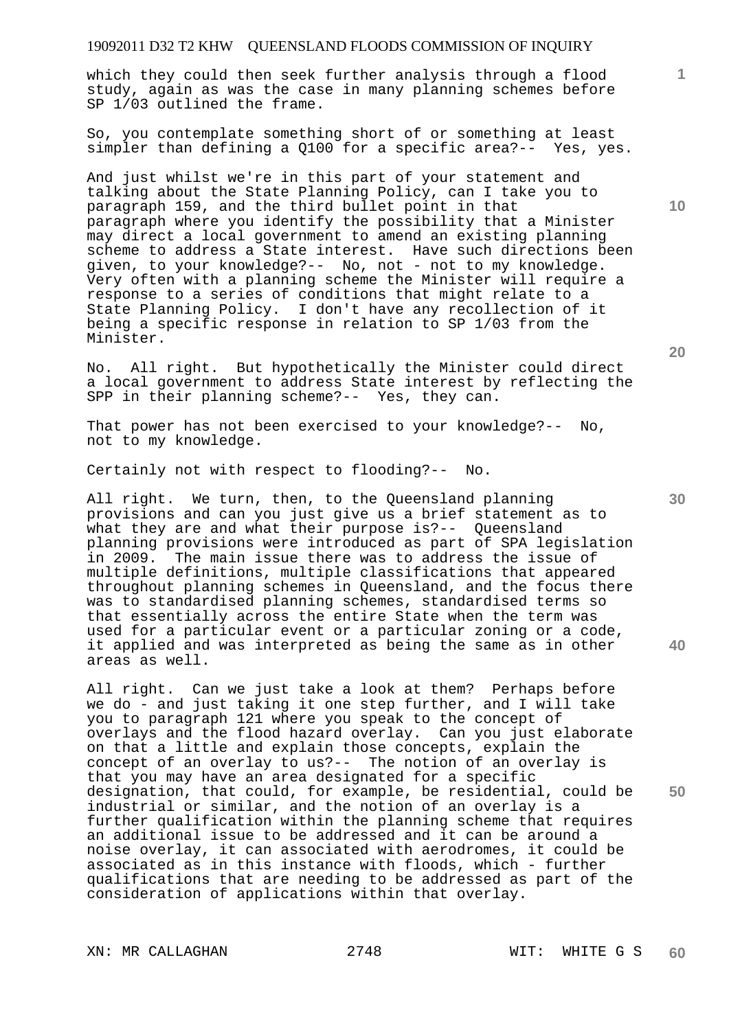which they could then seek further analysis through a flood study, again as was the case in many planning schemes before SP 1/03 outlined the frame.

So, you contemplate something short of or something at least simpler than defining a Q100 for a specific area?-- Yes, yes.

And just whilst we're in this part of your statement and talking about the State Planning Policy, can I take you to paragraph 159, and the third bullet point in that paragraph where you identify the possibility that a Minister may direct a local government to amend an existing planning scheme to address a State interest. Have such directions been given, to your knowledge?-- No, not - not to my knowledge. Very often with a planning scheme the Minister will require a response to a series of conditions that might relate to a State Planning Policy. I don't have any recollection of it being a specific response in relation to SP 1/03 from the Minister.

No. All right. But hypothetically the Minister could direct a local government to address State interest by reflecting the SPP in their planning scheme?-- Yes, they can.

That power has not been exercised to your knowledge?-- No, not to my knowledge.

Certainly not with respect to flooding?-- No.

All right. We turn, then, to the Queensland planning provisions and can you just give us a brief statement as to what they are and what their purpose is?-- Queensland planning provisions were introduced as part of SPA legislation in 2009. The main issue there was to address the issue of multiple definitions, multiple classifications that appeared throughout planning schemes in Queensland, and the focus there was to standardised planning schemes, standardised terms so that essentially across the entire State when the term was used for a particular event or a particular zoning or a code, it applied and was interpreted as being the same as in other areas as well.

All right. Can we just take a look at them? Perhaps before we do - and just taking it one step further, and I will take you to paragraph 121 where you speak to the concept of overlays and the flood hazard overlay. Can you just elaborate on that a little and explain those concepts, explain the concept of an overlay to us?-- The notion of an overlay is that you may have an area designated for a specific designation, that could, for example, be residential, could be industrial or similar, and the notion of an overlay is a further qualification within the planning scheme that requires an additional issue to be addressed and it can be around a noise overlay, it can associated with aerodromes, it could be associated as in this instance with floods, which - further qualifications that are needing to be addressed as part of the consideration of applications within that overlay.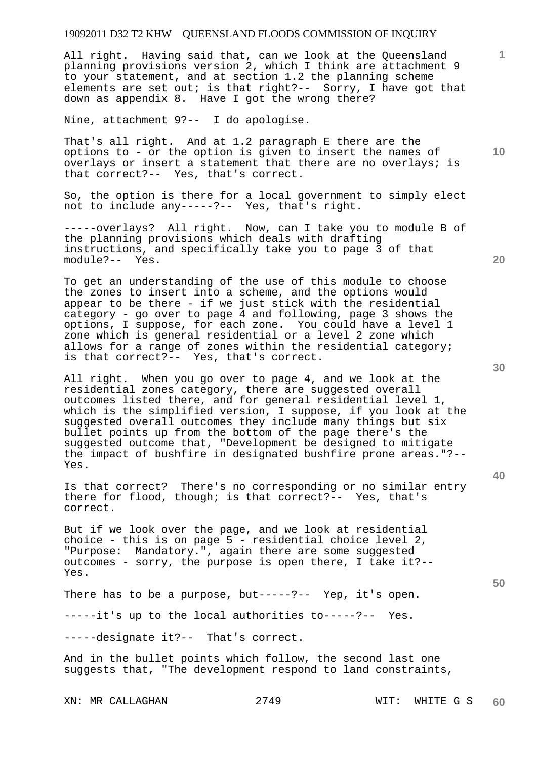All right. Having said that, can we look at the Queensland planning provisions version 2, which I think are attachment 9 to your statement, and at section 1.2 the planning scheme elements are set out; is that right?-- Sorry, I have got that down as appendix 8. Have I got the wrong there?

Nine, attachment 9?-- I do apologise.

That's all right. And at 1.2 paragraph E there are the options to - or the option is given to insert the names of overlays or insert a statement that there are no overlays; is that correct?-- Yes, that's correct.

So, the option is there for a local government to simply elect not to include any-----?-- Yes, that's right.

-----overlays? All right. Now, can I take you to module B of the planning provisions which deals with drafting instructions, and specifically take you to page 3 of that module?-- Yes.

To get an understanding of the use of this module to choose the zones to insert into a scheme, and the options would appear to be there - if we just stick with the residential category - go over to page 4 and following, page 3 shows the options, I suppose, for each zone. You could have a level 1 zone which is general residential or a level 2 zone which allows for a range of zones within the residential category; is that correct?-- Yes, that's correct.

All right. When you go over to page 4, and we look at the residential zones category, there are suggested overall outcomes listed there, and for general residential level 1, which is the simplified version, I suppose, if you look at the suggested overall outcomes they include many things but six bullet points up from the bottom of the page there's the suggested outcome that, "Development be designed to mitigate the impact of bushfire in designated bushfire prone areas."?-- Yes.

Is that correct? There's no corresponding or no similar entry there for flood, though; is that correct?-- Yes, that's correct.

But if we look over the page, and we look at residential choice - this is on page 5 - residential choice level 2, "Purpose: Mandatory.", again there are some suggested outcomes - sorry, the purpose is open there, I take it?-- Yes.

There has to be a purpose, but-----?-- Yep, it's open.

-----it's up to the local authorities to-----?-- Yes.

-----designate it?-- That's correct.

And in the bullet points which follow, the second last one suggests that, "The development respond to land constraints,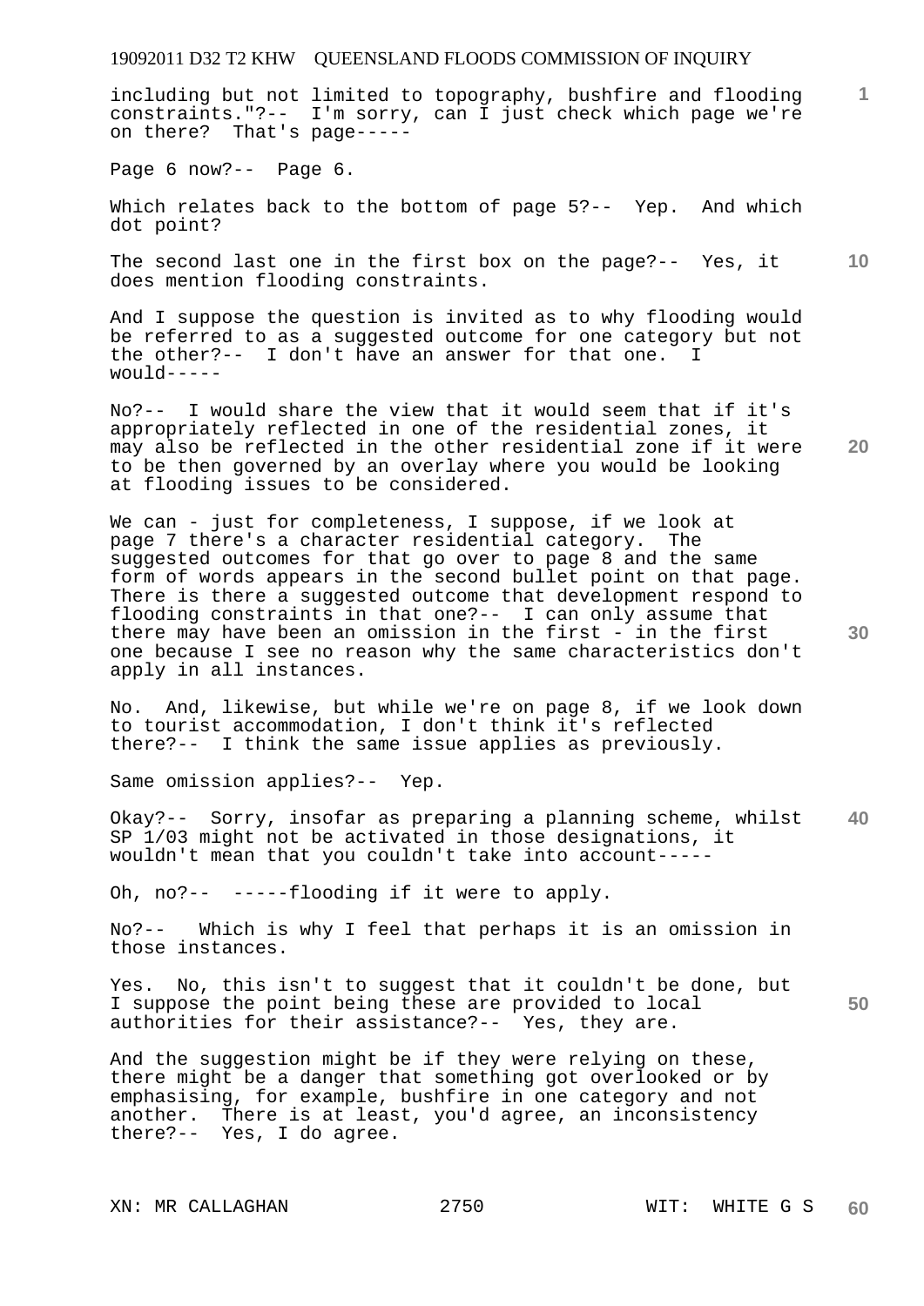including but not limited to topography, bushfire and flooding constraints."?-- I'm sorry, can I just check which page we're on there? That's page-----

Page 6 now?-- Page 6.

Which relates back to the bottom of page 5?-- Yep. And which dot point?

The second last one in the first box on the page?-- Yes, it does mention flooding constraints.

And I suppose the question is invited as to why flooding would be referred to as a suggested outcome for one category but not the other?-- I don't have an answer for that one. I would-----

No?-- I would share the view that it would seem that if it's appropriately reflected in one of the residential zones, it may also be reflected in the other residential zone if it were to be then governed by an overlay where you would be looking at flooding issues to be considered.

We can - just for completeness, I suppose, if we look at page 7 there's a character residential category. The suggested outcomes for that go over to page 8 and the same form of words appears in the second bullet point on that page. There is there a suggested outcome that development respond to flooding constraints in that one?-- I can only assume that there may have been an omission in the first - in the first one because I see no reason why the same characteristics don't apply in all instances.

No. And, likewise, but while we're on page 8, if we look down to tourist accommodation, I don't think it's reflected there?-- I think the same issue applies as previously.

Same omission applies?-- Yep.

Okay?-- Sorry, insofar as preparing a planning scheme, whilst SP 1/03 might not be activated in those designations, it wouldn't mean that you couldn't take into account-----

Oh, no?-- -----flooding if it were to apply.

No?-- Which is why I feel that perhaps it is an omission in those instances.

Yes. No, this isn't to suggest that it couldn't be done, but I suppose the point being these are provided to local authorities for their assistance?-- Yes, they are.

And the suggestion might be if they were relying on these, there might be a danger that something got overlooked or by emphasising, for example, bushfire in one category and not another. There is at least, you'd agree, an inconsistency there?-- Yes, I do agree.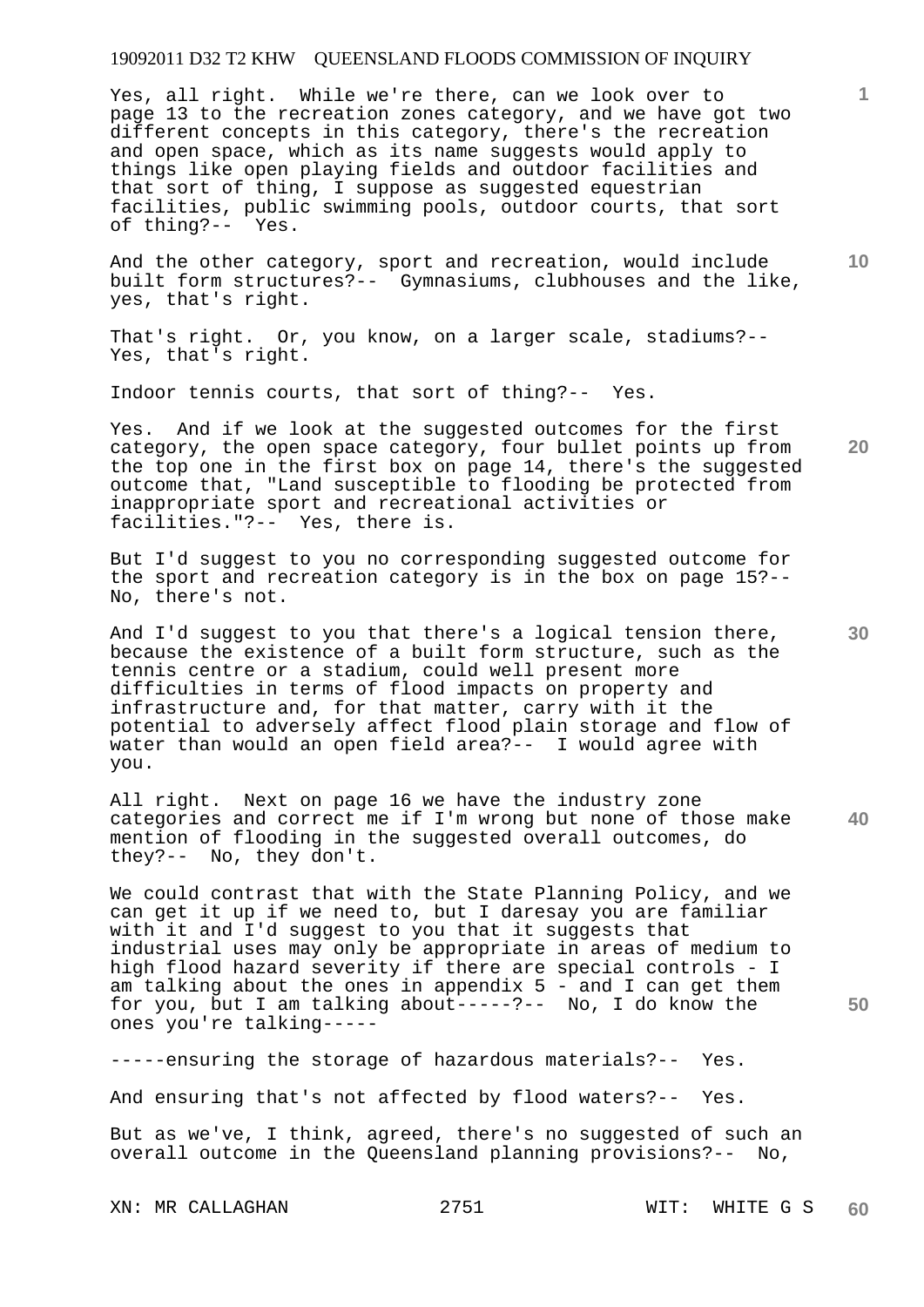Yes, all right. While we're there, can we look over to page 13 to the recreation zones category, and we have got two different concepts in this category, there's the recreation and open space, which as its name suggests would apply to things like open playing fields and outdoor facilities and that sort of thing, I suppose as suggested equestrian facilities, public swimming pools, outdoor courts, that sort of thing?-- Yes.

And the other category, sport and recreation, would include built form structures?-- Gymnasiums, clubhouses and the like, yes, that's right.

That's right. Or, you know, on a larger scale, stadiums?-- Yes, that's right.

Indoor tennis courts, that sort of thing?-- Yes.

Yes. And if we look at the suggested outcomes for the first category, the open space category, four bullet points up from the top one in the first box on page 14, there's the suggested outcome that, "Land susceptible to flooding be protected from inappropriate sport and recreational activities or facilities."?-- Yes, there is.

But I'd suggest to you no corresponding suggested outcome for the sport and recreation category is in the box on page 15?-- No, there's not.

And I'd suggest to you that there's a logical tension there, because the existence of a built form structure, such as the tennis centre or a stadium, could well present more difficulties in terms of flood impacts on property and infrastructure and, for that matter, carry with it the potential to adversely affect flood plain storage and flow of water than would an open field area?-- I would agree with you.

All right. Next on page 16 we have the industry zone categories and correct me if I'm wrong but none of those make mention of flooding in the suggested overall outcomes, do they?-- No, they don't.

We could contrast that with the State Planning Policy, and we can get it up if we need to, but I daresay you are familiar with it and I'd suggest to you that it suggests that industrial uses may only be appropriate in areas of medium to high flood hazard severity if there are special controls - I am talking about the ones in appendix 5 - and I can get them for you, but I am talking about-----?-- No, I do know the ones you're talking-----

-----ensuring the storage of hazardous materials?-- Yes.

And ensuring that's not affected by flood waters?-- Yes.

But as we've, I think, agreed, there's no suggested of such an overall outcome in the Queensland planning provisions?-- No,

XN: MR CALLAGHAN WIT: WHITE G S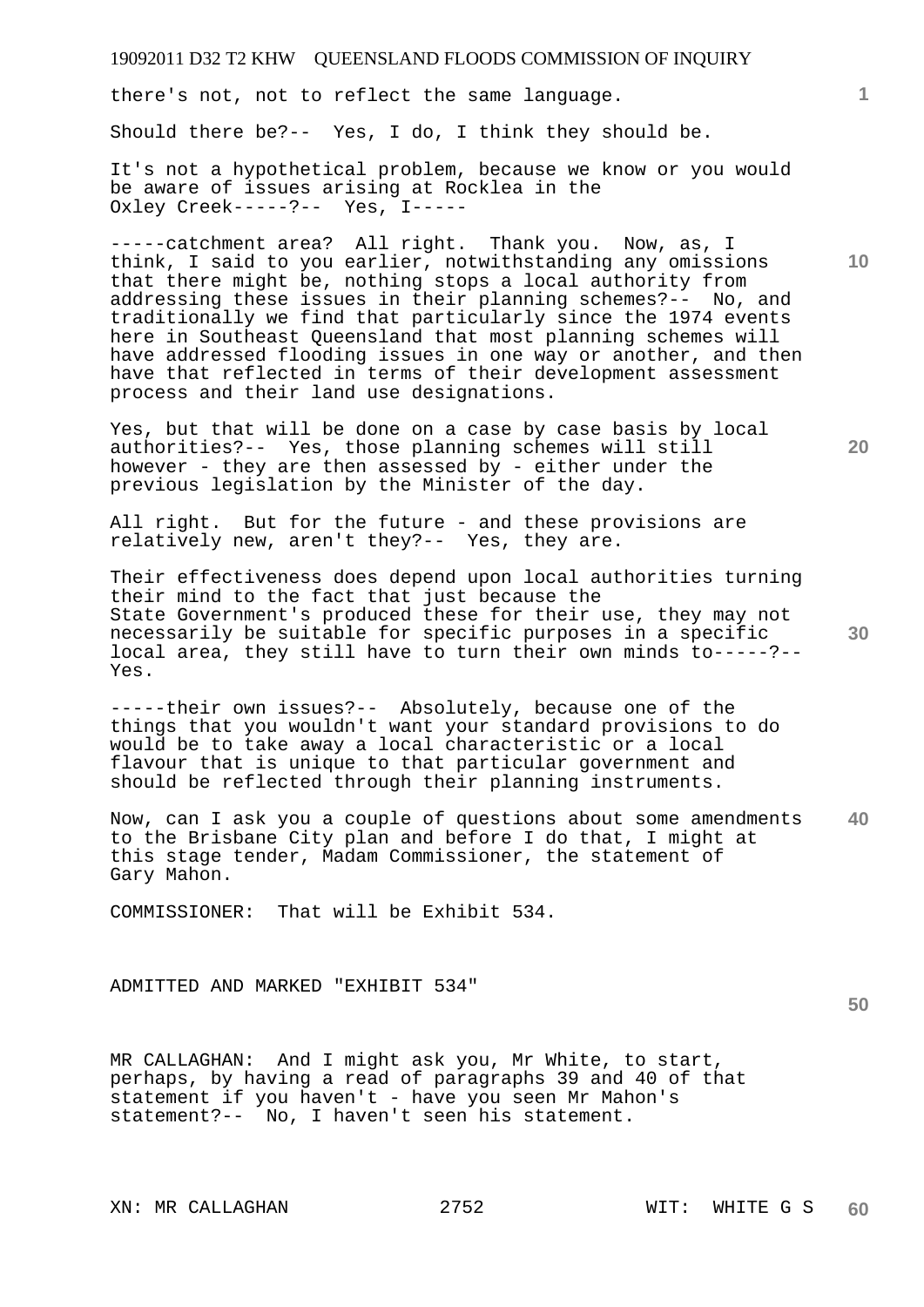there's not, not to reflect the same language.

Should there be?-- Yes, I do, I think they should be.

It's not a hypothetical problem, because we know or you would be aware of issues arising at Rocklea in the Oxley Creek-----?-- Yes, I-----

-----catchment area? All right. Thank you. Now, as, I think, I said to you earlier, notwithstanding any omissions that there might be, nothing stops a local authority from addressing these issues in their planning schemes?-- No, and traditionally we find that particularly since the 1974 events here in Southeast Queensland that most planning schemes will have addressed flooding issues in one way or another, and then have that reflected in terms of their development assessment process and their land use designations.

Yes, but that will be done on a case by case basis by local authorities?-- Yes, those planning schemes will still however - they are then assessed by - either under the previous legislation by the Minister of the day.

All right. But for the future - and these provisions are relatively new, aren't they?-- Yes, they are.

Their effectiveness does depend upon local authorities turning their mind to the fact that just because the State Government's produced these for their use, they may not necessarily be suitable for specific purposes in a specific local area, they still have to turn their own minds to-----?-- Yes.

-----their own issues?-- Absolutely, because one of the things that you wouldn't want your standard provisions to do would be to take away a local characteristic or a local flavour that is unique to that particular government and should be reflected through their planning instruments.

Now, can I ask you a couple of questions about some amendments to the Brisbane City plan and before I do that, I might at this stage tender, Madam Commissioner, the statement of Gary Mahon.

COMMISSIONER: That will be Exhibit 534.

ADMITTED AND MARKED "EXHIBIT 534"

MR CALLAGHAN: And I might ask you, Mr White, to start, perhaps, by having a read of paragraphs 39 and 40 of that statement if you haven't - have you seen Mr Mahon's statement?-- No, I haven't seen his statement.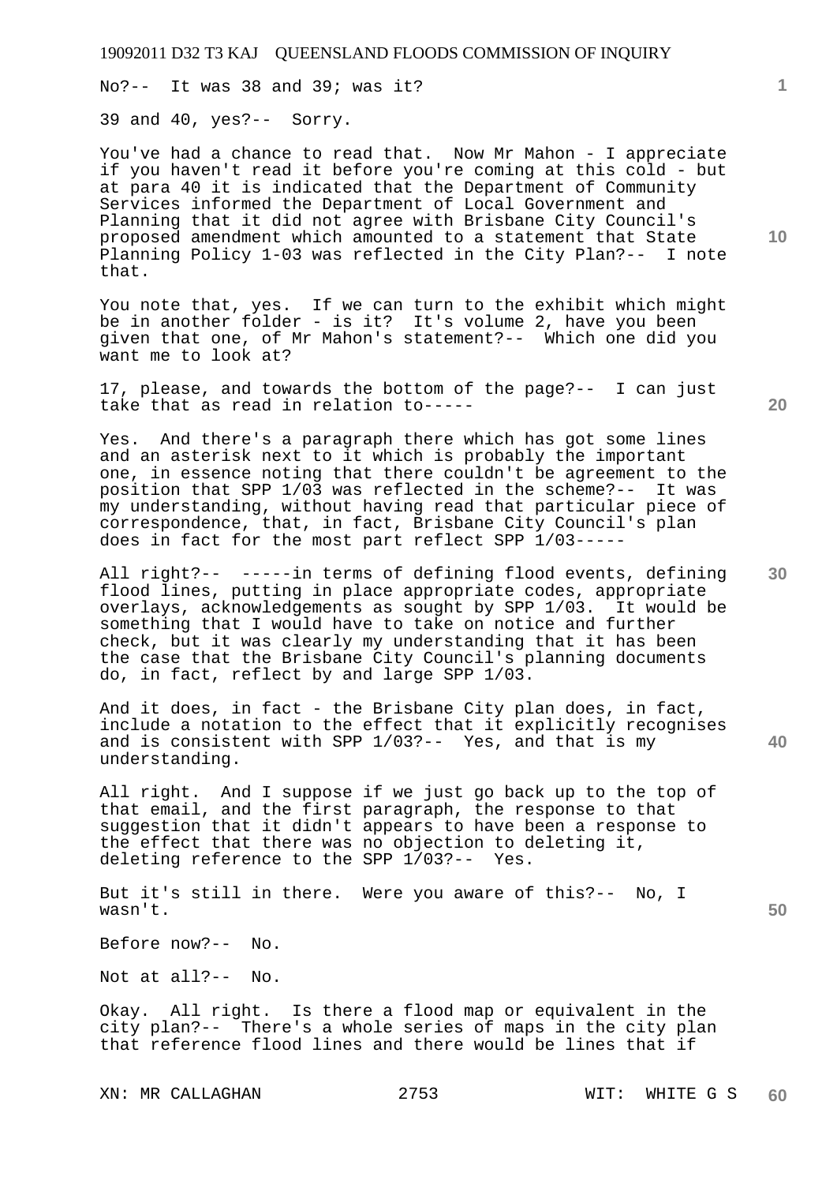No?-- It was 38 and 39; was it?

39 and 40, yes?-- Sorry.

You've had a chance to read that. Now Mr Mahon - I appreciate if you haven't read it before you're coming at this cold - but at para 40 it is indicated that the Department of Community Services informed the Department of Local Government and Planning that it did not agree with Brisbane City Council's proposed amendment which amounted to a statement that State Planning Policy 1-03 was reflected in the City Plan?-- I note that.

You note that, yes. If we can turn to the exhibit which might be in another folder - is it? It's volume 2, have you been given that one, of Mr Mahon's statement?-- Which one did you want me to look at?

17, please, and towards the bottom of the page?-- I can just take that as read in relation to-----

Yes. And there's a paragraph there which has got some lines and an asterisk next to it which is probably the important one, in essence noting that there couldn't be agreement to the position that SPP 1/03 was reflected in the scheme?-- It was my understanding, without having read that particular piece of correspondence, that, in fact, Brisbane City Council's plan does in fact for the most part reflect SPP 1/03-----

All right?-- -----in terms of defining flood events, defining flood lines, putting in place appropriate codes, appropriate overlays, acknowledgements as sought by SPP 1/03. It would be something that I would have to take on notice and further check, but it was clearly my understanding that it has been the case that the Brisbane City Council's planning documents do, in fact, reflect by and large SPP 1/03.

And it does, in fact - the Brisbane City plan does, in fact, include a notation to the effect that it explicitly recognises and is consistent with SPP 1/03?-- Yes, and that is my understanding.

All right. And I suppose if we just go back up to the top of that email, and the first paragraph, the response to that suggestion that it didn't appears to have been a response to the effect that there was no objection to deleting it, deleting reference to the SPP 1/03?-- Yes.

But it's still in there. Were you aware of this?-- No, I wasn't.

Before now?-- No.

Not at all?-- No.

Okay. All right. Is there a flood map or equivalent in the city plan?-- There's a whole series of maps in the city plan that reference flood lines and there would be lines that if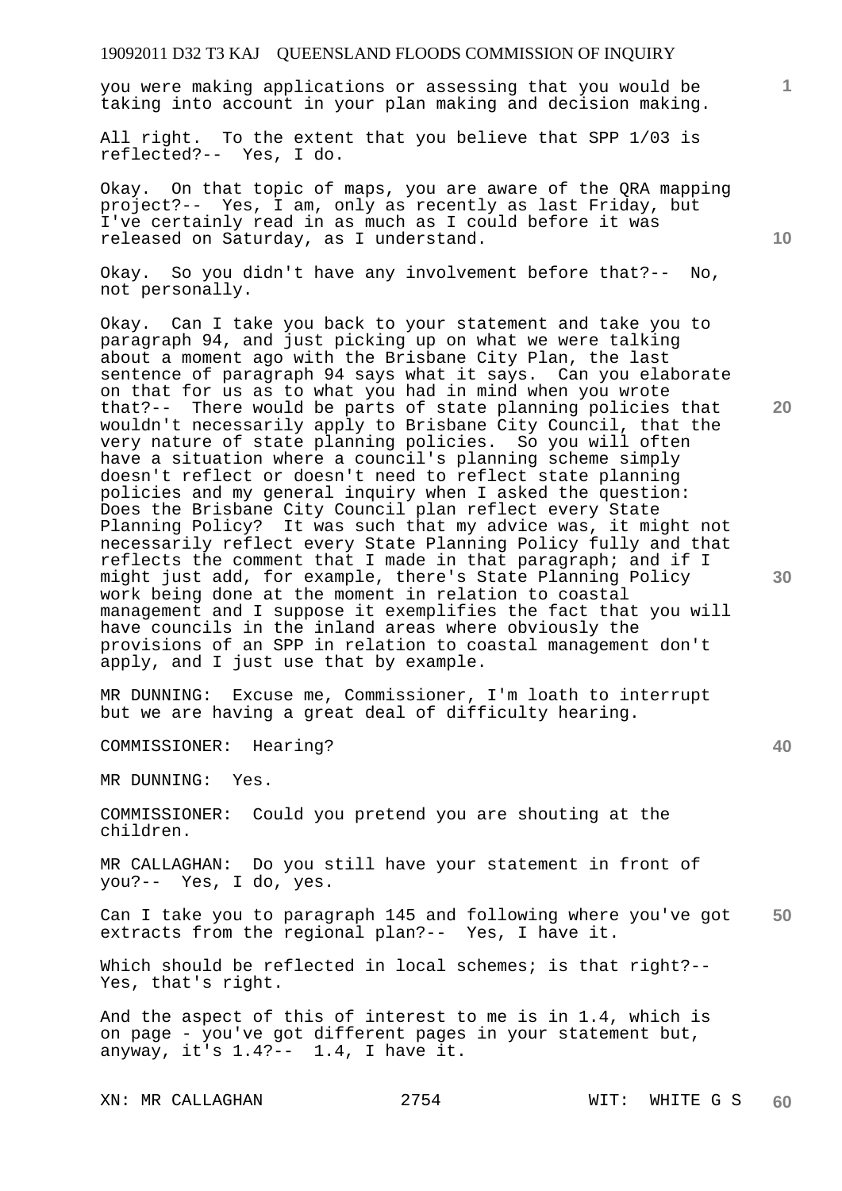you were making applications or assessing that you would be taking into account in your plan making and decision making.

All right. To the extent that you believe that SPP 1/03 is reflected?-- Yes, I do.

Okay. On that topic of maps, you are aware of the QRA mapping project?-- Yes, I am, only as recently as last Friday, but I've certainly read in as much as I could before it was released on Saturday, as I understand.

Okay. So you didn't have any involvement before that?-- No, not personally.

Okay. Can I take you back to your statement and take you to paragraph 94, and just picking up on what we were talking about a moment ago with the Brisbane City Plan, the last sentence of paragraph 94 says what it says. Can you elaborate on that for us as to what you had in mind when you wrote that?-- There would be parts of state planning policies that wouldn't necessarily apply to Brisbane City Council, that the very nature of state planning policies. So you will often have a situation where a council's planning scheme simply doesn't reflect or doesn't need to reflect state planning policies and my general inquiry when I asked the question: Does the Brisbane City Council plan reflect every State Planning Policy? It was such that my advice was, it might not necessarily reflect every State Planning Policy fully and that reflects the comment that I made in that paragraph; and if I might just add, for example, there's State Planning Policy work being done at the moment in relation to coastal management and I suppose it exemplifies the fact that you will have councils in the inland areas where obviously the provisions of an SPP in relation to coastal management don't apply, and I just use that by example.

MR DUNNING: Excuse me, Commissioner, I'm loath to interrupt but we are having a great deal of difficulty hearing.

COMMISSIONER: Hearing?

MR DUNNING: Yes.

COMMISSIONER: Could you pretend you are shouting at the children.

MR CALLAGHAN: Do you still have your statement in front of you?-- Yes, I do, yes.

Can I take you to paragraph 145 and following where you've got extracts from the regional plan?-- Yes, I have it.

Which should be reflected in local schemes; is that right?-- Yes, that's right.

And the aspect of this of interest to me is in 1.4, which is on page - you've got different pages in your statement but, anyway, it's 1.4?-- 1.4, I have it.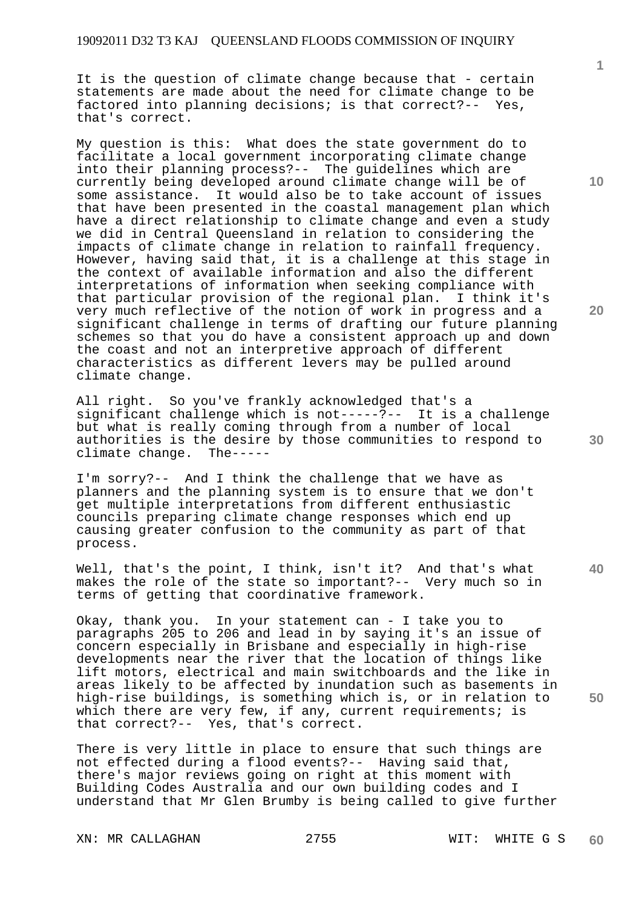It is the question of climate change because that - certain statements are made about the need for climate change to be factored into planning decisions; is that correct?-- Yes, that's correct.

My question is this: What does the state government do to facilitate a local government incorporating climate change into their planning process?-- The guidelines which are currently being developed around climate change will be of some assistance. It would also be to take account of issues that have been presented in the coastal management plan which have a direct relationship to climate change and even a study we did in Central Queensland in relation to considering the impacts of climate change in relation to rainfall frequency. However, having said that, it is a challenge at this stage in the context of available information and also the different interpretations of information when seeking compliance with that particular provision of the regional plan. I think it's very much reflective of the notion of work in progress and a significant challenge in terms of drafting our future planning schemes so that you do have a consistent approach up and down the coast and not an interpretive approach of different characteristics as different levers may be pulled around climate change.

All right. So you've frankly acknowledged that's a significant challenge which is not-----?-- It is a challenge but what is really coming through from a number of local authorities is the desire by those communities to respond to climate change. The-----

I'm sorry?-- And I think the challenge that we have as planners and the planning system is to ensure that we don't get multiple interpretations from different enthusiastic councils preparing climate change responses which end up causing greater confusion to the community as part of that process.

Well, that's the point, I think, isn't it? And that's what makes the role of the state so important?-- Very much so in terms of getting that coordinative framework.

Okay, thank you. In your statement can - I take you to paragraphs 205 to 206 and lead in by saying it's an issue of concern especially in Brisbane and especially in high-rise developments near the river that the location of things like lift motors, electrical and main switchboards and the like in areas likely to be affected by inundation such as basements in high-rise buildings, is something which is, or in relation to which there are very few, if any, current requirements; is that correct?-- Yes, that's correct.

There is very little in place to ensure that such things are not effected during a flood events?-- Having said that, there's major reviews going on right at this moment with Building Codes Australia and our own building codes and I understand that Mr Glen Brumby is being called to give further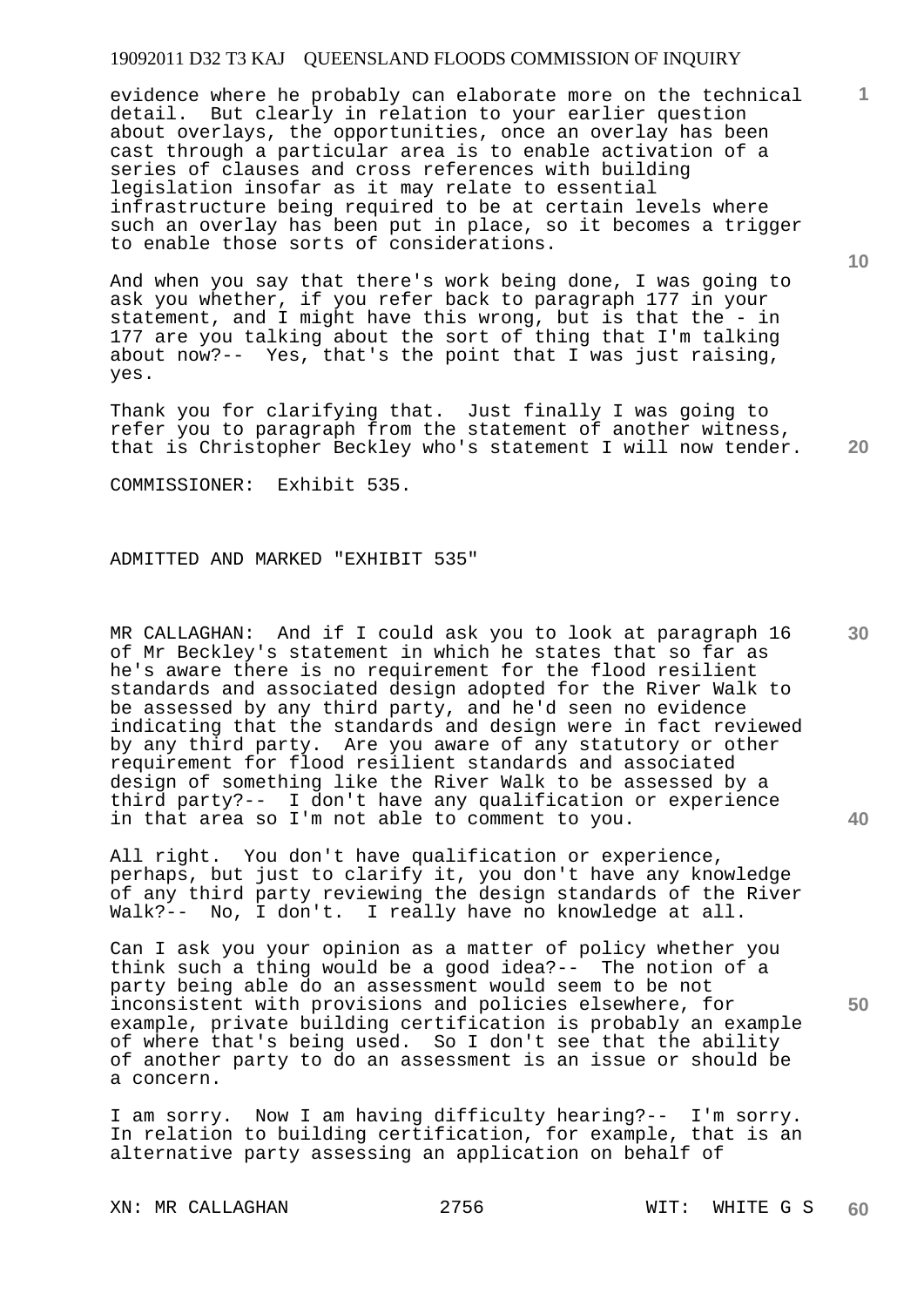evidence where he probably can elaborate more on the technical detail. But clearly in relation to your earlier question about overlays, the opportunities, once an overlay has been cast through a particular area is to enable activation of a series of clauses and cross references with building legislation insofar as it may relate to essential infrastructure being required to be at certain levels where such an overlay has been put in place, so it becomes a trigger to enable those sorts of considerations.

And when you say that there's work being done, I was going to ask you whether, if you refer back to paragraph 177 in your statement, and I might have this wrong, but is that the - in 177 are you talking about the sort of thing that I'm talking about now?-- Yes, that's the point that I was just raising, yes.

Thank you for clarifying that. Just finally I was going to refer you to paragraph from the statement of another witness, that is Christopher Beckley who's statement I will now tender.

COMMISSIONER: Exhibit 535.

ADMITTED AND MARKED "EXHIBIT 535"

MR CALLAGHAN: And if I could ask you to look at paragraph 16 of Mr Beckley's statement in which he states that so far as he's aware there is no requirement for the flood resilient standards and associated design adopted for the River Walk to be assessed by any third party, and he'd seen no evidence indicating that the standards and design were in fact reviewed by any third party. Are you aware of any statutory or other requirement for flood resilient standards and associated design of something like the River Walk to be assessed by a third party?-- I don't have any qualification or experience in that area so I'm not able to comment to you.

All right. You don't have qualification or experience, perhaps, but just to clarify it, you don't have any knowledge of any third party reviewing the design standards of the River Walk?-- No, I don't. I really have no knowledge at all.

Can I ask you your opinion as a matter of policy whether you think such a thing would be a good idea?-- The notion of a party being able do an assessment would seem to be not inconsistent with provisions and policies elsewhere, for example, private building certification is probably an example of where that's being used. So I don't see that the ability of another party to do an assessment is an issue or should be a concern.

I am sorry. Now I am having difficulty hearing?-- I'm sorry. In relation to building certification, for example, that is an alternative party assessing an application on behalf of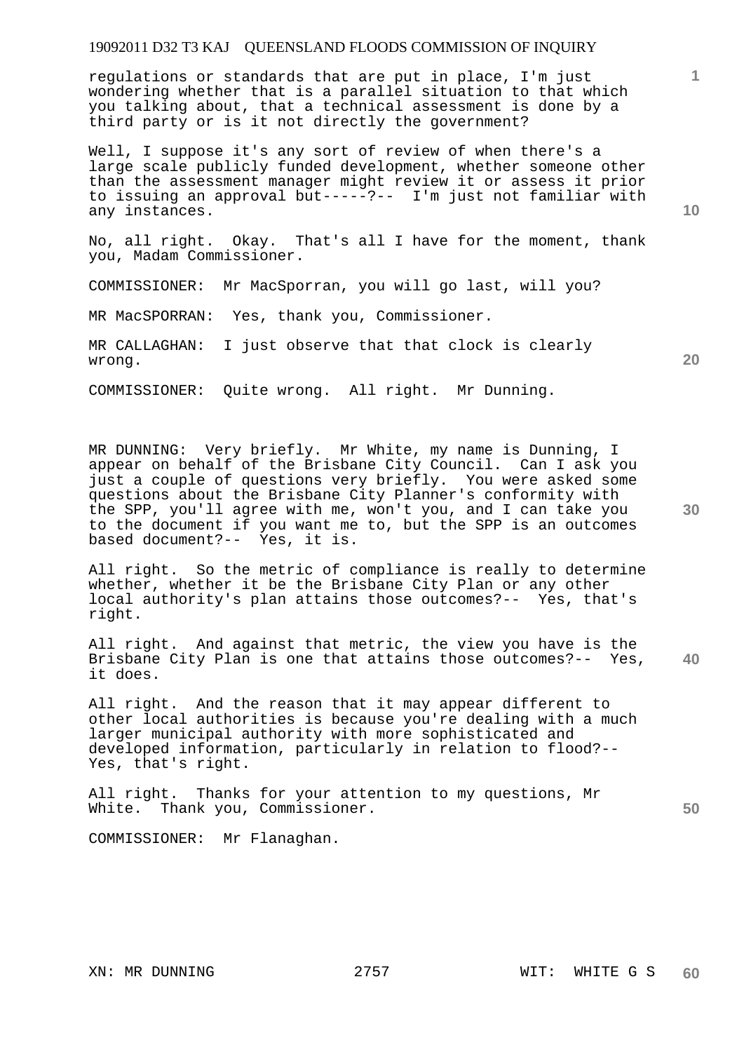regulations or standards that are put in place, I'm just wondering whether that is a parallel situation to that which you talking about, that a technical assessment is done by a third party or is it not directly the government?

Well, I suppose it's any sort of review of when there's a large scale publicly funded development, whether someone other than the assessment manager might review it or assess it prior to issuing an approval but-----?-- I'm just not familiar with any instances.

No, all right. Okay. That's all I have for the moment, thank you, Madam Commissioner.

COMMISSIONER: Mr MacSporran, you will go last, will you?

MR MacSPORRAN: Yes, thank you, Commissioner.

MR CALLAGHAN: I just observe that that clock is clearly wrong.

COMMISSIONER: Quite wrong. All right. Mr Dunning.

MR DUNNING: Very briefly. Mr White, my name is Dunning, I appear on behalf of the Brisbane City Council. Can I ask you just a couple of questions very briefly. You were asked some questions about the Brisbane City Planner's conformity with the SPP, you'll agree with me, won't you, and I can take you to the document if you want me to, but the SPP is an outcomes based document?-- Yes, it is.

All right. So the metric of compliance is really to determine whether, whether it be the Brisbane City Plan or any other local authority's plan attains those outcomes?-- Yes, that's right.

All right. And against that metric, the view you have is the Brisbane City Plan is one that attains those outcomes?-- Yes, it does.

All right. And the reason that it may appear different to other local authorities is because you're dealing with a much larger municipal authority with more sophisticated and developed information, particularly in relation to flood?-- Yes, that's right.

All right. Thanks for your attention to my questions, Mr White. Thank you, Commissioner.

COMMISSIONER: Mr Flanaghan.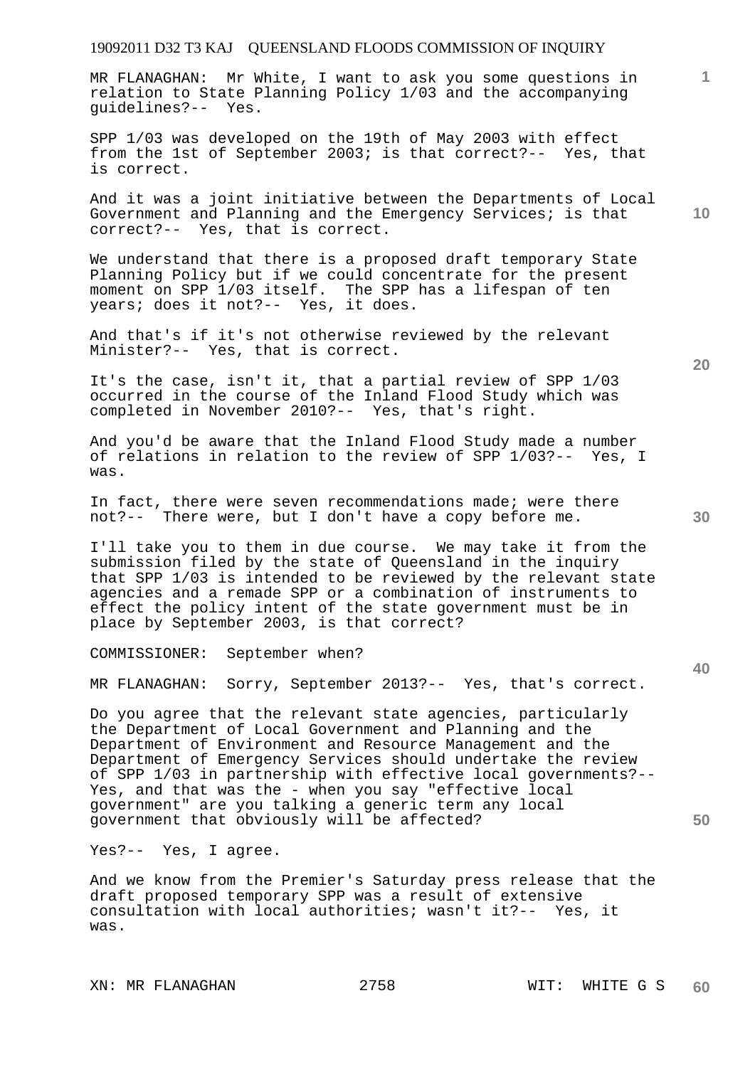MR FLANAGHAN: Mr White, I want to ask you some questions in relation to State Planning Policy 1/03 and the accompanying guidelines?-- Yes.

SPP 1/03 was developed on the 19th of May 2003 with effect from the 1st of September 2003; is that correct?-- Yes, that is correct.

And it was a joint initiative between the Departments of Local Government and Planning and the Emergency Services; is that correct?-- Yes, that is correct.

We understand that there is a proposed draft temporary State Planning Policy but if we could concentrate for the present moment on SPP 1/03 itself. The SPP has a lifespan of ten years; does it not?-- Yes, it does.

And that's if it's not otherwise reviewed by the relevant Minister?-- Yes, that is correct.

It's the case, isn't it, that a partial review of SPP 1/03 occurred in the course of the Inland Flood Study which was completed in November 2010?-- Yes, that's right.

And you'd be aware that the Inland Flood Study made a number of relations in relation to the review of SPP 1/03?-- Yes, I was.

In fact, there were seven recommendations made; were there not?-- There were, but I don't have a copy before me.

I'll take you to them in due course. We may take it from the submission filed by the state of Queensland in the inquiry that SPP 1/03 is intended to be reviewed by the relevant state agencies and a remade SPP or a combination of instruments to effect the policy intent of the state government must be in place by September 2003, is that correct?

COMMISSIONER: September when?

MR FLANAGHAN: Sorry, September 2013?-- Yes, that's correct.

Do you agree that the relevant state agencies, particularly the Department of Local Government and Planning and the Department of Environment and Resource Management and the Department of Emergency Services should undertake the review of SPP 1/03 in partnership with effective local governments?-- Yes, and that was the - when you say "effective local government" are you talking a generic term any local government that obviously will be affected?

Yes?-- Yes, I agree.

And we know from the Premier's Saturday press release that the draft proposed temporary SPP was a result of extensive consultation with local authorities; wasn't it?-- Yes, it was.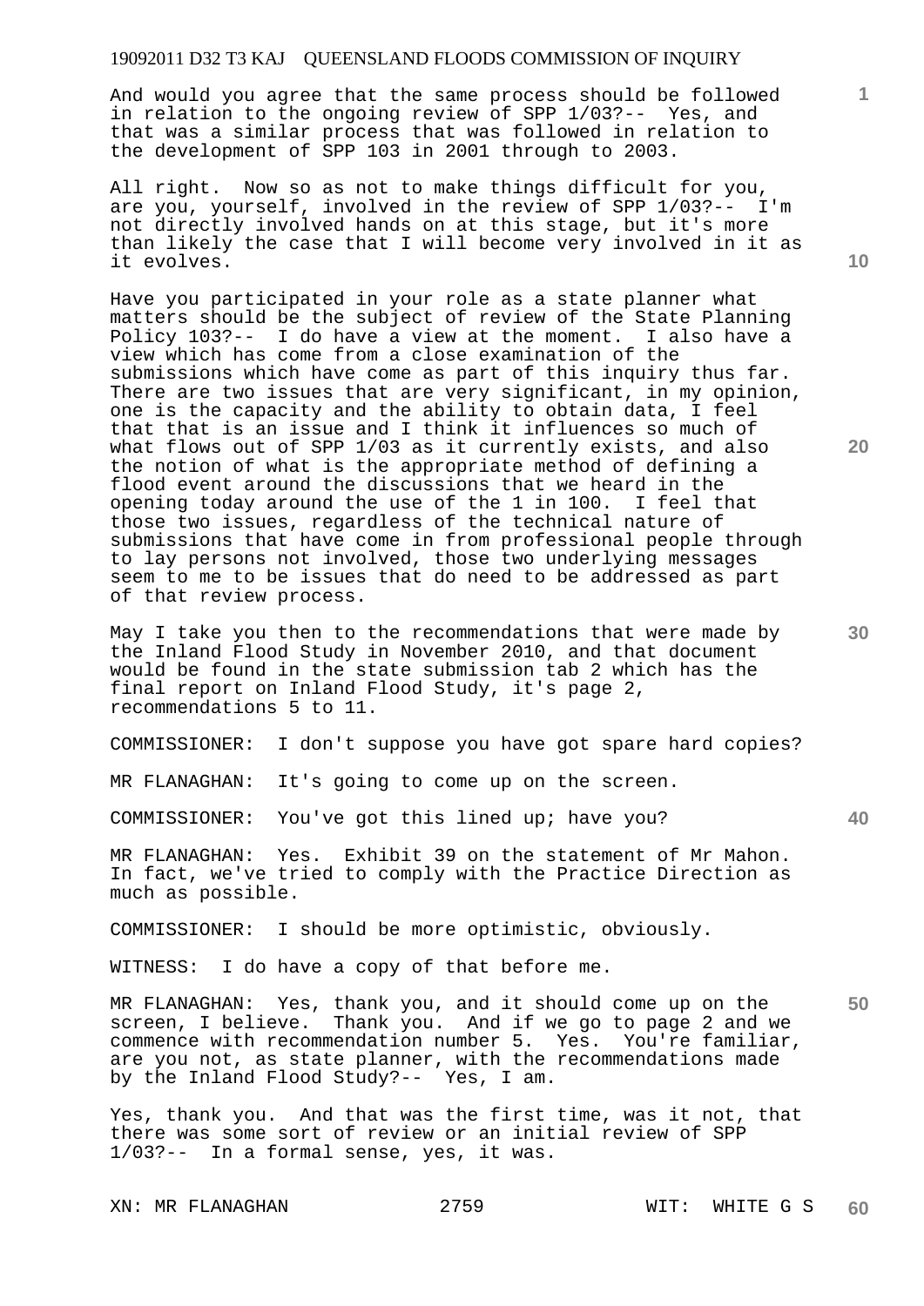And would you agree that the same process should be followed in relation to the ongoing review of SPP 1/03?-- Yes, and that was a similar process that was followed in relation to the development of SPP 103 in 2001 through to 2003.

All right. Now so as not to make things difficult for you, are you, yourself, involved in the review of SPP 1/03?-- I'm not directly involved hands on at this stage, but it's more than likely the case that I will become very involved in it as it evolves.

Have you participated in your role as a state planner what matters should be the subject of review of the State Planning Policy 103?-- I do have a view at the moment. I also have a view which has come from a close examination of the submissions which have come as part of this inquiry thus far. There are two issues that are very significant, in my opinion, one is the capacity and the ability to obtain data, I feel that that is an issue and I think it influences so much of what flows out of SPP 1/03 as it currently exists, and also the notion of what is the appropriate method of defining a flood event around the discussions that we heard in the opening today around the use of the 1 in 100. I feel that those two issues, regardless of the technical nature of submissions that have come in from professional people through to lay persons not involved, those two underlying messages seem to me to be issues that do need to be addressed as part of that review process.

May I take you then to the recommendations that were made by the Inland Flood Study in November 2010, and that document would be found in the state submission tab 2 which has the final report on Inland Flood Study, it's page 2, recommendations 5 to 11.

COMMISSIONER: I don't suppose you have got spare hard copies?

MR FLANAGHAN: It's going to come up on the screen.

COMMISSIONER: You've got this lined up; have you?

MR FLANAGHAN: Yes. Exhibit 39 on the statement of Mr Mahon. In fact, we've tried to comply with the Practice Direction as much as possible.

COMMISSIONER: I should be more optimistic, obviously.

WITNESS: I do have a copy of that before me.

MR FLANAGHAN: Yes, thank you, and it should come up on the screen, I believe. Thank you. And if we go to page 2 and we commence with recommendation number 5. Yes. You're familiar, are you not, as state planner, with the recommendations made by the Inland Flood Study?-- Yes, I am.

Yes, thank you. And that was the first time, was it not, that there was some sort of review or an initial review of SPP 1/03?-- In a formal sense, yes, it was.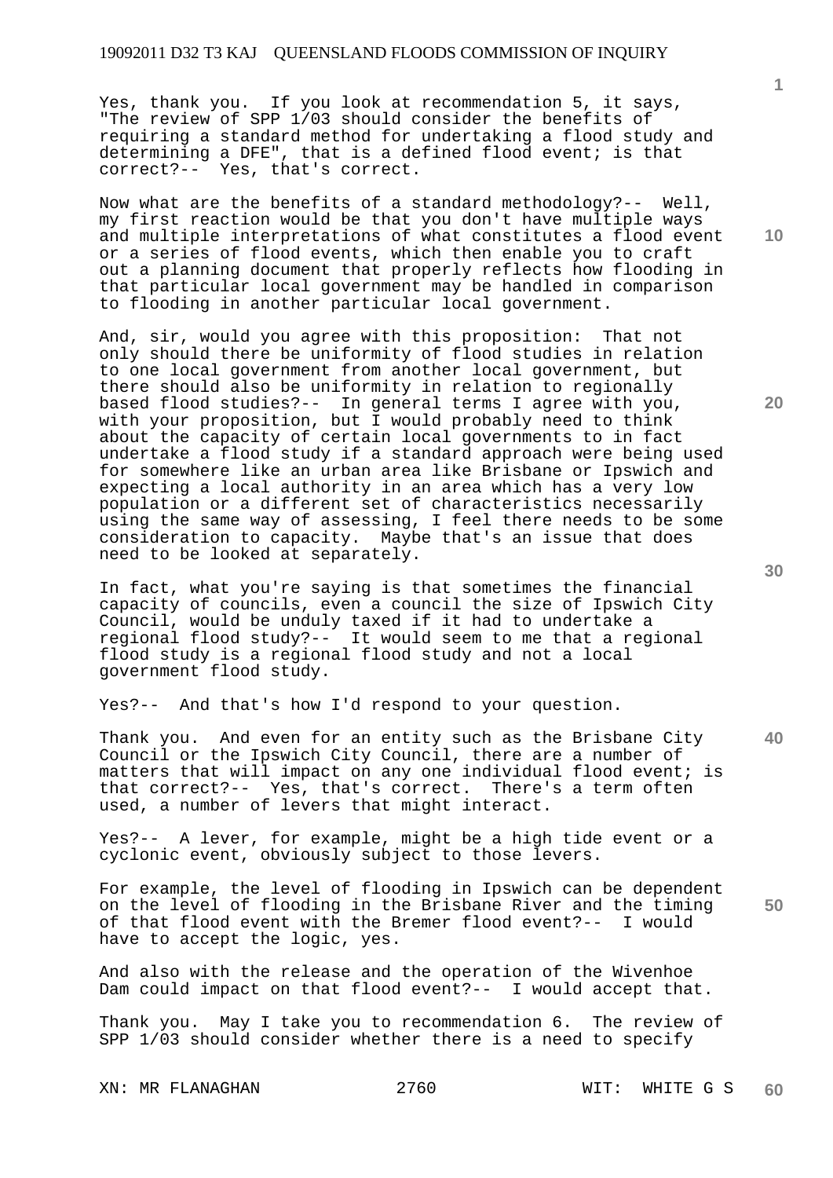Yes, thank you. If you look at recommendation 5, it says, "The review of SPP 1/03 should consider the benefits of requiring a standard method for undertaking a flood study and determining a DFE", that is a defined flood event; is that correct?-- Yes, that's correct.

Now what are the benefits of a standard methodology?-- Well, my first reaction would be that you don't have multiple ways and multiple interpretations of what constitutes a flood event or a series of flood events, which then enable you to craft out a planning document that properly reflects how flooding in that particular local government may be handled in comparison to flooding in another particular local government.

And, sir, would you agree with this proposition: That not only should there be uniformity of flood studies in relation to one local government from another local government, but there should also be uniformity in relation to regionally based flood studies?-- In general terms I agree with you, with your proposition, but I would probably need to think about the capacity of certain local governments to in fact undertake a flood study if a standard approach were being used for somewhere like an urban area like Brisbane or Ipswich and expecting a local authority in an area which has a very low population or a different set of characteristics necessarily using the same way of assessing, I feel there needs to be some consideration to capacity. Maybe that's an issue that does need to be looked at separately.

In fact, what you're saying is that sometimes the financial capacity of councils, even a council the size of Ipswich City Council, would be unduly taxed if it had to undertake a regional flood study?-- It would seem to me that a regional flood study is a regional flood study and not a local government flood study.

Yes?-- And that's how I'd respond to your question.

Thank you. And even for an entity such as the Brisbane City Council or the Ipswich City Council, there are a number of matters that will impact on any one individual flood event; is that correct?-- Yes, that's correct. There's a term often used, a number of levers that might interact.

Yes?-- A lever, for example, might be a high tide event or a cyclonic event, obviously subject to those levers.

For example, the level of flooding in Ipswich can be dependent on the level of flooding in the Brisbane River and the timing of that flood event with the Bremer flood event?-- I would have to accept the logic, yes.

And also with the release and the operation of the Wivenhoe Dam could impact on that flood event?-- I would accept that.

Thank you. May I take you to recommendation 6. The review of SPP 1/03 should consider whether there is a need to specify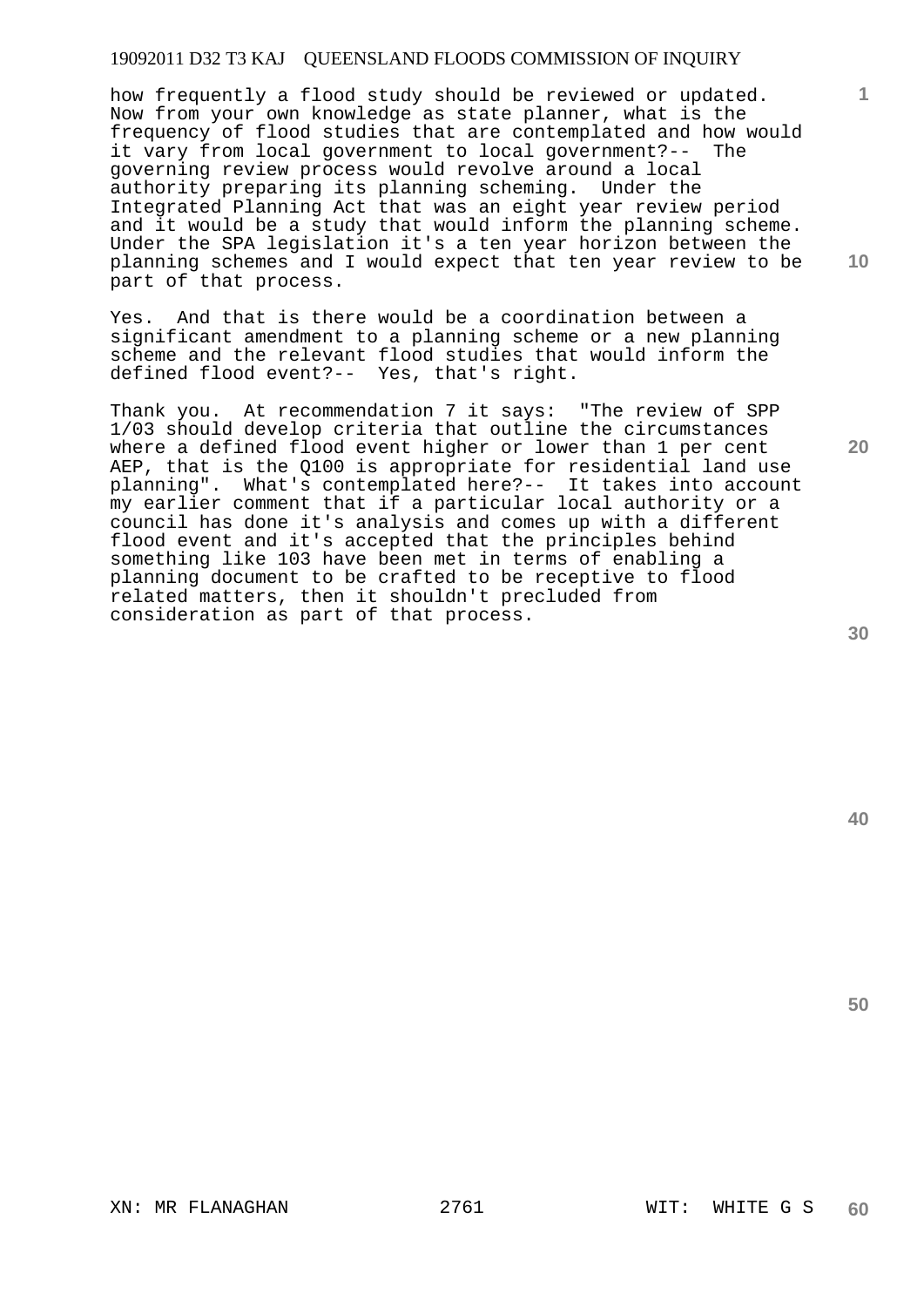how frequently a flood study should be reviewed or updated. Now from your own knowledge as state planner, what is the frequency of flood studies that are contemplated and how would it vary from local government to local government?-- The governing review process would revolve around a local authority preparing its planning scheming. Under the Integrated Planning Act that was an eight year review period and it would be a study that would inform the planning scheme. Under the SPA legislation it's a ten year horizon between the planning schemes and I would expect that ten year review to be part of that process.

Yes. And that is there would be a coordination between a significant amendment to a planning scheme or a new planning scheme and the relevant flood studies that would inform the defined flood event?-- Yes, that's right.

Thank you. At recommendation 7 it says: "The review of SPP 1/03 should develop criteria that outline the circumstances where a defined flood event higher or lower than 1 per cent AEP, that is the Q100 is appropriate for residential land use planning". What's contemplated here?-- It takes into account my earlier comment that if a particular local authority or a council has done it's analysis and comes up with a different flood event and it's accepted that the principles behind something like 103 have been met in terms of enabling a planning document to be crafted to be receptive to flood related matters, then it shouldn't precluded from consideration as part of that process.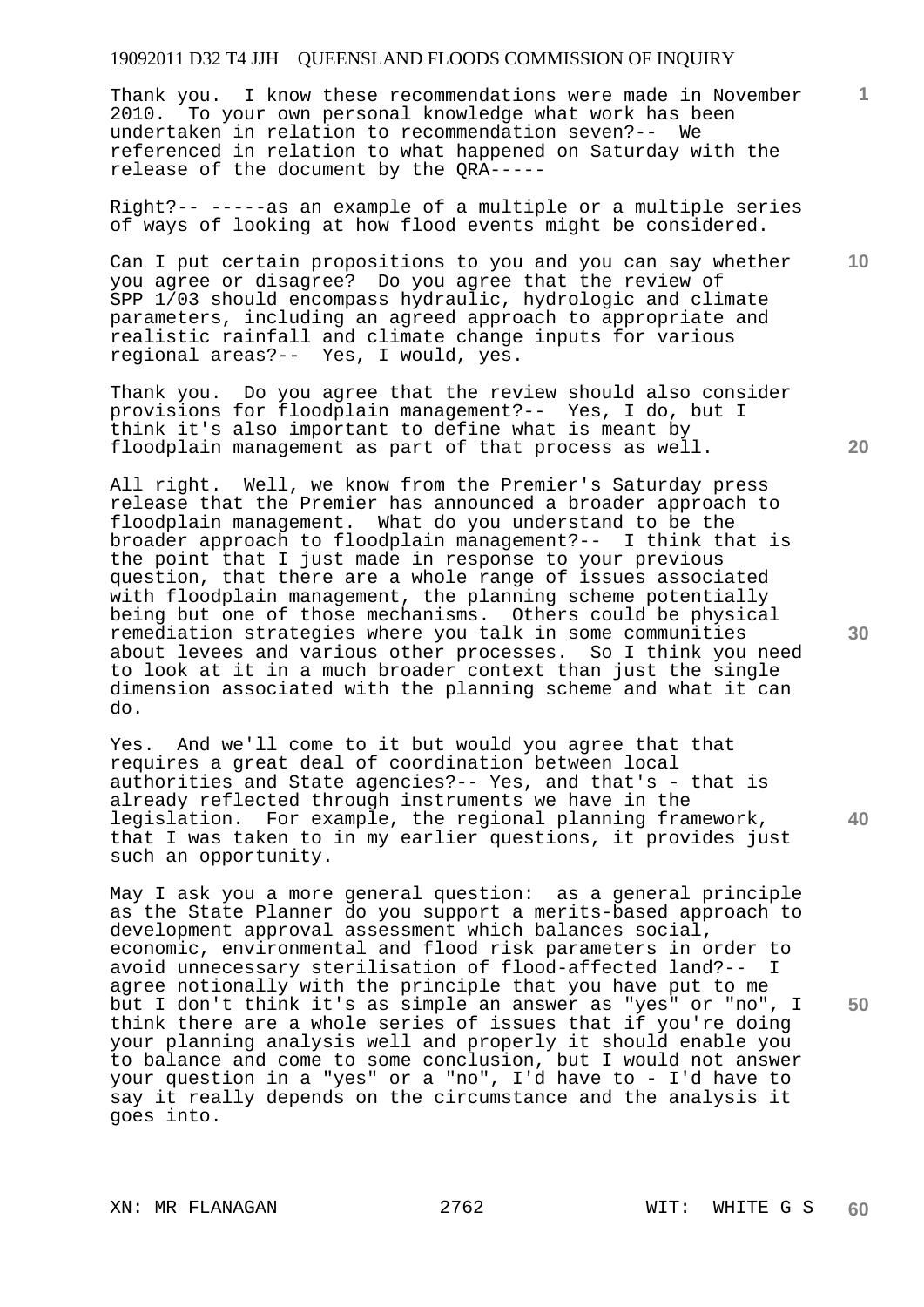Thank you. I know these recommendations were made in November 2010. To your own personal knowledge what work has been undertaken in relation to recommendation seven?-- We referenced in relation to what happened on Saturday with the release of the document by the QRA-----

Right?-- -----as an example of a multiple or a multiple series of ways of looking at how flood events might be considered.

Can I put certain propositions to you and you can say whether you agree or disagree? Do you agree that the review of SPP 1/03 should encompass hydraulic, hydrologic and climate parameters, including an agreed approach to appropriate and realistic rainfall and climate change inputs for various regional areas?-- Yes, I would, yes.

Thank you. Do you agree that the review should also consider provisions for floodplain management?-- Yes, I do, but I think it's also important to define what is meant by floodplain management as part of that process as well.

All right. Well, we know from the Premier's Saturday press release that the Premier has announced a broader approach to floodplain management. What do you understand to be the broader approach to floodplain management?-- I think that is the point that I just made in response to your previous question, that there are a whole range of issues associated with floodplain management, the planning scheme potentially being but one of those mechanisms. Others could be physical remediation strategies where you talk in some communities about levees and various other processes. So I think you need to look at it in a much broader context than just the single dimension associated with the planning scheme and what it can do.

Yes. And we'll come to it but would you agree that that requires a great deal of coordination between local authorities and State agencies?-- Yes, and that's - that is already reflected through instruments we have in the legislation. For example, the regional planning framework, that I was taken to in my earlier questions, it provides just such an opportunity.

May I ask you a more general question: as a general principle as the State Planner do you support a merits-based approach to development approval assessment which balances social, economic, environmental and flood risk parameters in order to avoid unnecessary sterilisation of flood-affected land?-- I agree notionally with the principle that you have put to me but I don't think it's as simple an answer as "yes" or "no", I think there are a whole series of issues that if you're doing your planning analysis well and properly it should enable you to balance and come to some conclusion, but I would not answer your question in a "yes" or a "no", I'd have to - I'd have to say it really depends on the circumstance and the analysis it goes into.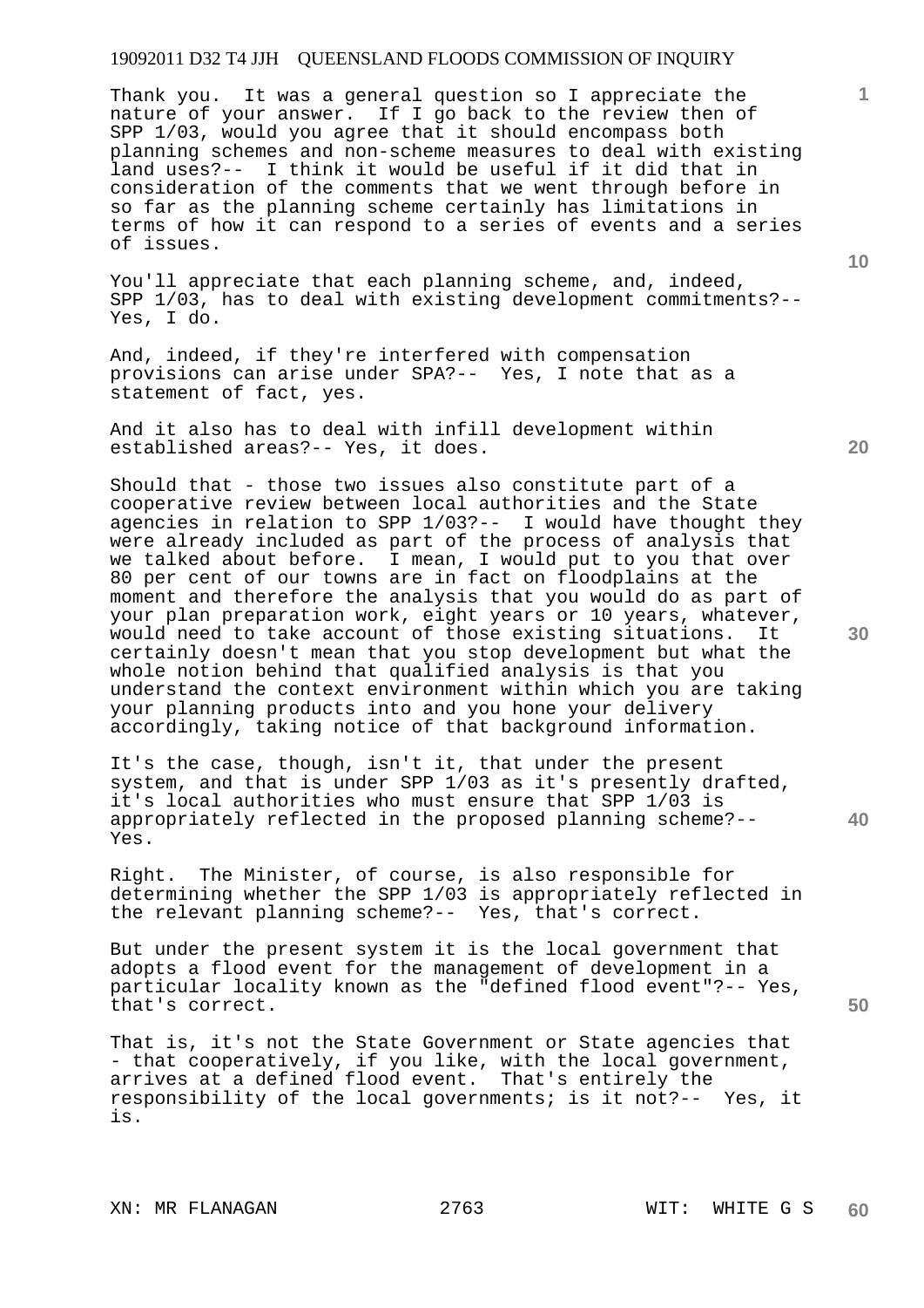Thank you. It was a general question so I appreciate the nature of your answer. If I go back to the review then of SPP 1/03, would you agree that it should encompass both planning schemes and non-scheme measures to deal with existing land uses?-- I think it would be useful if it did that in consideration of the comments that we went through before in so far as the planning scheme certainly has limitations in terms of how it can respond to a series of events and a series of issues.

You'll appreciate that each planning scheme, and, indeed, SPP 1/03, has to deal with existing development commitments?-- Yes, I do.

And, indeed, if they're interfered with compensation provisions can arise under SPA?-- Yes, I note that as a statement of fact, yes.

And it also has to deal with infill development within established areas?-- Yes, it does.

Should that - those two issues also constitute part of a cooperative review between local authorities and the State agencies in relation to SPP 1/03?-- I would have thought they were already included as part of the process of analysis that we talked about before. I mean, I would put to you that over 80 per cent of our towns are in fact on floodplains at the moment and therefore the analysis that you would do as part of your plan preparation work, eight years or 10 years, whatever, would need to take account of those existing situations. It certainly doesn't mean that you stop development but what the whole notion behind that qualified analysis is that you understand the context environment within which you are taking your planning products into and you hone your delivery accordingly, taking notice of that background information.

It's the case, though, isn't it, that under the present system, and that is under SPP 1/03 as it's presently drafted, it's local authorities who must ensure that SPP 1/03 is appropriately reflected in the proposed planning scheme?-- Yes.

Right. The Minister, of course, is also responsible for determining whether the SPP 1/03 is appropriately reflected in the relevant planning scheme?-- Yes, that's correct.

But under the present system it is the local government that adopts a flood event for the management of development in a particular locality known as the "defined flood event"?-- Yes, that's correct.

That is, it's not the State Government or State agencies that - that cooperatively, if you like, with the local government, arrives at a defined flood event. That's entirely the responsibility of the local governments; is it not?-- Yes, it is.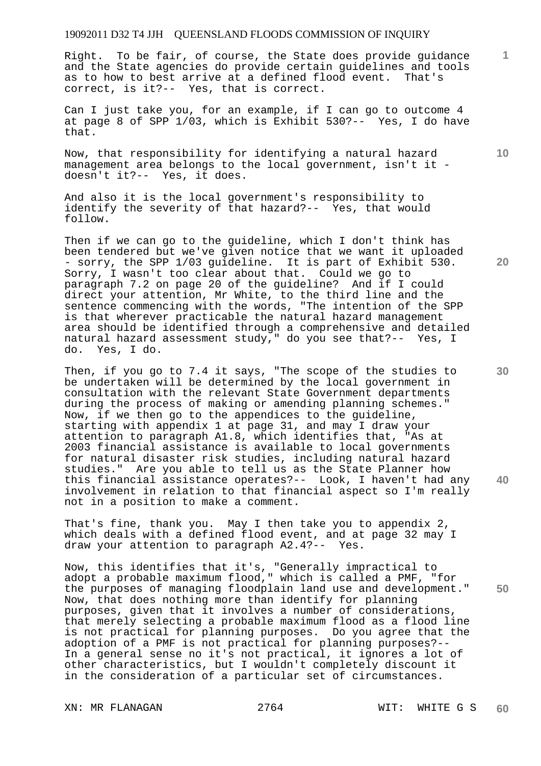Right. To be fair, of course, the State does provide guidance and the State agencies do provide certain guidelines and tools as to how to best arrive at a defined flood event. That's correct, is it?-- Yes, that is correct.

Can I just take you, for an example, if I can go to outcome 4 at page 8 of SPP 1/03, which is Exhibit 530?-- Yes, I do have that.

Now, that responsibility for identifying a natural hazard management area belongs to the local government, isn't it - doesn't it?-- Yes, it does.

And also it is the local government's responsibility to identify the severity of that hazard?-- Yes, that would follow.

Then if we can go to the guideline, which I don't think has been tendered but we've given notice that we want it uploaded - sorry, the SPP 1/03 guideline. It is part of Exhibit 530. Sorry, I wasn't too clear about that. Could we go to paragraph 7.2 on page 20 of the guideline? And if I could direct your attention, Mr White, to the third line and the sentence commencing with the words, "The intention of the SPP is that wherever practicable the natural hazard management area should be identified through a comprehensive and detailed natural hazard assessment study," do you see that?-- Yes, I do. Yes, I do.

Then, if you go to 7.4 it says, "The scope of the studies to be undertaken will be determined by the local government in consultation with the relevant State Government departments during the process of making or amending planning schemes." Now, if we then go to the appendices to the guideline, starting with appendix 1 at page 31, and may I draw your attention to paragraph A1.8, which identifies that, "As at 2003 financial assistance is available to local governments for natural disaster risk studies, including natural hazard studies." Are you able to tell us as the State Planner how this financial assistance operates?-- Look, I haven't had any involvement in relation to that financial aspect so I'm really not in a position to make a comment.

That's fine, thank you. May I then take you to appendix 2, which deals with a defined flood event, and at page 32 may I draw your attention to paragraph A2.4?-- Yes.

Now, this identifies that it's, "Generally impractical to adopt a probable maximum flood," which is called a PMF, "for the purposes of managing floodplain land use and development." Now, that does nothing more than identify for planning purposes, given that it involves a number of considerations, that merely selecting a probable maximum flood as a flood line is not practical for planning purposes. Do you agree that the adoption of a PMF is not practical for planning purposes?-- In a general sense no it's not practical, it ignores a lot of other characteristics, but I wouldn't completely discount it in the consideration of a particular set of circumstances.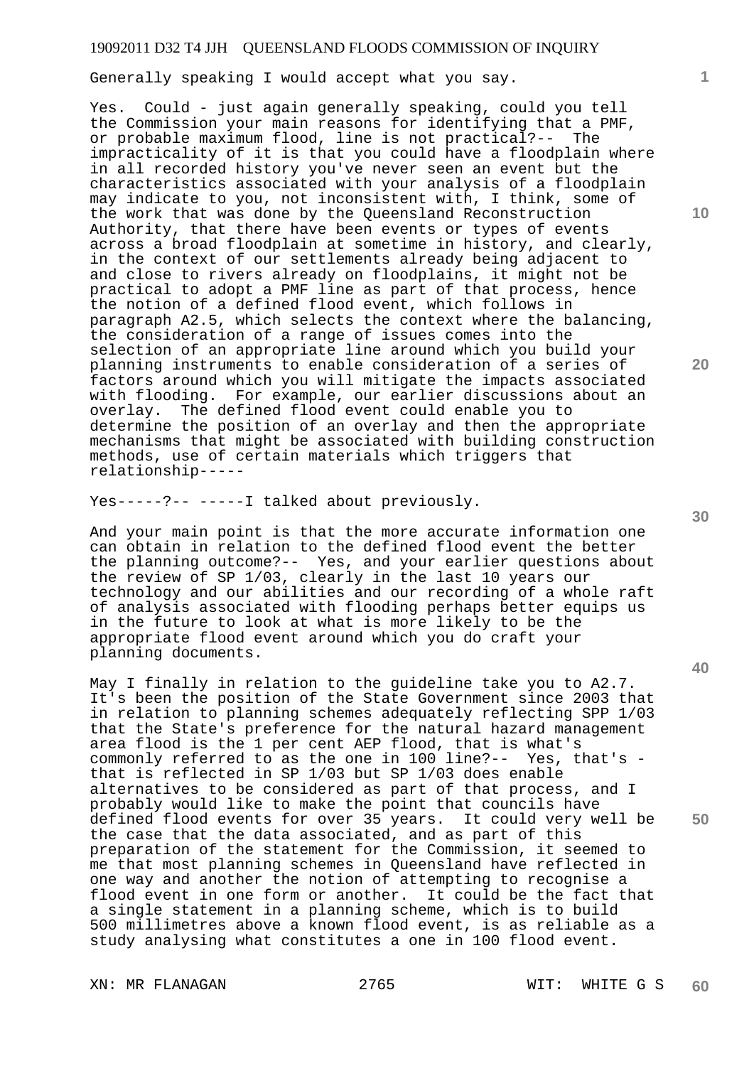Generally speaking I would accept what you say.

Yes. Could - just again generally speaking, could you tell the Commission your main reasons for identifying that a PMF, or probable maximum flood, line is not practical?-- The impracticality of it is that you could have a floodplain where in all recorded history you've never seen an event but the characteristics associated with your analysis of a floodplain may indicate to you, not inconsistent with, I think, some of the work that was done by the Queensland Reconstruction Authority, that there have been events or types of events across a broad floodplain at sometime in history, and clearly, in the context of our settlements already being adjacent to and close to rivers already on floodplains, it might not be practical to adopt a PMF line as part of that process, hence the notion of a defined flood event, which follows in paragraph A2.5, which selects the context where the balancing, the consideration of a range of issues comes into the selection of an appropriate line around which you build your planning instruments to enable consideration of a series of factors around which you will mitigate the impacts associated with flooding. For example, our earlier discussions about an overlay. The defined flood event could enable you to determine the position of an overlay and then the appropriate mechanisms that might be associated with building construction methods, use of certain materials which triggers that relationship-----

Yes-----?-- -----I talked about previously.

And your main point is that the more accurate information one can obtain in relation to the defined flood event the better the planning outcome?-- Yes, and your earlier questions about the review of SP 1/03, clearly in the last 10 years our technology and our abilities and our recording of a whole raft of analysis associated with flooding perhaps better equips us in the future to look at what is more likely to be the appropriate flood event around which you do craft your planning documents.

May I finally in relation to the guideline take you to A2.7. It's been the position of the State Government since 2003 that in relation to planning schemes adequately reflecting SPP 1/03 that the State's preference for the natural hazard management area flood is the 1 per cent AEP flood, that is what's commonly referred to as the one in 100 line?-- Yes, that's - that is reflected in SP 1/03 but SP 1/03 does enable alternatives to be considered as part of that process, and I probably would like to make the point that councils have defined flood events for over 35 years. It could very well be the case that the data associated, and as part of this preparation of the statement for the Commission, it seemed to me that most planning schemes in Queensland have reflected in one way and another the notion of attempting to recognise a flood event in one form or another. It could be the fact that a single statement in a planning scheme, which is to build 500 millimetres above a known flood event, is as reliable as a study analysing what constitutes a one in 100 flood event.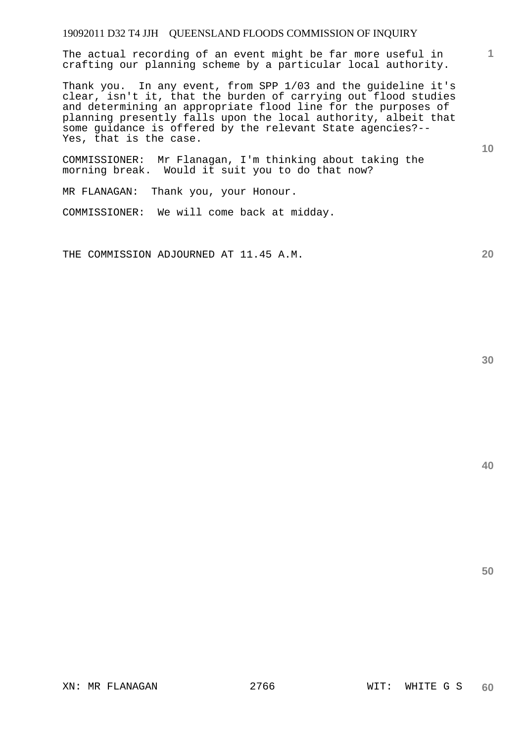The actual recording of an event might be far more useful in crafting our planning scheme by a particular local authority.

Thank you. In any event, from SPP 1/03 and the guideline it's clear, isn't it, that the burden of carrying out flood studies and determining an appropriate flood line for the purposes of planning presently falls upon the local authority, albeit that some guidance is offered by the relevant State agencies?-- Yes, that is the case.

COMMISSIONER: Mr Flanagan, I'm thinking about taking the morning break. Would it suit you to do that now?

MR FLANAGAN: Thank you, your Honour.

COMMISSIONER: We will come back at midday.

THE COMMISSION ADJOURNED AT 11.45 A.M.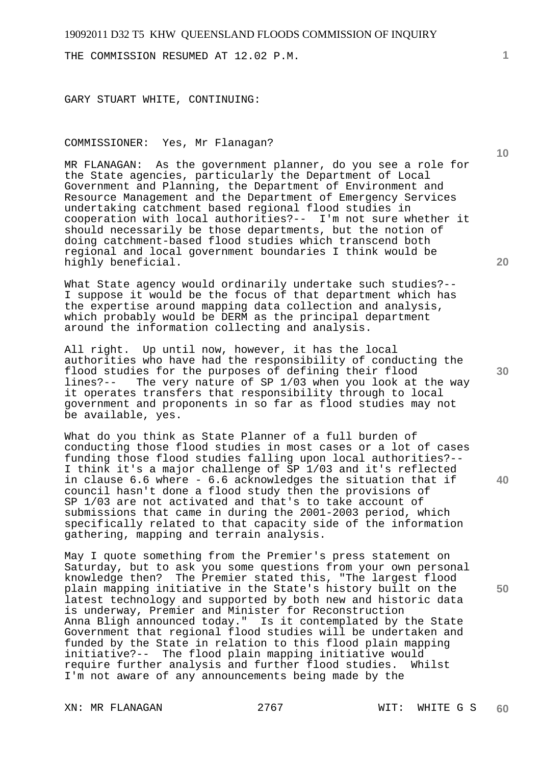THE COMMISSION RESUMED AT 12.02 P.M.

GARY STUART WHITE, CONTINUING:

COMMISSIONER: Yes, Mr Flanagan?

MR FLANAGAN: As the government planner, do you see a role for the State agencies, particularly the Department of Local Government and Planning, the Department of Environment and Resource Management and the Department of Emergency Services undertaking catchment based regional flood studies in cooperation with local authorities?-- I'm not sure whether it should necessarily be those departments, but the notion of doing catchment-based flood studies which transcend both regional and local government boundaries I think would be highly beneficial.

What State agency would ordinarily undertake such studies?-- I suppose it would be the focus of that department which has the expertise around mapping data collection and analysis, which probably would be DERM as the principal department around the information collecting and analysis.

All right. Up until now, however, it has the local authorities who have had the responsibility of conducting the flood studies for the purposes of defining their flood lines?-- The very nature of SP 1/03 when you look at the way it operates transfers that responsibility through to local government and proponents in so far as flood studies may not be available, yes.

What do you think as State Planner of a full burden of conducting those flood studies in most cases or a lot of cases funding those flood studies falling upon local authorities?-- I think it's a major challenge of SP 1/03 and it's reflected in clause 6.6 where - 6.6 acknowledges the situation that if council hasn't done a flood study then the provisions of SP 1/03 are not activated and that's to take account of submissions that came in during the 2001-2003 period, which specifically related to that capacity side of the information gathering, mapping and terrain analysis.

May I quote something from the Premier's press statement on Saturday, but to ask you some questions from your own personal knowledge then? The Premier stated this, "The largest flood plain mapping initiative in the State's history built on the latest technology and supported by both new and historic data is underway, Premier and Minister for Reconstruction Anna Bligh announced today." Is it contemplated by the State Government that regional flood studies will be undertaken and funded by the State in relation to this flood plain mapping initiative?-- The flood plain mapping initiative would require further analysis and further flood studies. Whilst I'm not aware of any announcements being made by the

XN: MR FLANAGAN WIT: WHITE G S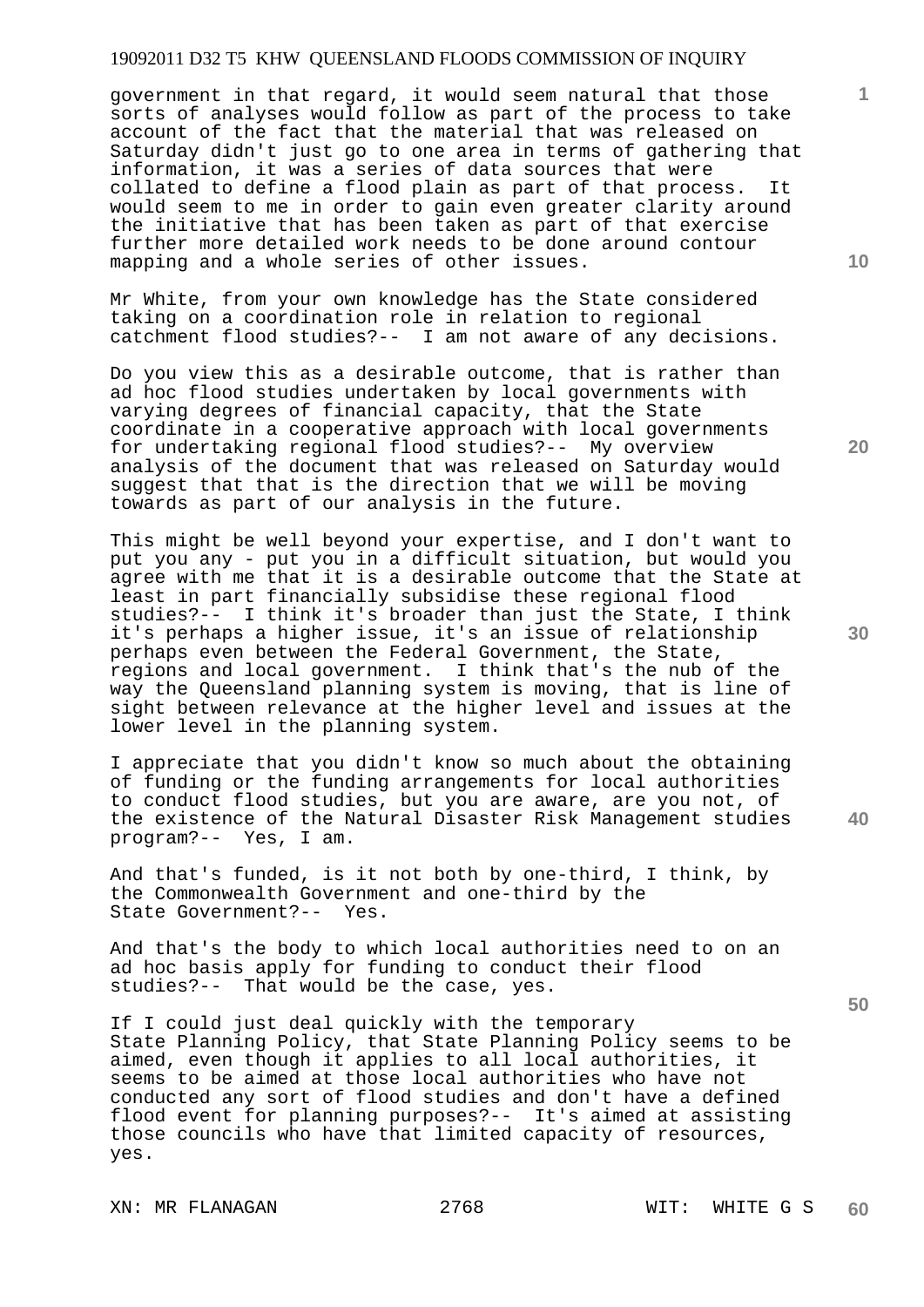government in that regard, it would seem natural that those sorts of analyses would follow as part of the process to take account of the fact that the material that was released on Saturday didn't just go to one area in terms of gathering that information, it was a series of data sources that were collated to define a flood plain as part of that process. It would seem to me in order to gain even greater clarity around the initiative that has been taken as part of that exercise further more detailed work needs to be done around contour mapping and a whole series of other issues.

Mr White, from your own knowledge has the State considered taking on a coordination role in relation to regional catchment flood studies?-- I am not aware of any decisions.

Do you view this as a desirable outcome, that is rather than ad hoc flood studies undertaken by local governments with varying degrees of financial capacity, that the State coordinate in a cooperative approach with local governments for undertaking regional flood studies?-- My overview analysis of the document that was released on Saturday would suggest that that is the direction that we will be moving towards as part of our analysis in the future.

This might be well beyond your expertise, and I don't want to put you any - put you in a difficult situation, but would you agree with me that it is a desirable outcome that the State at least in part financially subsidise these regional flood studies?-- I think it's broader than just the State, I think it's perhaps a higher issue, it's an issue of relationship perhaps even between the Federal Government, the State, regions and local government. I think that's the nub of the way the Queensland planning system is moving, that is line of sight between relevance at the higher level and issues at the lower level in the planning system.

I appreciate that you didn't know so much about the obtaining of funding or the funding arrangements for local authorities to conduct flood studies, but you are aware, are you not, of the existence of the Natural Disaster Risk Management studies program?-- Yes, I am.

And that's funded, is it not both by one-third, I think, by the Commonwealth Government and one-third by the State Government?-- Yes.

And that's the body to which local authorities need to on an ad hoc basis apply for funding to conduct their flood studies?-- That would be the case, yes.

If I could just deal quickly with the temporary State Planning Policy, that State Planning Policy seems to be aimed, even though it applies to all local authorities, it seems to be aimed at those local authorities who have not conducted any sort of flood studies and don't have a defined flood event for planning purposes?-- It's aimed at assisting those councils who have that limited capacity of resources, yes.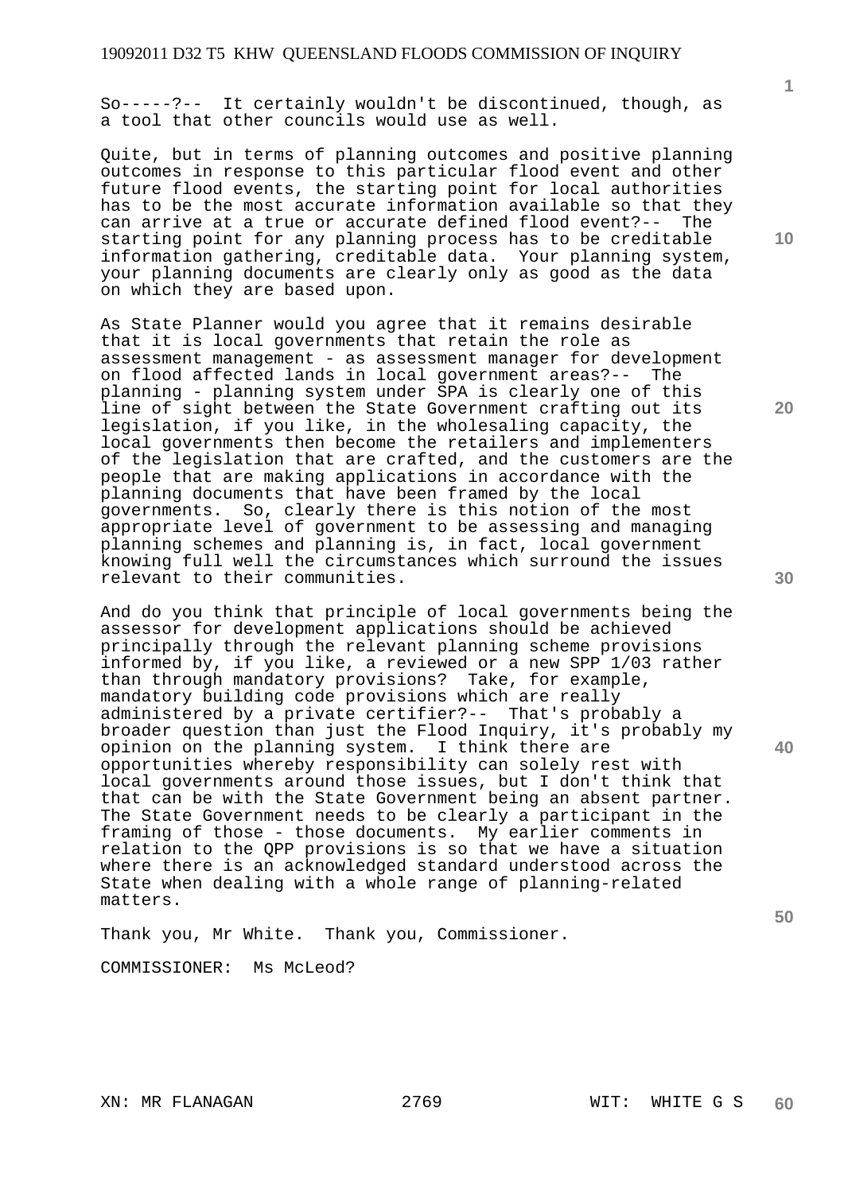So-----?-- It certainly wouldn't be discontinued, though, as a tool that other councils would use as well.

Quite, but in terms of planning outcomes and positive planning outcomes in response to this particular flood event and other future flood events, the starting point for local authorities has to be the most accurate information available so that they can arrive at a true or accurate defined flood event?-- The starting point for any planning process has to be creditable information gathering, creditable data. Your planning system, your planning documents are clearly only as good as the data on which they are based upon.

As State Planner would you agree that it remains desirable that it is local governments that retain the role as assessment management - as assessment manager for development on flood affected lands in local government areas?-- The planning - planning system under SPA is clearly one of this line of sight between the State Government crafting out its legislation, if you like, in the wholesaling capacity, the local governments then become the retailers and implementers of the legislation that are crafted, and the customers are the people that are making applications in accordance with the planning documents that have been framed by the local governments. So, clearly there is this notion of the most appropriate level of government to be assessing and managing planning schemes and planning is, in fact, local government knowing full well the circumstances which surround the issues relevant to their communities.

And do you think that principle of local governments being the assessor for development applications should be achieved principally through the relevant planning scheme provisions informed by, if you like, a reviewed or a new SPP 1/03 rather than through mandatory provisions? Take, for example, mandatory building code provisions which are really administered by a private certifier?-- That's probably a broader question than just the Flood Inquiry, it's probably my opinion on the planning system. I think there are opportunities whereby responsibility can solely rest with local governments around those issues, but I don't think that that can be with the State Government being an absent partner. The State Government needs to be clearly a participant in the framing of those - those documents. My earlier comments in relation to the QPP provisions is so that we have a situation where there is an acknowledged standard understood across the State when dealing with a whole range of planning-related matters.

Thank you, Mr White. Thank you, Commissioner.

COMMISSIONER: Ms McLeod?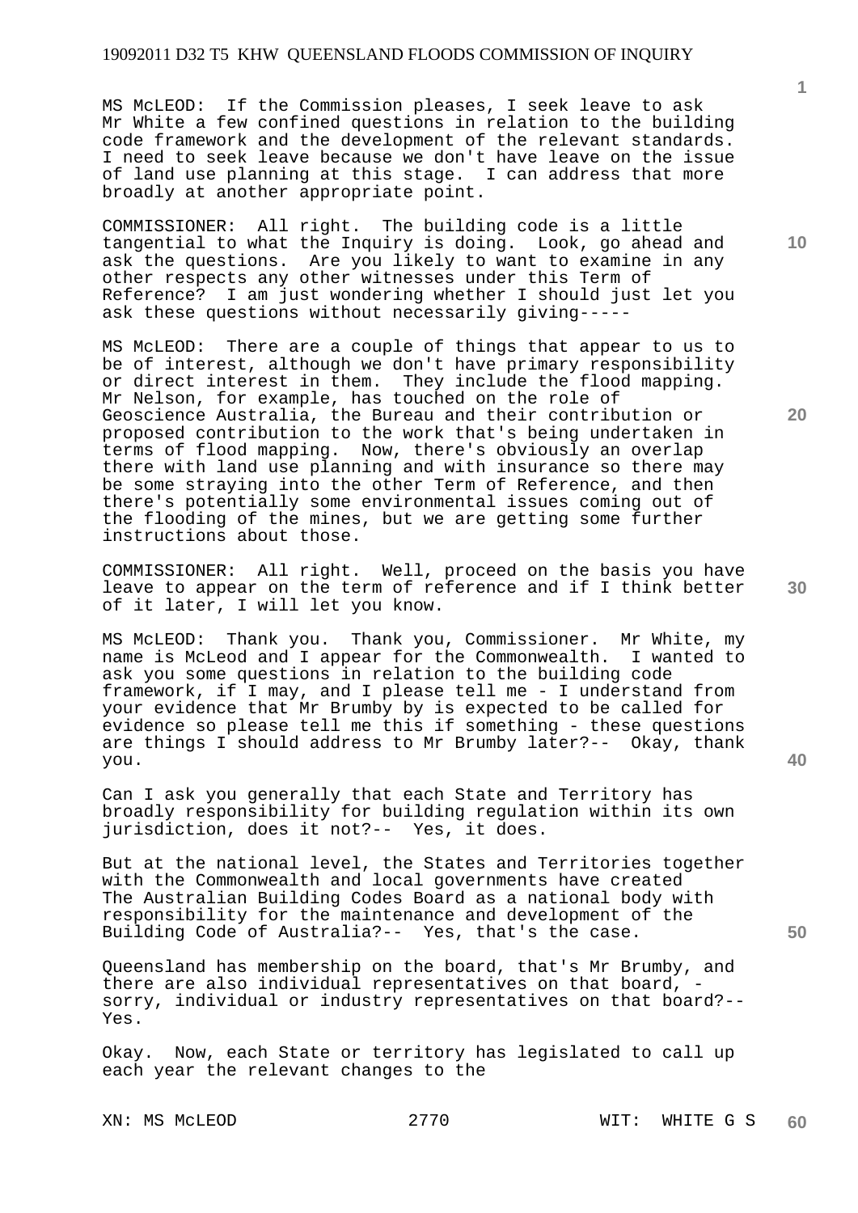MS McLEOD: If the Commission pleases, I seek leave to ask Mr White a few confined questions in relation to the building code framework and the development of the relevant standards. I need to seek leave because we don't have leave on the issue of land use planning at this stage. I can address that more broadly at another appropriate point.

COMMISSIONER: All right. The building code is a little tangential to what the Inquiry is doing. Look, go ahead and ask the questions. Are you likely to want to examine in any other respects any other witnesses under this Term of Reference? I am just wondering whether I should just let you ask these questions without necessarily giving-----

MS McLEOD: There are a couple of things that appear to us to be of interest, although we don't have primary responsibility or direct interest in them. They include the flood mapping. Mr Nelson, for example, has touched on the role of Geoscience Australia, the Bureau and their contribution or proposed contribution to the work that's being undertaken in terms of flood mapping. Now, there's obviously an overlap there with land use planning and with insurance so there may be some straying into the other Term of Reference, and then there's potentially some environmental issues coming out of the flooding of the mines, but we are getting some further instructions about those.

COMMISSIONER: All right. Well, proceed on the basis you have leave to appear on the term of reference and if I think better of it later, I will let you know.

MS McLEOD: Thank you. Thank you, Commissioner. Mr White, my name is McLeod and I appear for the Commonwealth. I wanted to ask you some questions in relation to the building code framework, if I may, and I please tell me - I understand from your evidence that Mr Brumby by is expected to be called for evidence so please tell me this if something - these questions are things I should address to Mr Brumby later?-- Okay, thank you.

Can I ask you generally that each State and Territory has broadly responsibility for building regulation within its own jurisdiction, does it not?-- Yes, it does.

But at the national level, the States and Territories together with the Commonwealth and local governments have created The Australian Building Codes Board as a national body with responsibility for the maintenance and development of the Building Code of Australia?-- Yes, that's the case.

Queensland has membership on the board, that's Mr Brumby, and there are also individual representatives on that board, - sorry, individual or industry representatives on that board?-- Yes.

Okay. Now, each State or territory has legislated to call up each year the relevant changes to the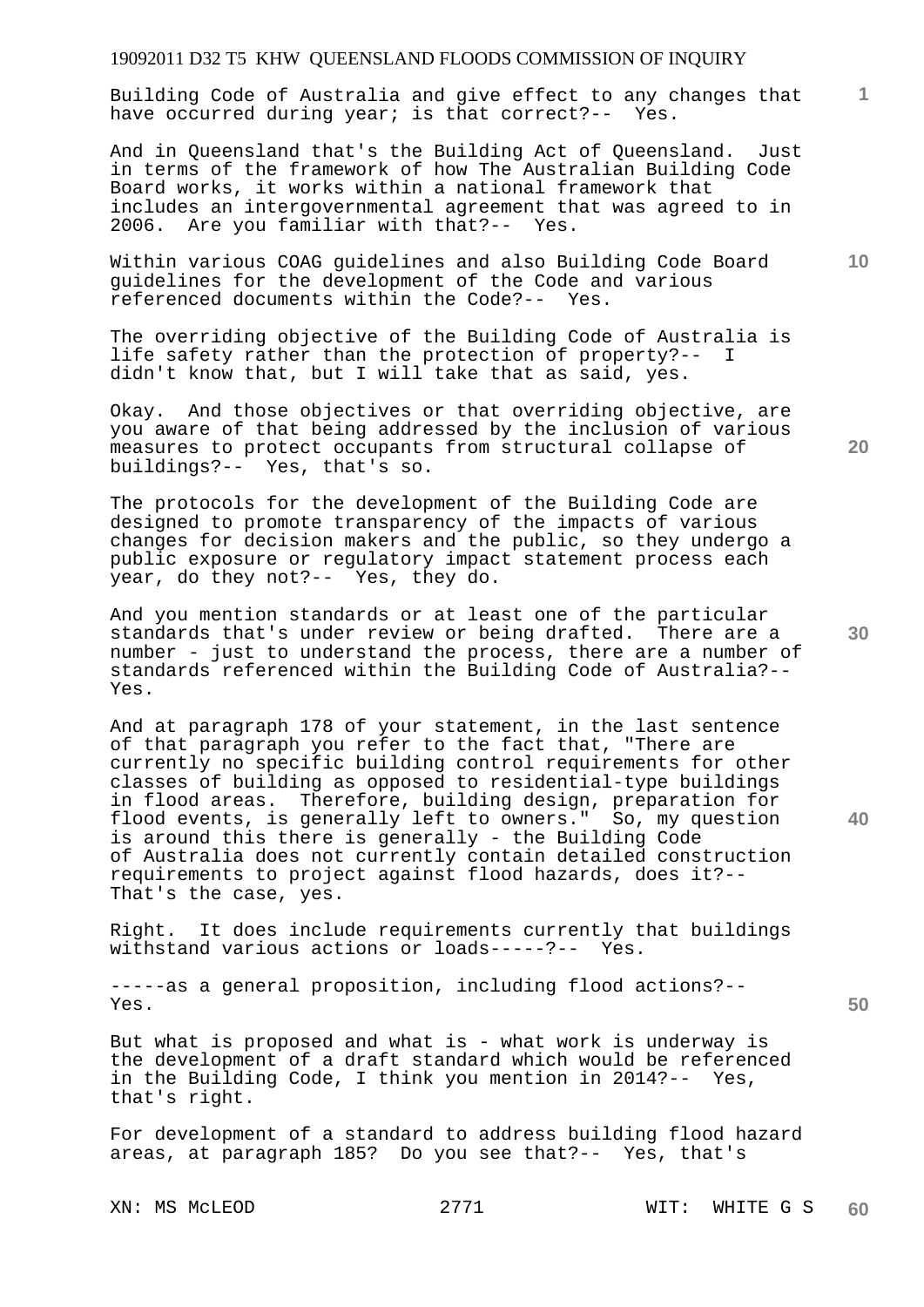Building Code of Australia and give effect to any changes that have occurred during year; is that correct?-- Yes.

And in Queensland that's the Building Act of Queensland. Just in terms of the framework of how The Australian Building Code Board works, it works within a national framework that includes an intergovernmental agreement that was agreed to in 2006. Are you familiar with that?-- Yes.

Within various COAG guidelines and also Building Code Board guidelines for the development of the Code and various referenced documents within the Code?-- Yes.

The overriding objective of the Building Code of Australia is life safety rather than the protection of property?-- I didn't know that, but I will take that as said, yes.

Okay. And those objectives or that overriding objective, are you aware of that being addressed by the inclusion of various measures to protect occupants from structural collapse of buildings?-- Yes, that's so.

The protocols for the development of the Building Code are designed to promote transparency of the impacts of various changes for decision makers and the public, so they undergo a public exposure or regulatory impact statement process each year, do they not?-- Yes, they do.

And you mention standards or at least one of the particular standards that's under review or being drafted. There are a number - just to understand the process, there are a number of standards referenced within the Building Code of Australia?-- Yes.

And at paragraph 178 of your statement, in the last sentence of that paragraph you refer to the fact that, "There are currently no specific building control requirements for other classes of building as opposed to residential-type buildings in flood areas. Therefore, building design, preparation for flood events, is generally left to owners." So, my question is around this there is generally - the Building Code of Australia does not currently contain detailed construction requirements to project against flood hazards, does it?-- That's the case, yes.

Right. It does include requirements currently that buildings withstand various actions or loads-----?-- Yes.

-----as a general proposition, including flood actions?-- Yes.

But what is proposed and what is - what work is underway is the development of a draft standard which would be referenced in the Building Code, I think you mention in 2014?-- Yes, that's right.

For development of a standard to address building flood hazard areas, at paragraph 185? Do you see that?-- Yes, that's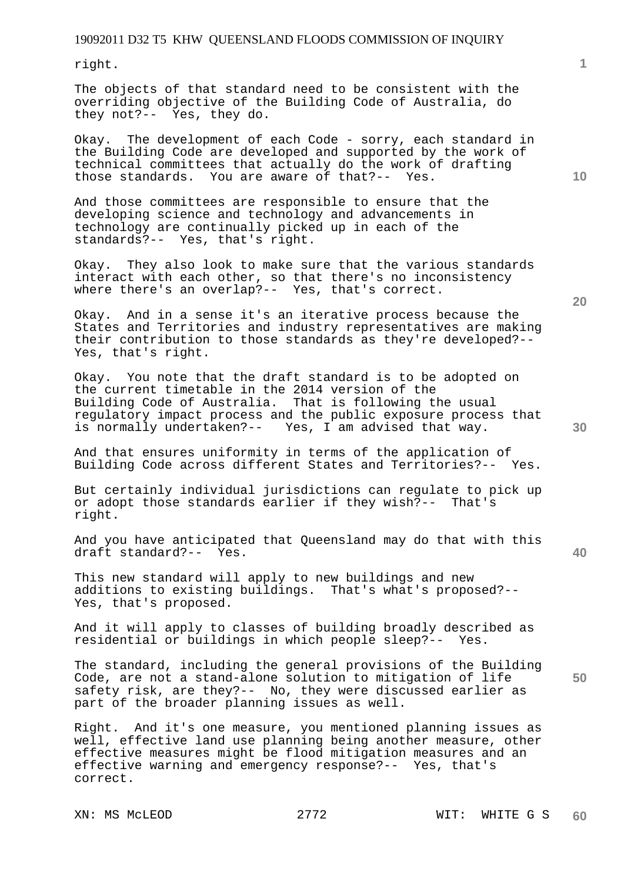right.

The objects of that standard need to be consistent with the overriding objective of the Building Code of Australia, do they not?-- Yes, they do.

Okay. The development of each Code - sorry, each standard in the Building Code are developed and supported by the work of technical committees that actually do the work of drafting those standards. You are aware of that?-- Yes.

And those committees are responsible to ensure that the developing science and technology and advancements in technology are continually picked up in each of the standards?-- Yes, that's right.

Okay. They also look to make sure that the various standards interact with each other, so that there's no inconsistency where there's an overlap?-- Yes, that's correct.

Okay. And in a sense it's an iterative process because the States and Territories and industry representatives are making their contribution to those standards as they're developed?-- Yes, that's right.

Okay. You note that the draft standard is to be adopted on the current timetable in the 2014 version of the Building Code of Australia. That is following the usual regulatory impact process and the public exposure process that is normally undertaken?-- Yes, I am advised that way.

And that ensures uniformity in terms of the application of Building Code across different States and Territories?-- Yes.

But certainly individual jurisdictions can regulate to pick up or adopt those standards earlier if they wish?-- That's right.

And you have anticipated that Queensland may do that with this draft standard?-- Yes.

This new standard will apply to new buildings and new additions to existing buildings. That's what's proposed?-- Yes, that's proposed.

And it will apply to classes of building broadly described as residential or buildings in which people sleep?-- Yes.

The standard, including the general provisions of the Building Code, are not a stand-alone solution to mitigation of life safety risk, are they?-- No, they were discussed earlier as part of the broader planning issues as well.

Right. And it's one measure, you mentioned planning issues as well, effective land use planning being another measure, other effective measures might be flood mitigation measures and an effective warning and emergency response?-- Yes, that's correct.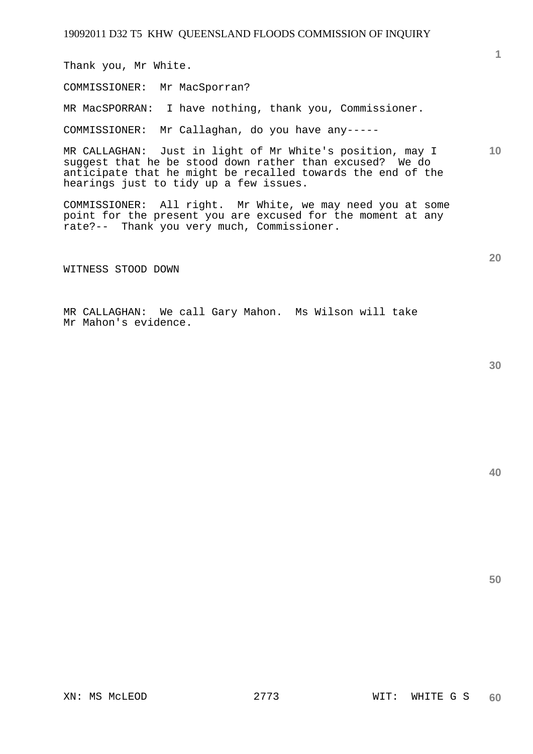Thank you, Mr White.

COMMISSIONER: Mr MacSporran?

MR MacSPORRAN: I have nothing, thank you, Commissioner.

COMMISSIONER: Mr Callaghan, do you have any-----

MR CALLAGHAN: Just in light of Mr White's position, may I suggest that he be stood down rather than excused? We do anticipate that he might be recalled towards the end of the hearings just to tidy up a few issues.

COMMISSIONER: All right. Mr White, we may need you at some point for the present you are excused for the moment at any rate?-- Thank you very much, Commissioner.

WITNESS STOOD DOWN

MR CALLAGHAN: We call Gary Mahon. Ms Wilson will take Mr Mahon's evidence.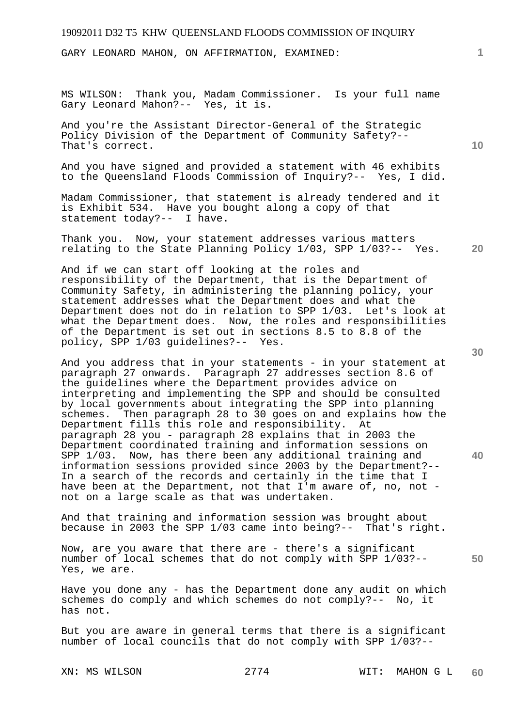GARY LEONARD MAHON, ON AFFIRMATION, EXAMINED:

MS WILSON: Thank you, Madam Commissioner. Is your full name Gary Leonard Mahon?-- Yes, it is.

And you're the Assistant Director-General of the Strategic Policy Division of the Department of Community Safety?-- That's correct.

And you have signed and provided a statement with 46 exhibits to the Queensland Floods Commission of Inquiry?-- Yes, I did.

Madam Commissioner, that statement is already tendered and it is Exhibit 534. Have you bought along a copy of that statement today?-- I have.

Thank you. Now, your statement addresses various matters relating to the State Planning Policy 1/03, SPP 1/03?-- Yes.

And if we can start off looking at the roles and responsibility of the Department, that is the Department of Community Safety, in administering the planning policy, your statement addresses what the Department does and what the Department does not do in relation to SPP 1/03. Let's look at what the Department does. Now, the roles and responsibilities of the Department is set out in sections 8.5 to 8.8 of the policy, SPP 1/03 guidelines?-- Yes.

And you address that in your statements - in your statement at paragraph 27 onwards. Paragraph 27 addresses section 8.6 of the guidelines where the Department provides advice on interpreting and implementing the SPP and should be consulted by local governments about integrating the SPP into planning schemes. Then paragraph 28 to 30 goes on and explains how the Department fills this role and responsibility. At paragraph 28 you - paragraph 28 explains that in 2003 the Department coordinated training and information sessions on SPP 1/03. Now, has there been any additional training and information sessions provided since 2003 by the Department?-- In a search of the records and certainly in the time that I have been at the Department, not that I'm aware of, no, not - not on a large scale as that was undertaken.

And that training and information session was brought about because in 2003 the SPP 1/03 came into being?-- That's right.

Now, are you aware that there are - there's a significant number of local schemes that do not comply with SPP 1/03?-- Yes, we are.

Have you done any - has the Department done any audit on which schemes do comply and which schemes do not comply?-- No, it has not.

But you are aware in general terms that there is a significant number of local councils that do not comply with SPP 1/03?--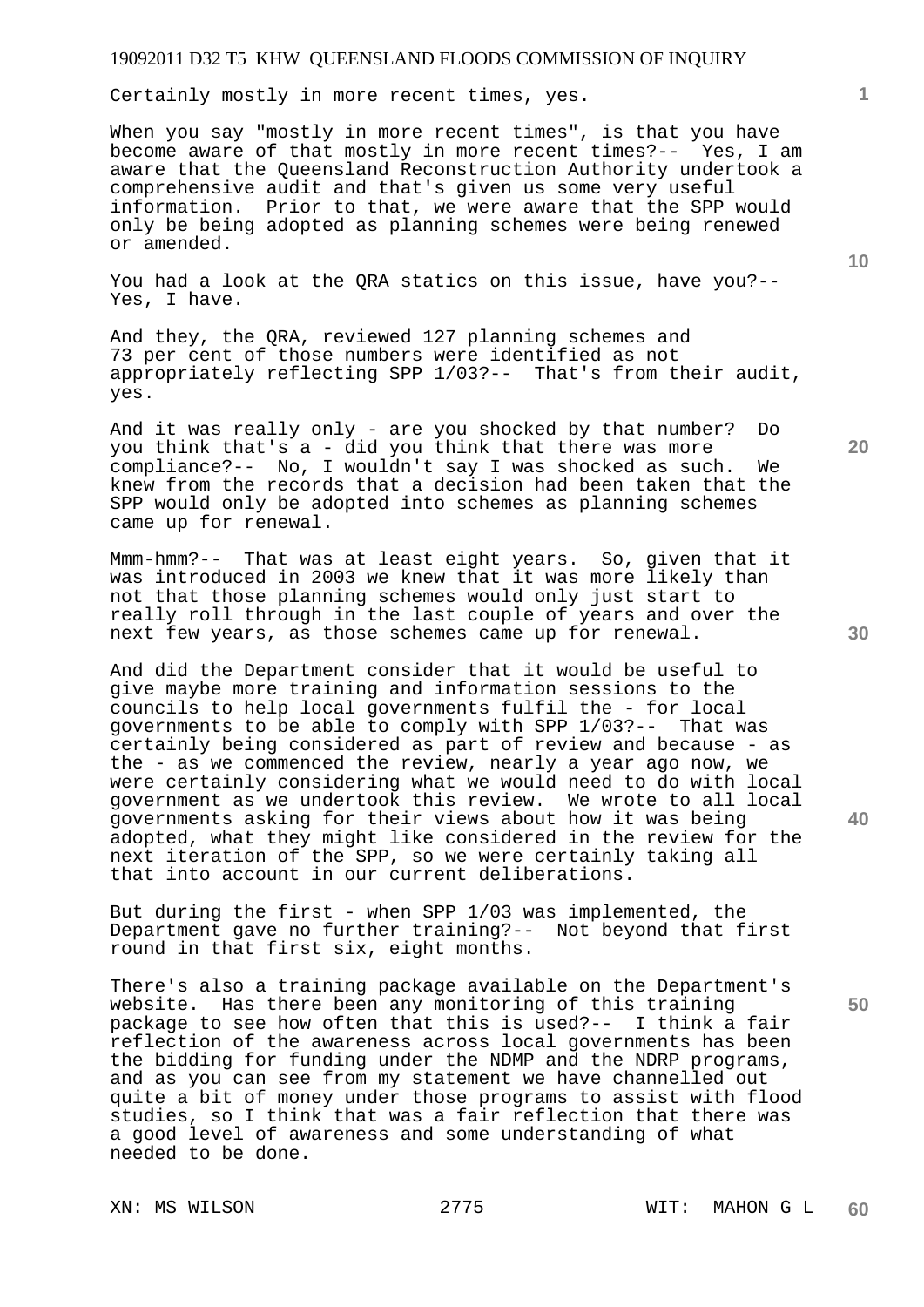Certainly mostly in more recent times, yes.

When you say "mostly in more recent times", is that you have become aware of that mostly in more recent times?-- Yes, I am aware that the Queensland Reconstruction Authority undertook a comprehensive audit and that's given us some very useful information. Prior to that, we were aware that the SPP would only be being adopted as planning schemes were being renewed or amended.

You had a look at the QRA statics on this issue, have you?-- Yes, I have.

And they, the QRA, reviewed 127 planning schemes and 73 per cent of those numbers were identified as not appropriately reflecting SPP 1/03?-- That's from their audit, yes.

And it was really only - are you shocked by that number? Do you think that's a - did you think that there was more compliance?-- No, I wouldn't say I was shocked as such. We knew from the records that a decision had been taken that the SPP would only be adopted into schemes as planning schemes came up for renewal.

Mmm-hmm?-- That was at least eight years. So, given that it was introduced in 2003 we knew that it was more likely than not that those planning schemes would only just start to really roll through in the last couple of years and over the next few years, as those schemes came up for renewal.

And did the Department consider that it would be useful to give maybe more training and information sessions to the councils to help local governments fulfil the - for local governments to be able to comply with SPP 1/03?-- That was certainly being considered as part of review and because - as the - as we commenced the review, nearly a year ago now, we were certainly considering what we would need to do with local government as we undertook this review. We wrote to all local governments asking for their views about how it was being adopted, what they might like considered in the review for the next iteration of the SPP, so we were certainly taking all that into account in our current deliberations.

But during the first - when SPP 1/03 was implemented, the Department gave no further training?-- Not beyond that first round in that first six, eight months.

There's also a training package available on the Department's website. Has there been any monitoring of this training package to see how often that this is used?-- I think a fair reflection of the awareness across local governments has been the bidding for funding under the NDMP and the NDRP programs, and as you can see from my statement we have channelled out quite a bit of money under those programs to assist with flood studies, so I think that was a fair reflection that there was a good level of awareness and some understanding of what needed to be done.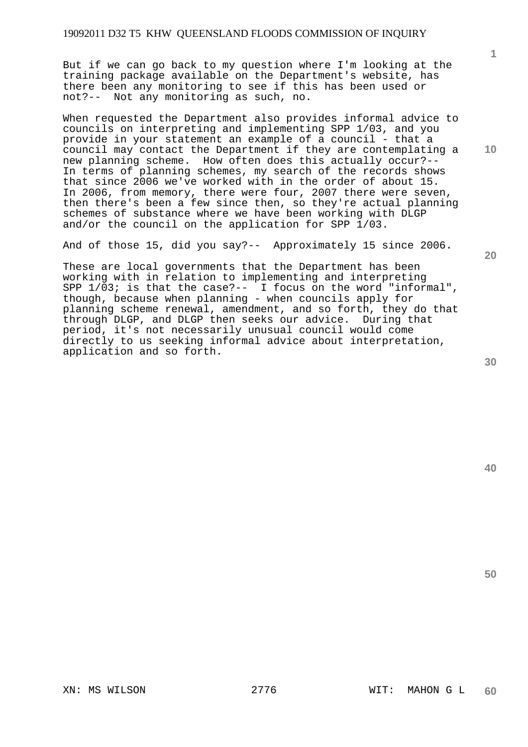But if we can go back to my question where I'm looking at the training package available on the Department's website, has there been any monitoring to see if this has been used or not?-- Not any monitoring as such, no.

When requested the Department also provides informal advice to councils on interpreting and implementing SPP 1/03, and you provide in your statement an example of a council - that a council may contact the Department if they are contemplating a new planning scheme. How often does this actually occur?-- In terms of planning schemes, my search of the records shows that since 2006 we've worked with in the order of about 15. In 2006, from memory, there were four, 2007 there were seven, then there's been a few since then, so they're actual planning schemes of substance where we have been working with DLGP and/or the council on the application for SPP 1/03.

And of those 15, did you say?-- Approximately 15 since 2006.

These are local governments that the Department has been working with in relation to implementing and interpreting SPP 1/03; is that the case?-- I focus on the word "informal", though, because when planning - when councils apply for planning scheme renewal, amendment, and so forth, they do that through DLGP, and DLGP then seeks our advice. During that period, it's not necessarily unusual council would come directly to us seeking informal advice about interpretation, application and so forth.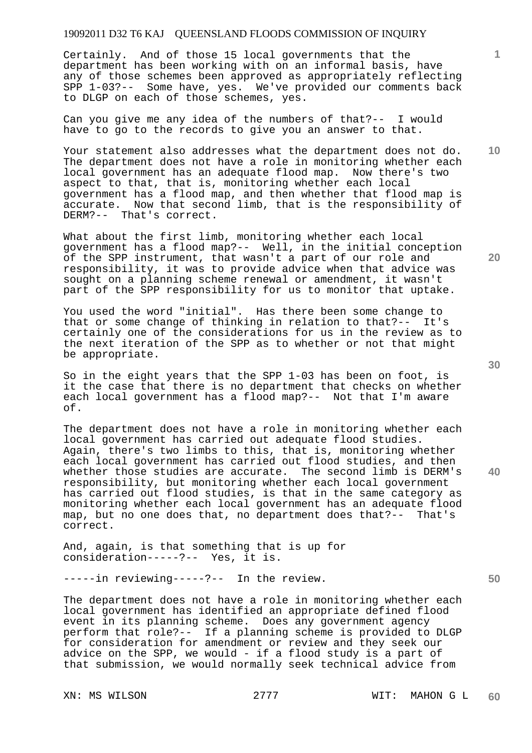Certainly. And of those 15 local governments that the department has been working with on an informal basis, have any of those schemes been approved as appropriately reflecting SPP 1-03?-- Some have, yes. We've provided our comments back to DLGP on each of those schemes, yes.

Can you give me any idea of the numbers of that?-- I would have to go to the records to give you an answer to that.

Your statement also addresses what the department does not do. The department does not have a role in monitoring whether each local government has an adequate flood map. Now there's two aspect to that, that is, monitoring whether each local government has a flood map, and then whether that flood map is accurate. Now that second limb, that is the responsibility of DERM?-- That's correct.

What about the first limb, monitoring whether each local government has a flood map?-- Well, in the initial conception of the SPP instrument, that wasn't a part of our role and responsibility, it was to provide advice when that advice was sought on a planning scheme renewal or amendment, it wasn't part of the SPP responsibility for us to monitor that uptake.

You used the word "initial". Has there been some change to that or some change of thinking in relation to that?-- It's certainly one of the considerations for us in the review as to the next iteration of the SPP as to whether or not that might be appropriate.

So in the eight years that the SPP 1-03 has been on foot, is it the case that there is no department that checks on whether each local government has a flood map?-- Not that I'm aware of.

The department does not have a role in monitoring whether each local government has carried out adequate flood studies. Again, there's two limbs to this, that is, monitoring whether each local government has carried out flood studies, and then whether those studies are accurate. The second limb is DERM's responsibility, but monitoring whether each local government has carried out flood studies, is that in the same category as monitoring whether each local government has an adequate flood map, but no one does that, no department does that?-- That's correct.

And, again, is that something that is up for consideration-----?-- Yes, it is.

-----in reviewing-----?-- In the review.

The department does not have a role in monitoring whether each local government has identified an appropriate defined flood event in its planning scheme. Does any government agency perform that role?-- If a planning scheme is provided to DLGP for consideration for amendment or review and they seek our advice on the SPP, we would - if a flood study is a part of that submission, we would normally seek technical advice from

XN: MS WILSON WIT: MAHON G L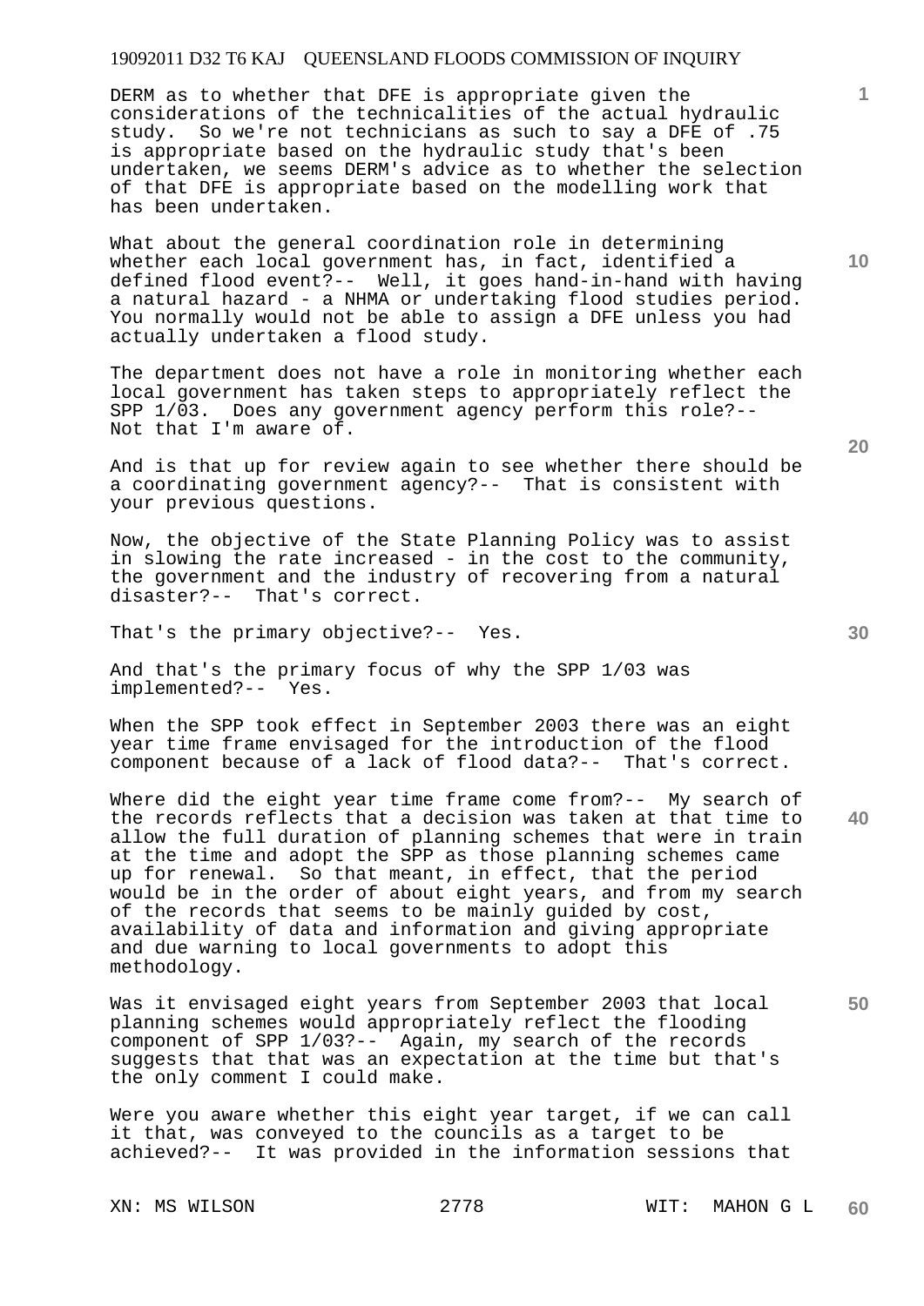DERM as to whether that DFE is appropriate given the considerations of the technicalities of the actual hydraulic study. So we're not technicians as such to say a DFE of .75 is appropriate based on the hydraulic study that's been undertaken, we seems DERM's advice as to whether the selection of that DFE is appropriate based on the modelling work that has been undertaken.

What about the general coordination role in determining whether each local government has, in fact, identified a defined flood event?-- Well, it goes hand-in-hand with having a natural hazard - a NHMA or undertaking flood studies period. You normally would not be able to assign a DFE unless you had actually undertaken a flood study.

The department does not have a role in monitoring whether each local government has taken steps to appropriately reflect the SPP 1/03. Does any government agency perform this role?-- Not that I'm aware of.

And is that up for review again to see whether there should be a coordinating government agency?-- That is consistent with your previous questions.

Now, the objective of the State Planning Policy was to assist in slowing the rate increased - in the cost to the community, the government and the industry of recovering from a natural disaster?-- That's correct.

That's the primary objective?-- Yes.

And that's the primary focus of why the SPP 1/03 was implemented?-- Yes.

When the SPP took effect in September 2003 there was an eight year time frame envisaged for the introduction of the flood component because of a lack of flood data?-- That's correct.

Where did the eight year time frame come from?-- My search of the records reflects that a decision was taken at that time to allow the full duration of planning schemes that were in train at the time and adopt the SPP as those planning schemes came up for renewal. So that meant, in effect, that the period would be in the order of about eight years, and from my search of the records that seems to be mainly guided by cost, availability of data and information and giving appropriate and due warning to local governments to adopt this methodology.

Was it envisaged eight years from September 2003 that local planning schemes would appropriately reflect the flooding component of SPP 1/03?-- Again, my search of the records suggests that that was an expectation at the time but that's the only comment I could make.

Were you aware whether this eight year target, if we can call it that, was conveyed to the councils as a target to be achieved?-- It was provided in the information sessions that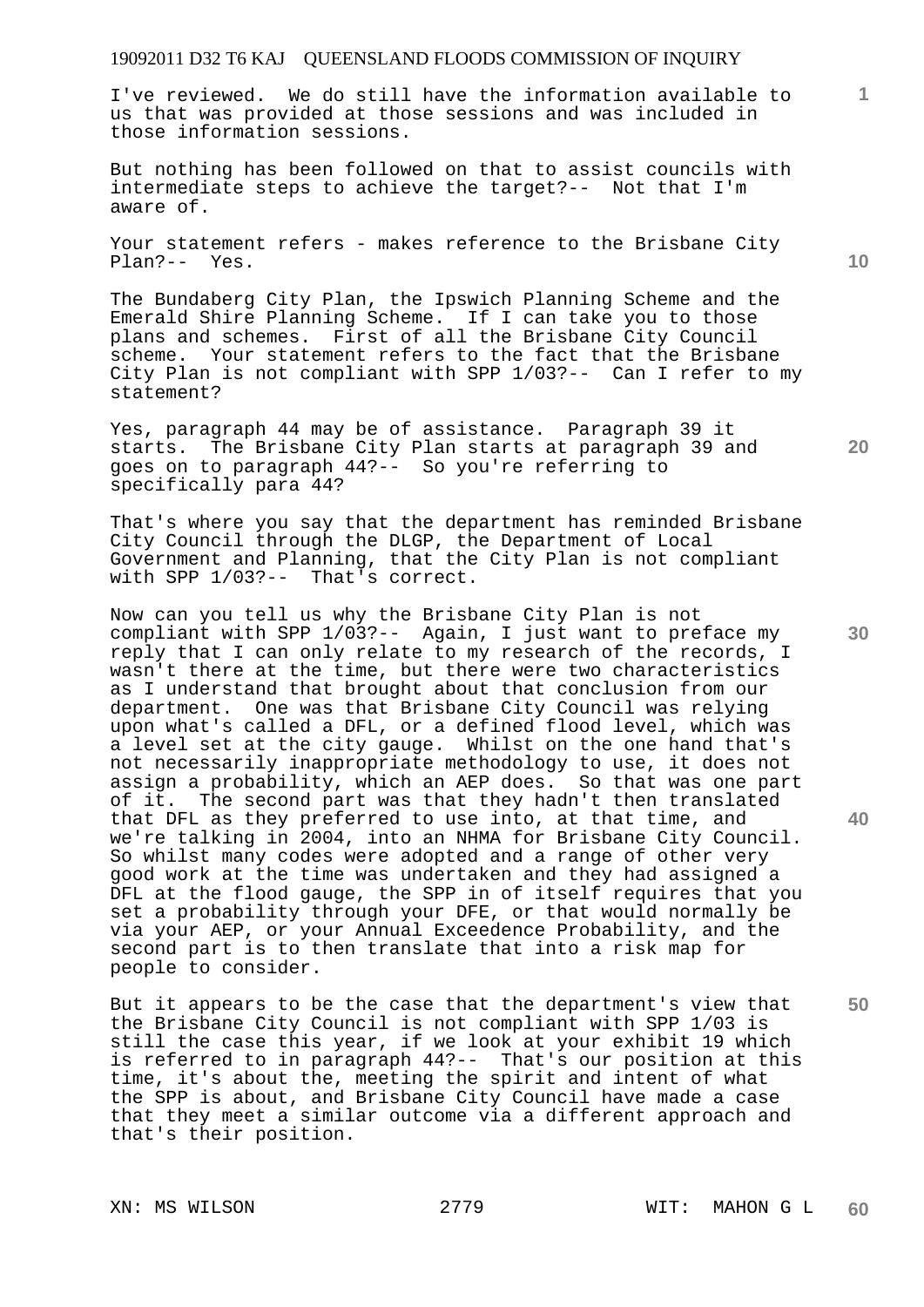I've reviewed. We do still have the information available to us that was provided at those sessions and was included in those information sessions.

But nothing has been followed on that to assist councils with intermediate steps to achieve the target?-- Not that I'm aware of.

Your statement refers - makes reference to the Brisbane City Plan?-- Yes.

The Bundaberg City Plan, the Ipswich Planning Scheme and the Emerald Shire Planning Scheme. If I can take you to those plans and schemes. First of all the Brisbane City Council scheme. Your statement refers to the fact that the Brisbane City Plan is not compliant with SPP 1/03?-- Can I refer to my statement?

Yes, paragraph 44 may be of assistance. Paragraph 39 it starts. The Brisbane City Plan starts at paragraph 39 and goes on to paragraph 44?-- So you're referring to specifically para 44?

That's where you say that the department has reminded Brisbane City Council through the DLGP, the Department of Local Government and Planning, that the City Plan is not compliant with SPP 1/03?-- That's correct.

Now can you tell us why the Brisbane City Plan is not compliant with SPP 1/03?-- Again, I just want to preface my reply that I can only relate to my research of the records, I wasn't there at the time, but there were two characteristics as I understand that brought about that conclusion from our department. One was that Brisbane City Council was relying upon what's called a DFL, or a defined flood level, which was a level set at the city gauge. Whilst on the one hand that's not necessarily inappropriate methodology to use, it does not assign a probability, which an AEP does. So that was one part of it. The second part was that they hadn't then translated that DFL as they preferred to use into, at that time, and we're talking in 2004, into an NHMA for Brisbane City Council. So whilst many codes were adopted and a range of other very good work at the time was undertaken and they had assigned a DFL at the flood gauge, the SPP in of itself requires that you set a probability through your DFE, or that would normally be via your AEP, or your Annual Exceedence Probability, and the second part is to then translate that into a risk map for people to consider.

But it appears to be the case that the department's view that the Brisbane City Council is not compliant with SPP 1/03 is still the case this year, if we look at your exhibit 19 which is referred to in paragraph 44?-- That's our position at this time, it's about the, meeting the spirit and intent of what the SPP is about, and Brisbane City Council have made a case that they meet a similar outcome via a different approach and that's their position.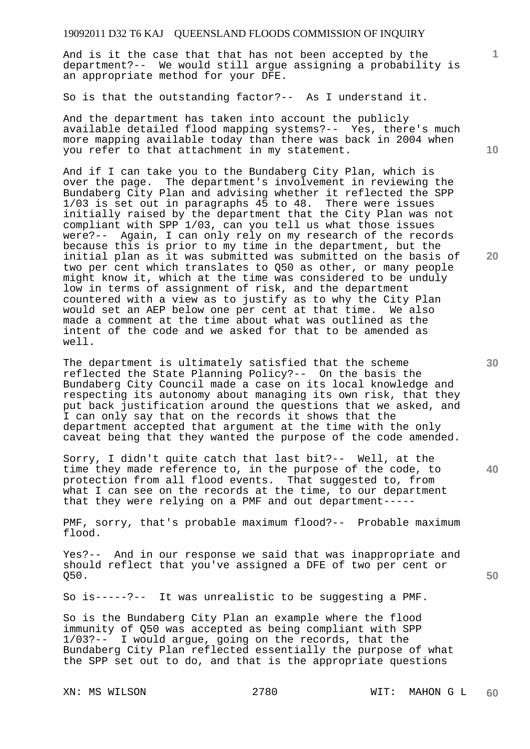And is it the case that that has not been accepted by the department?-- We would still argue assigning a probability is an appropriate method for your DFE.

So is that the outstanding factor?-- As I understand it.

And the department has taken into account the publicly available detailed flood mapping systems?-- Yes, there's much more mapping available today than there was back in 2004 when you refer to that attachment in my statement.

And if I can take you to the Bundaberg City Plan, which is over the page. The department's involvement in reviewing the Bundaberg City Plan and advising whether it reflected the SPP 1/03 is set out in paragraphs 45 to 48. There were issues initially raised by the department that the City Plan was not compliant with SPP 1/03, can you tell us what those issues were?-- Again, I can only rely on my research of the records because this is prior to my time in the department, but the initial plan as it was submitted was submitted on the basis of two per cent which translates to Q50 as other, or many people might know it, which at the time was considered to be unduly low in terms of assignment of risk, and the department countered with a view as to justify as to why the City Plan would set an AEP below one per cent at that time. We also made a comment at the time about what was outlined as the intent of the code and we asked for that to be amended as well.

The department is ultimately satisfied that the scheme reflected the State Planning Policy?-- On the basis the Bundaberg City Council made a case on its local knowledge and respecting its autonomy about managing its own risk, that they put back justification around the questions that we asked, and I can only say that on the records it shows that the department accepted that argument at the time with the only caveat being that they wanted the purpose of the code amended.

Sorry, I didn't quite catch that last bit?-- Well, at the time they made reference to, in the purpose of the code, to protection from all flood events. That suggested to, from what I can see on the records at the time, to our department that they were relying on a PMF and out department-----

PMF, sorry, that's probable maximum flood?-- Probable maximum flood.

Yes?-- And in our response we said that was inappropriate and should reflect that you've assigned a DFE of two per cent or Q50.

So is-----?-- It was unrealistic to be suggesting a PMF.

So is the Bundaberg City Plan an example where the flood immunity of Q50 was accepted as being compliant with SPP 1/03?-- I would argue, going on the records, that the Bundaberg City Plan reflected essentially the purpose of what the SPP set out to do, and that is the appropriate questions

XN: MS WILSON WIT: MAHON G L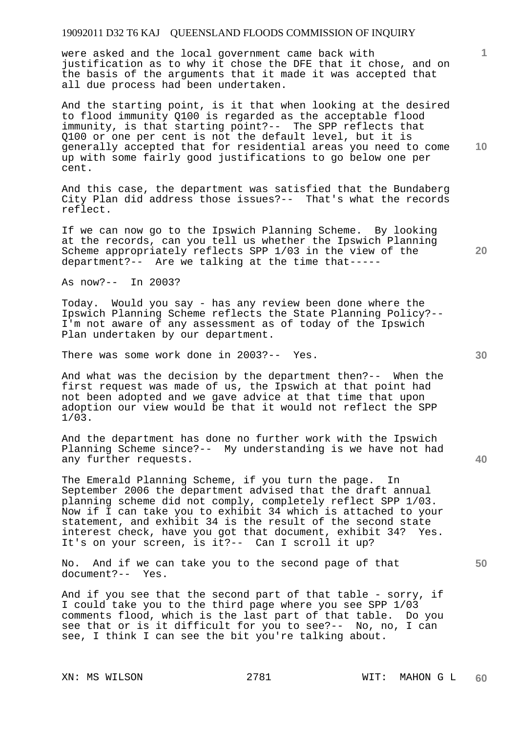were asked and the local government came back with justification as to why it chose the DFE that it chose, and on the basis of the arguments that it made it was accepted that all due process had been undertaken.

And the starting point, is it that when looking at the desired to flood immunity Q100 is regarded as the acceptable flood immunity, is that starting point?-- The SPP reflects that Q100 or one per cent is not the default level, but it is generally accepted that for residential areas you need to come up with some fairly good justifications to go below one per cent.

And this case, the department was satisfied that the Bundaberg City Plan did address those issues?-- That's what the records reflect.

If we can now go to the Ipswich Planning Scheme. By looking at the records, can you tell us whether the Ipswich Planning Scheme appropriately reflects SPP 1/03 in the view of the department?-- Are we talking at the time that-----

As now?-- In 2003?

Today. Would you say - has any review been done where the Ipswich Planning Scheme reflects the State Planning Policy?-- I'm not aware of any assessment as of today of the Ipswich Plan undertaken by our department.

There was some work done in 2003?-- Yes.

And what was the decision by the department then?-- When the first request was made of us, the Ipswich at that point had not been adopted and we gave advice at that time that upon adoption our view would be that it would not reflect the SPP 1/03.

And the department has done no further work with the Ipswich Planning Scheme since?-- My understanding is we have not had any further requests.

The Emerald Planning Scheme, if you turn the page. In September 2006 the department advised that the draft annual planning scheme did not comply, completely reflect SPP 1/03. Now if I can take you to exhibit 34 which is attached to your statement, and exhibit 34 is the result of the second state interest check, have you got that document, exhibit 34? Yes. It's on your screen, is it?-- Can I scroll it up?

No. And if we can take you to the second page of that document?-- Yes.

And if you see that the second part of that table - sorry, if I could take you to the third page where you see SPP 1/03 comments flood, which is the last part of that table. Do you see that or is it difficult for you to see?-- No, no, I can see, I think I can see the bit you're talking about.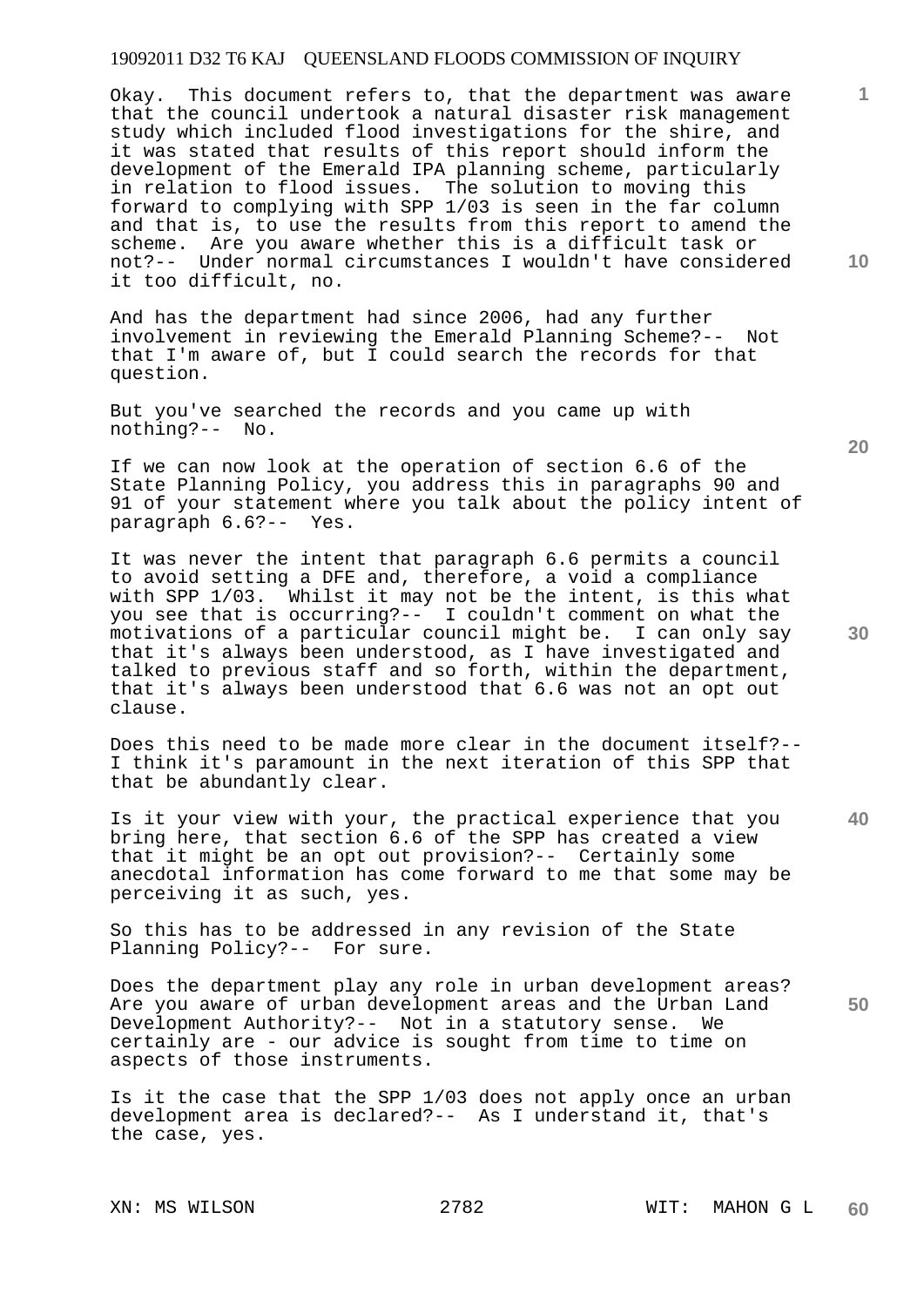Okay. This document refers to, that the department was aware that the council undertook a natural disaster risk management study which included flood investigations for the shire, and it was stated that results of this report should inform the development of the Emerald IPA planning scheme, particularly in relation to flood issues. The solution to moving this forward to complying with SPP 1/03 is seen in the far column and that is, to use the results from this report to amend the scheme. Are you aware whether this is a difficult task or not?-- Under normal circumstances I wouldn't have considered it too difficult, no.

And has the department had since 2006, had any further involvement in reviewing the Emerald Planning Scheme?-- Not that I'm aware of, but I could search the records for that question.

But you've searched the records and you came up with nothing?-- No.

If we can now look at the operation of section 6.6 of the State Planning Policy, you address this in paragraphs 90 and 91 of your statement where you talk about the policy intent of paragraph 6.6?-- Yes.

It was never the intent that paragraph 6.6 permits a council to avoid setting a DFE and, therefore, a void a compliance with SPP 1/03. Whilst it may not be the intent, is this what you see that is occurring?-- I couldn't comment on what the motivations of a particular council might be. I can only say that it's always been understood, as I have investigated and talked to previous staff and so forth, within the department, that it's always been understood that 6.6 was not an opt out clause.

Does this need to be made more clear in the document itself?-- I think it's paramount in the next iteration of this SPP that that be abundantly clear.

Is it your view with your, the practical experience that you bring here, that section 6.6 of the SPP has created a view that it might be an opt out provision?-- Certainly some anecdotal information has come forward to me that some may be perceiving it as such, yes.

So this has to be addressed in any revision of the State Planning Policy?-- For sure.

Does the department play any role in urban development areas? Are you aware of urban development areas and the Urban Land Development Authority?-- Not in a statutory sense. We certainly are - our advice is sought from time to time on aspects of those instruments.

Is it the case that the SPP 1/03 does not apply once an urban development area is declared?-- As I understand it, that's the case, yes.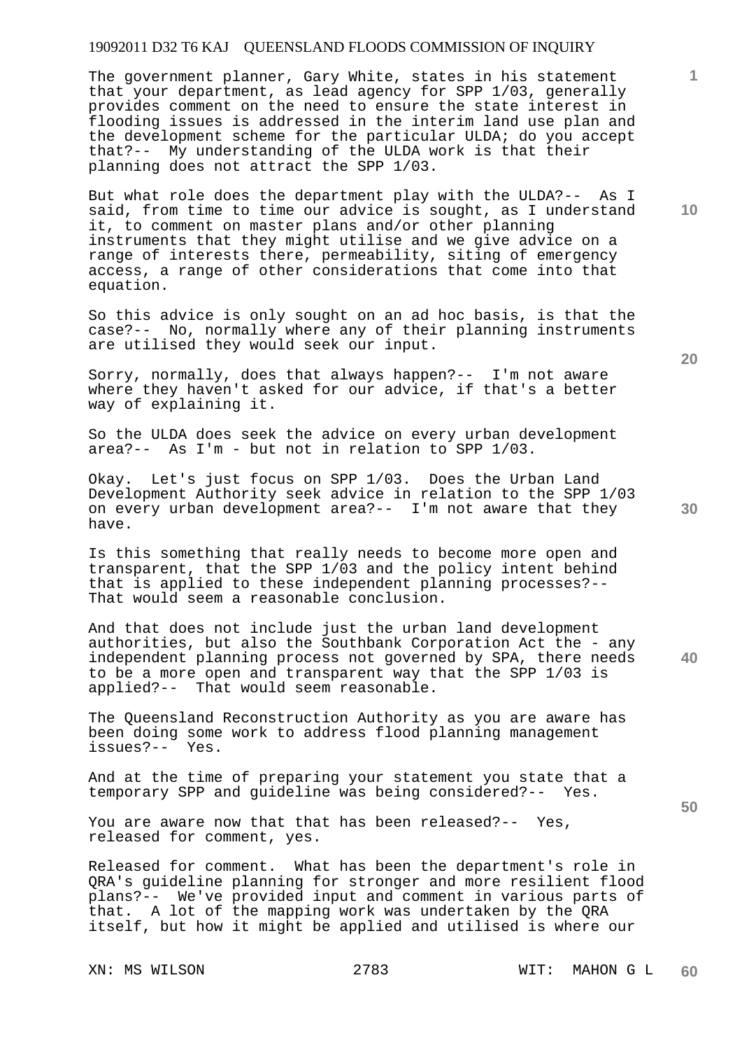The government planner, Gary White, states in his statement that your department, as lead agency for SPP 1/03, generally provides comment on the need to ensure the state interest in flooding issues is addressed in the interim land use plan and the development scheme for the particular ULDA; do you accept that?-- My understanding of the ULDA work is that their planning does not attract the SPP 1/03.

But what role does the department play with the ULDA?-- As I said, from time to time our advice is sought, as I understand it, to comment on master plans and/or other planning instruments that they might utilise and we give advice on a range of interests there, permeability, siting of emergency access, a range of other considerations that come into that equation.

So this advice is only sought on an ad hoc basis, is that the case?-- No, normally where any of their planning instruments are utilised they would seek our input.

Sorry, normally, does that always happen?-- I'm not aware where they haven't asked for our advice, if that's a better way of explaining it.

So the ULDA does seek the advice on every urban development area?-- As I'm - but not in relation to SPP 1/03.

Okay. Let's just focus on SPP 1/03. Does the Urban Land Development Authority seek advice in relation to the SPP 1/03 on every urban development area?-- I'm not aware that they have.

Is this something that really needs to become more open and transparent, that the SPP 1/03 and the policy intent behind that is applied to these independent planning processes?-- That would seem a reasonable conclusion.

And that does not include just the urban land development authorities, but also the Southbank Corporation Act the - any independent planning process not governed by SPA, there needs to be a more open and transparent way that the SPP 1/03 is applied?-- That would seem reasonable.

The Queensland Reconstruction Authority as you are aware has been doing some work to address flood planning management issues?-- Yes.

And at the time of preparing your statement you state that a temporary SPP and guideline was being considered?-- Yes.

You are aware now that that has been released?-- Yes, released for comment, yes.

Released for comment. What has been the department's role in QRA's guideline planning for stronger and more resilient flood plans?-- We've provided input and comment in various parts of that. A lot of the mapping work was undertaken by the QRA itself, but how it might be applied and utilised is where our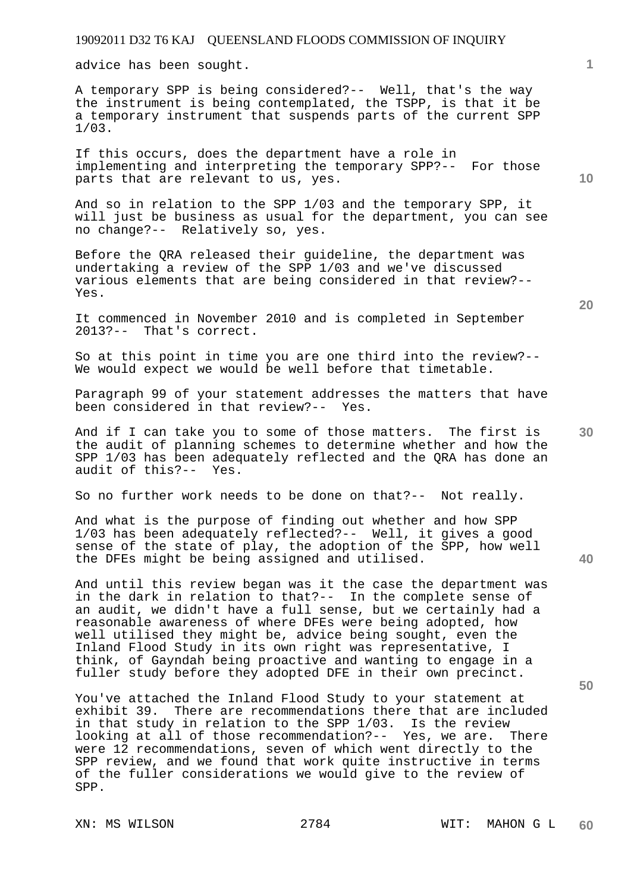advice has been sought.

A temporary SPP is being considered?-- Well, that's the way the instrument is being contemplated, the TSPP, is that it be a temporary instrument that suspends parts of the current SPP 1/03.

If this occurs, does the department have a role in implementing and interpreting the temporary SPP?-- For those parts that are relevant to us, yes.

And so in relation to the SPP 1/03 and the temporary SPP, it will just be business as usual for the department, you can see no change?-- Relatively so, yes.

Before the QRA released their guideline, the department was undertaking a review of the SPP 1/03 and we've discussed various elements that are being considered in that review?-- Yes.

It commenced in November 2010 and is completed in September 2013?-- That's correct.

So at this point in time you are one third into the review?-- We would expect we would be well before that timetable.

Paragraph 99 of your statement addresses the matters that have been considered in that review?-- Yes.

And if I can take you to some of those matters. The first is the audit of planning schemes to determine whether and how the SPP 1/03 has been adequately reflected and the QRA has done an audit of this?-- Yes.

So no further work needs to be done on that?-- Not really.

And what is the purpose of finding out whether and how SPP 1/03 has been adequately reflected?-- Well, it gives a good sense of the state of play, the adoption of the SPP, how well the DFEs might be being assigned and utilised.

And until this review began was it the case the department was in the dark in relation to that?-- In the complete sense of an audit, we didn't have a full sense, but we certainly had a reasonable awareness of where DFEs were being adopted, how well utilised they might be, advice being sought, even the Inland Flood Study in its own right was representative, I think, of Gayndah being proactive and wanting to engage in a fuller study before they adopted DFE in their own precinct.

You've attached the Inland Flood Study to your statement at exhibit 39. There are recommendations there that are included in that study in relation to the SPP 1/03. Is the review looking at all of those recommendation?-- Yes, we are. There were 12 recommendations, seven of which went directly to the SPP review, and we found that work quite instructive in terms of the fuller considerations we would give to the review of SPP.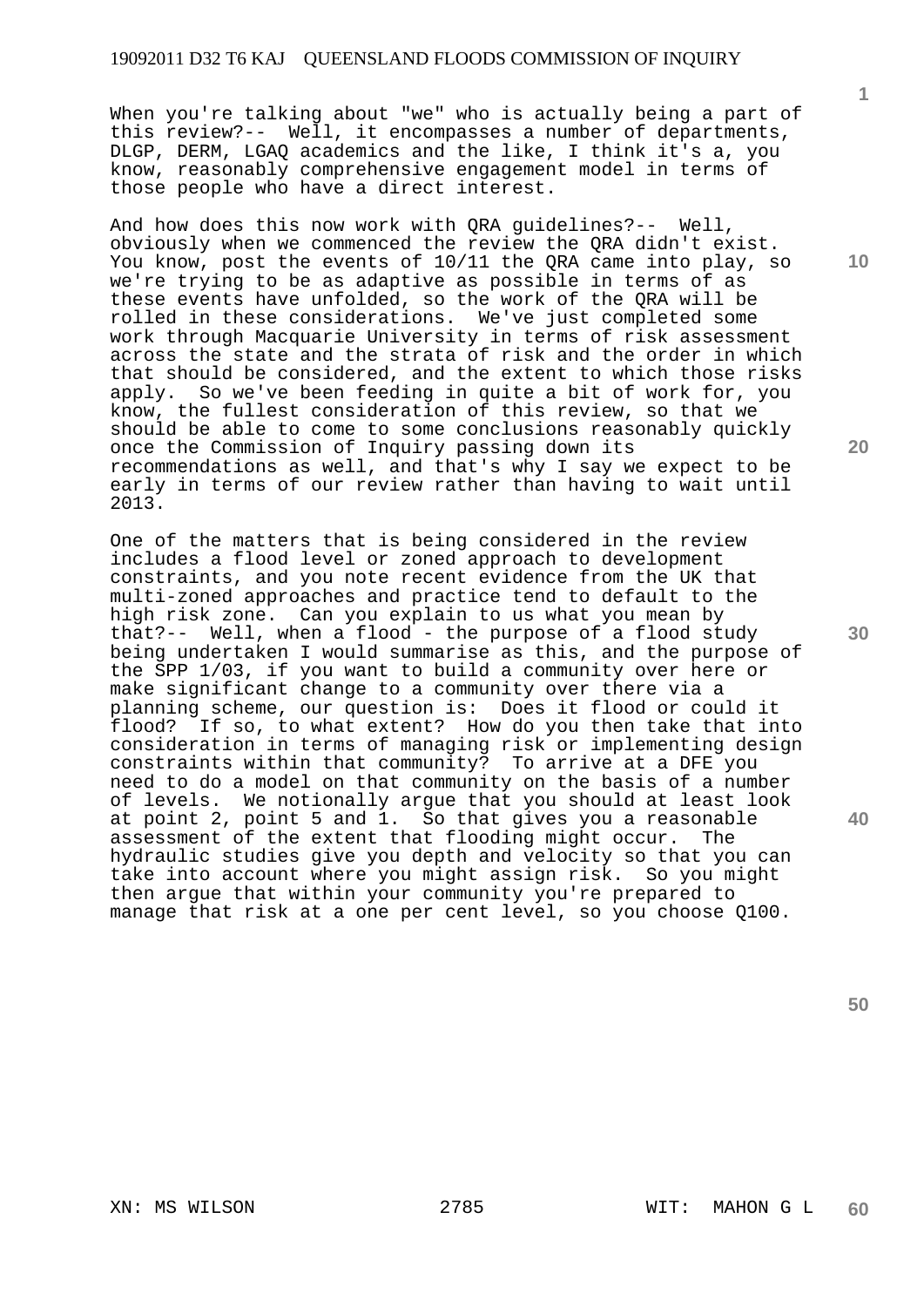When you're talking about "we" who is actually being a part of this review?-- Well, it encompasses a number of departments, DLGP, DERM, LGAQ academics and the like, I think it's a, you know, reasonably comprehensive engagement model in terms of those people who have a direct interest.

And how does this now work with QRA guidelines?-- Well, obviously when we commenced the review the QRA didn't exist. You know, post the events of 10/11 the QRA came into play, so we're trying to be as adaptive as possible in terms of as these events have unfolded, so the work of the QRA will be rolled in these considerations. We've just completed some work through Macquarie University in terms of risk assessment across the state and the strata of risk and the order in which that should be considered, and the extent to which those risks apply. So we've been feeding in quite a bit of work for, you know, the fullest consideration of this review, so that we should be able to come to some conclusions reasonably quickly once the Commission of Inquiry passing down its recommendations as well, and that's why I say we expect to be early in terms of our review rather than having to wait until 2013.

One of the matters that is being considered in the review includes a flood level or zoned approach to development constraints, and you note recent evidence from the UK that multi-zoned approaches and practice tend to default to the high risk zone. Can you explain to us what you mean by that?-- Well, when a flood - the purpose of a flood study being undertaken I would summarise as this, and the purpose of the SPP 1/03, if you want to build a community over here or make significant change to a community over there via a planning scheme, our question is: Does it flood or could it flood? If so, to what extent? How do you then take that into consideration in terms of managing risk or implementing design constraints within that community? To arrive at a DFE you need to do a model on that community on the basis of a number of levels. We notionally argue that you should at least look at point 2, point 5 and 1. So that gives you a reasonable assessment of the extent that flooding might occur. The hydraulic studies give you depth and velocity so that you can take into account where you might assign risk. So you might then argue that within your community you're prepared to manage that risk at a one per cent level, so you choose Q100.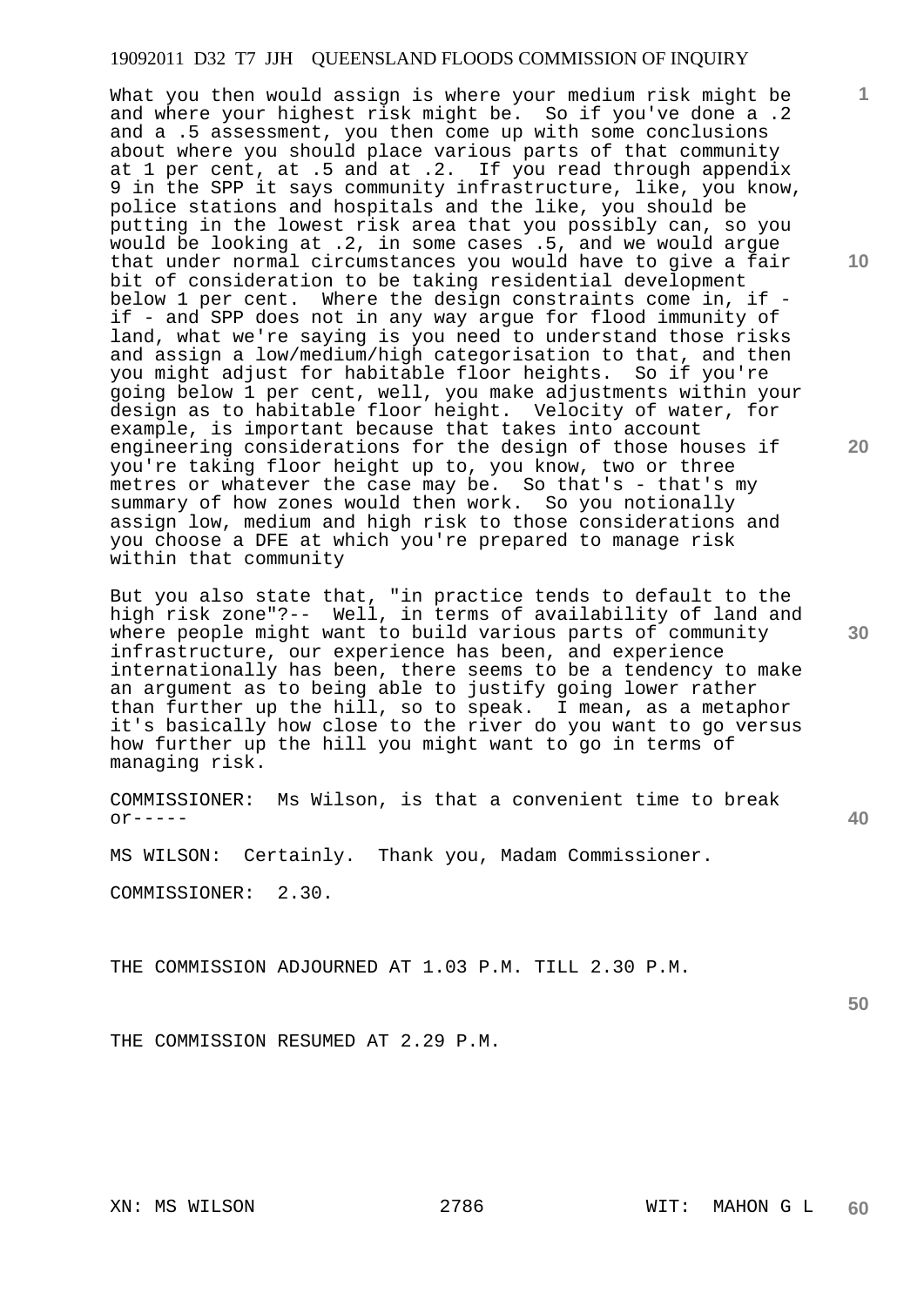What you then would assign is where your medium risk might be and where your highest risk might be. So if you've done a .2 and a .5 assessment, you then come up with some conclusions about where you should place various parts of that community at 1 per cent, at .5 and at .2. If you read through appendix 9 in the SPP it says community infrastructure, like, you know, police stations and hospitals and the like, you should be putting in the lowest risk area that you possibly can, so you would be looking at .2, in some cases .5, and we would argue that under normal circumstances you would have to give a fair bit of consideration to be taking residential development below 1 per cent. Where the design constraints come in, if - if - and SPP does not in any way argue for flood immunity of land, what we're saying is you need to understand those risks and assign a low/medium/high categorisation to that, and then you might adjust for habitable floor heights. So if you're going below 1 per cent, well, you make adjustments within your design as to habitable floor height. Velocity of water, for example, is important because that takes into account engineering considerations for the design of those houses if you're taking floor height up to, you know, two or three metres or whatever the case may be. So that's - that's my summary of how zones would then work. So you notionally assign low, medium and high risk to those considerations and you choose a DFE at which you're prepared to manage risk within that community

But you also state that, "in practice tends to default to the high risk zone"?-- Well, in terms of availability of land and where people might want to build various parts of community infrastructure, our experience has been, and experience internationally has been, there seems to be a tendency to make an argument as to being able to justify going lower rather than further up the hill, so to speak. I mean, as a metaphor it's basically how close to the river do you want to go versus how further up the hill you might want to go in terms of managing risk.

COMMISSIONER: Ms Wilson, is that a convenient time to break or-----

MS WILSON: Certainly. Thank you, Madam Commissioner.

COMMISSIONER: 2.30.

THE COMMISSION ADJOURNED AT 1.03 P.M. TILL 2.30 P.M.

THE COMMISSION RESUMED AT 2.29 P.M.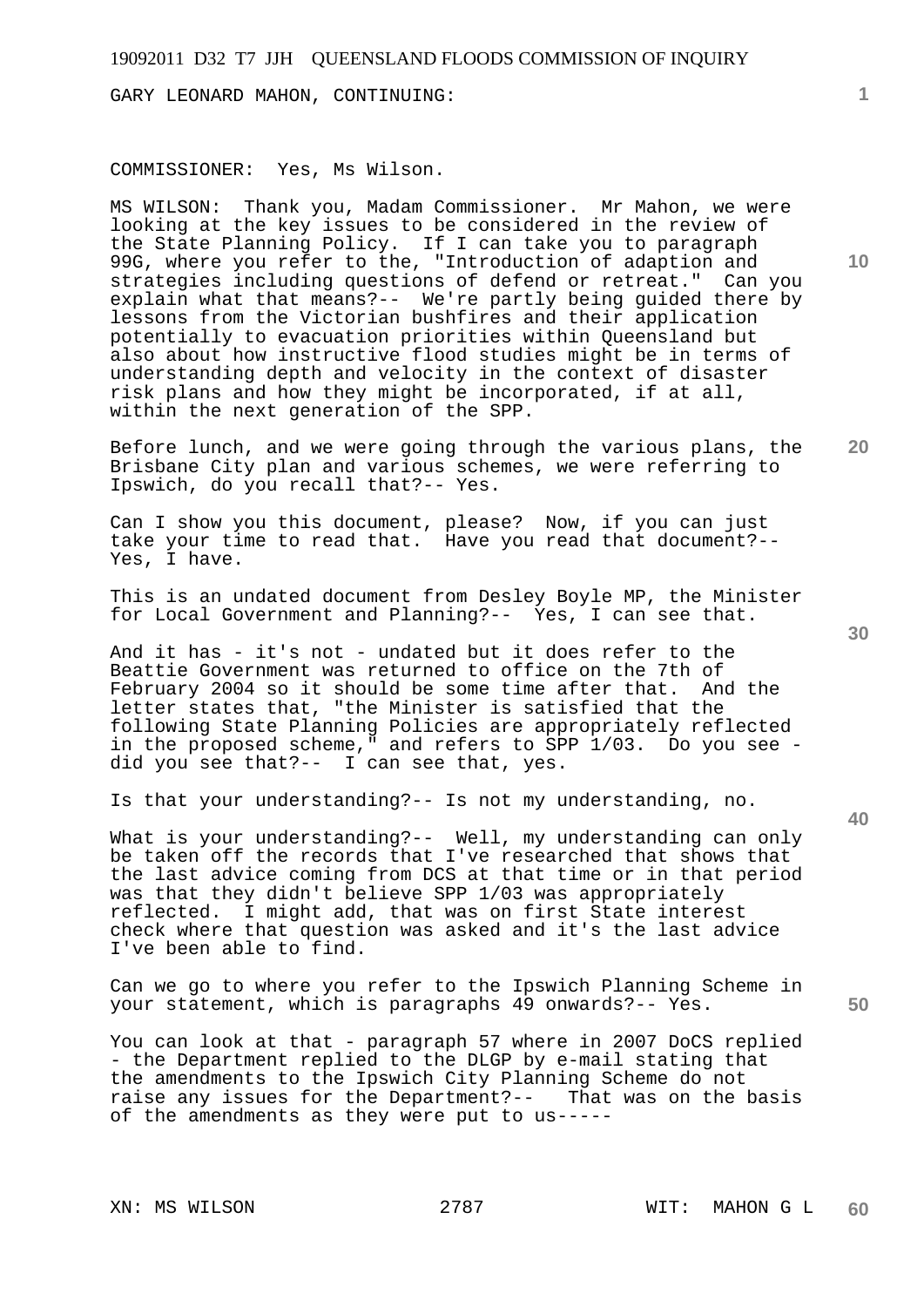GARY LEONARD MAHON, CONTINUING:

COMMISSIONER: Yes, Ms Wilson.

MS WILSON: Thank you, Madam Commissioner. Mr Mahon, we were looking at the key issues to be considered in the review of the State Planning Policy. If I can take you to paragraph 99G, where you refer to the, "Introduction of adaption and strategies including questions of defend or retreat." Can you explain what that means?-- We're partly being guided there by lessons from the Victorian bushfires and their application potentially to evacuation priorities within Queensland but also about how instructive flood studies might be in terms of understanding depth and velocity in the context of disaster risk plans and how they might be incorporated, if at all, within the next generation of the SPP.

Before lunch, and we were going through the various plans, the Brisbane City plan and various schemes, we were referring to Ipswich, do you recall that?-- Yes.

Can I show you this document, please? Now, if you can just take your time to read that. Have you read that document?-- Yes, I have.

This is an undated document from Desley Boyle MP, the Minister for Local Government and Planning?-- Yes, I can see that.

And it has - it's not - undated but it does refer to the Beattie Government was returned to office on the 7th of February 2004 so it should be some time after that. And the letter states that, "the Minister is satisfied that the following State Planning Policies are appropriately reflected in the proposed scheme," and refers to SPP 1/03. Do you see - did you see that?-- I can see that, yes.

Is that your understanding?-- Is not my understanding, no.

What is your understanding?-- Well, my understanding can only be taken off the records that I've researched that shows that the last advice coming from DCS at that time or in that period was that they didn't believe SPP 1/03 was appropriately reflected. I might add, that was on first State interest check where that question was asked and it's the last advice I've been able to find.

Can we go to where you refer to the Ipswich Planning Scheme in your statement, which is paragraphs 49 onwards?-- Yes.

You can look at that - paragraph 57 where in 2007 DoCS replied - the Department replied to the DLGP by e-mail stating that the amendments to the Ipswich City Planning Scheme do not raise any issues for the Department?-- That was on the basis of the amendments as they were put to us-----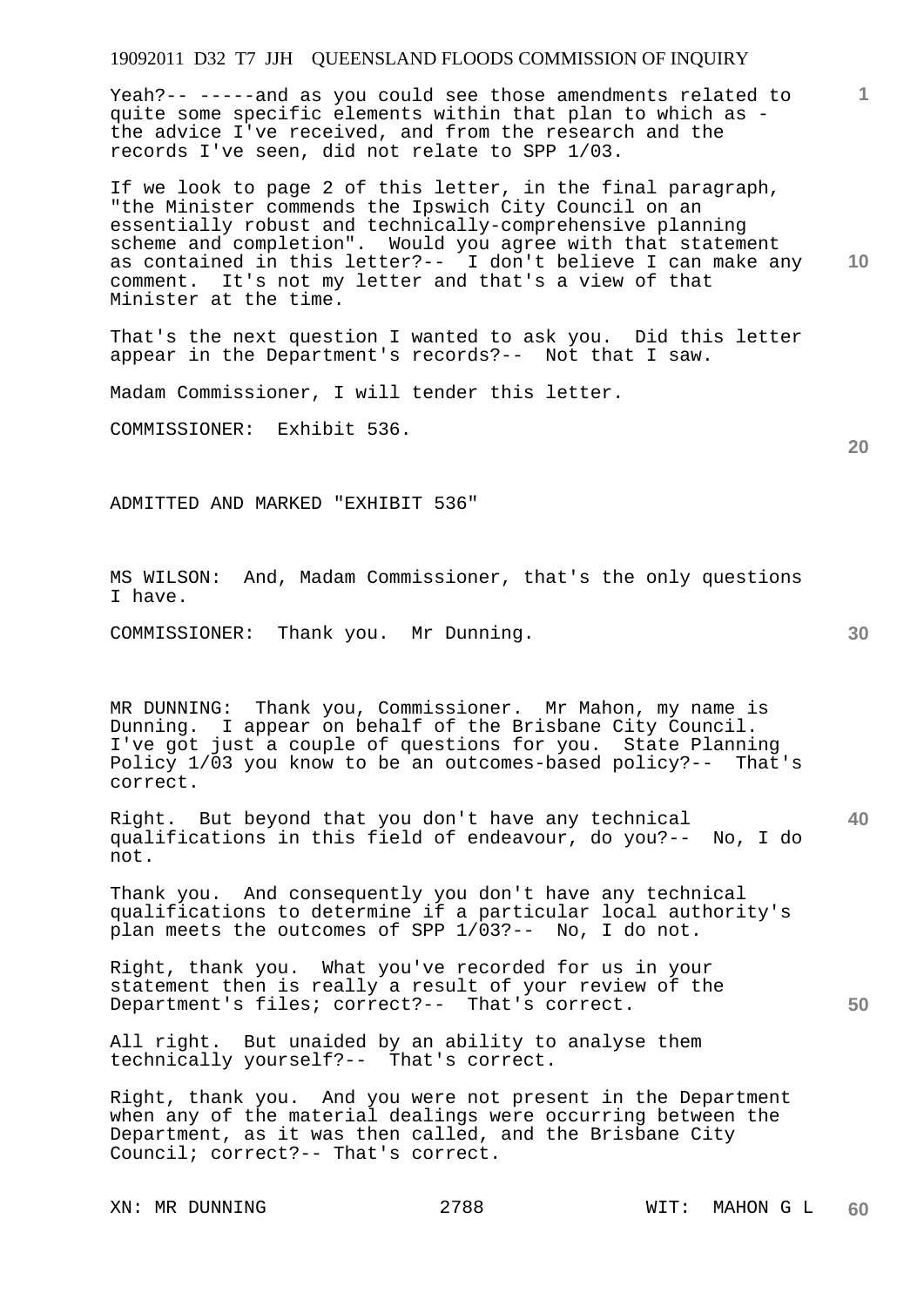Yeah?-- -----and as you could see those amendments related to quite some specific elements within that plan to which as - the advice I've received, and from the research and the records I've seen, did not relate to SPP 1/03.

If we look to page 2 of this letter, in the final paragraph, "the Minister commends the Ipswich City Council on an essentially robust and technically-comprehensive planning scheme and completion". Would you agree with that statement as contained in this letter?-- I don't believe I can make any comment. It's not my letter and that's a view of that Minister at the time.

That's the next question I wanted to ask you. Did this letter appear in the Department's records?-- Not that I saw.

Madam Commissioner, I will tender this letter.

COMMISSIONER: Exhibit 536.

ADMITTED AND MARKED "EXHIBIT 536"

MS WILSON: And, Madam Commissioner, that's the only questions I have.

COMMISSIONER: Thank you. Mr Dunning.

MR DUNNING: Thank you, Commissioner. Mr Mahon, my name is Dunning. I appear on behalf of the Brisbane City Council. I've got just a couple of questions for you. State Planning Policy 1/03 you know to be an outcomes-based policy?-- That's correct.

Right. But beyond that you don't have any technical qualifications in this field of endeavour, do you?-- No, I do not.

Thank you. And consequently you don't have any technical qualifications to determine if a particular local authority's plan meets the outcomes of SPP 1/03?-- No, I do not.

Right, thank you. What you've recorded for us in your statement then is really a result of your review of the Department's files; correct?-- That's correct.

All right. But unaided by an ability to analyse them technically yourself?-- That's correct.

Right, thank you. And you were not present in the Department when any of the material dealings were occurring between the Department, as it was then called, and the Brisbane City Council; correct?-- That's correct.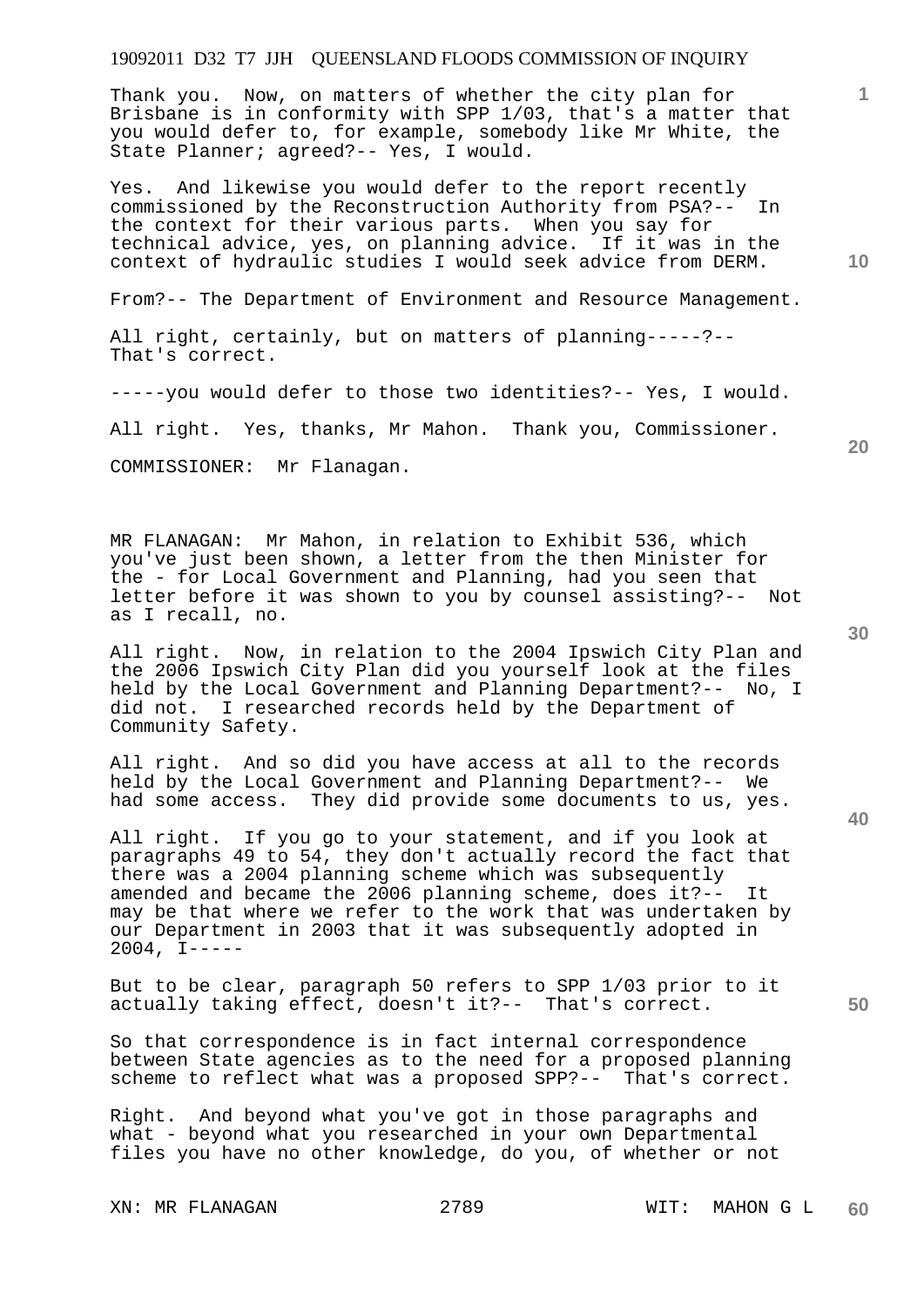Thank you. Now, on matters of whether the city plan for Brisbane is in conformity with SPP 1/03, that's a matter that you would defer to, for example, somebody like Mr White, the State Planner; agreed?-- Yes, I would.

Yes. And likewise you would defer to the report recently commissioned by the Reconstruction Authority from PSA?-- In the context for their various parts. When you say for technical advice, yes, on planning advice. If it was in the context of hydraulic studies I would seek advice from DERM.

From?-- The Department of Environment and Resource Management.

All right, certainly, but on matters of planning-----?-- That's correct.

-----you would defer to those two identities?-- Yes, I would.

All right. Yes, thanks, Mr Mahon. Thank you, Commissioner.

COMMISSIONER: Mr Flanagan.

MR FLANAGAN: Mr Mahon, in relation to Exhibit 536, which you've just been shown, a letter from the then Minister for the - for Local Government and Planning, had you seen that letter before it was shown to you by counsel assisting?-- Not as I recall, no.

All right. Now, in relation to the 2004 Ipswich City Plan and the 2006 Ipswich City Plan did you yourself look at the files held by the Local Government and Planning Department?-- No, I did not. I researched records held by the Department of Community Safety.

All right. And so did you have access at all to the records held by the Local Government and Planning Department?-- We had some access. They did provide some documents to us, yes.

All right. If you go to your statement, and if you look at paragraphs 49 to 54, they don't actually record the fact that there was a 2004 planning scheme which was subsequently amended and became the 2006 planning scheme, does it?-- It may be that where we refer to the work that was undertaken by our Department in 2003 that it was subsequently adopted in 2004, I-----

But to be clear, paragraph 50 refers to SPP 1/03 prior to it actually taking effect, doesn't it?-- That's correct.

So that correspondence is in fact internal correspondence between State agencies as to the need for a proposed planning scheme to reflect what was a proposed SPP?-- That's correct.

Right. And beyond what you've got in those paragraphs and what - beyond what you researched in your own Departmental files you have no other knowledge, do you, of whether or not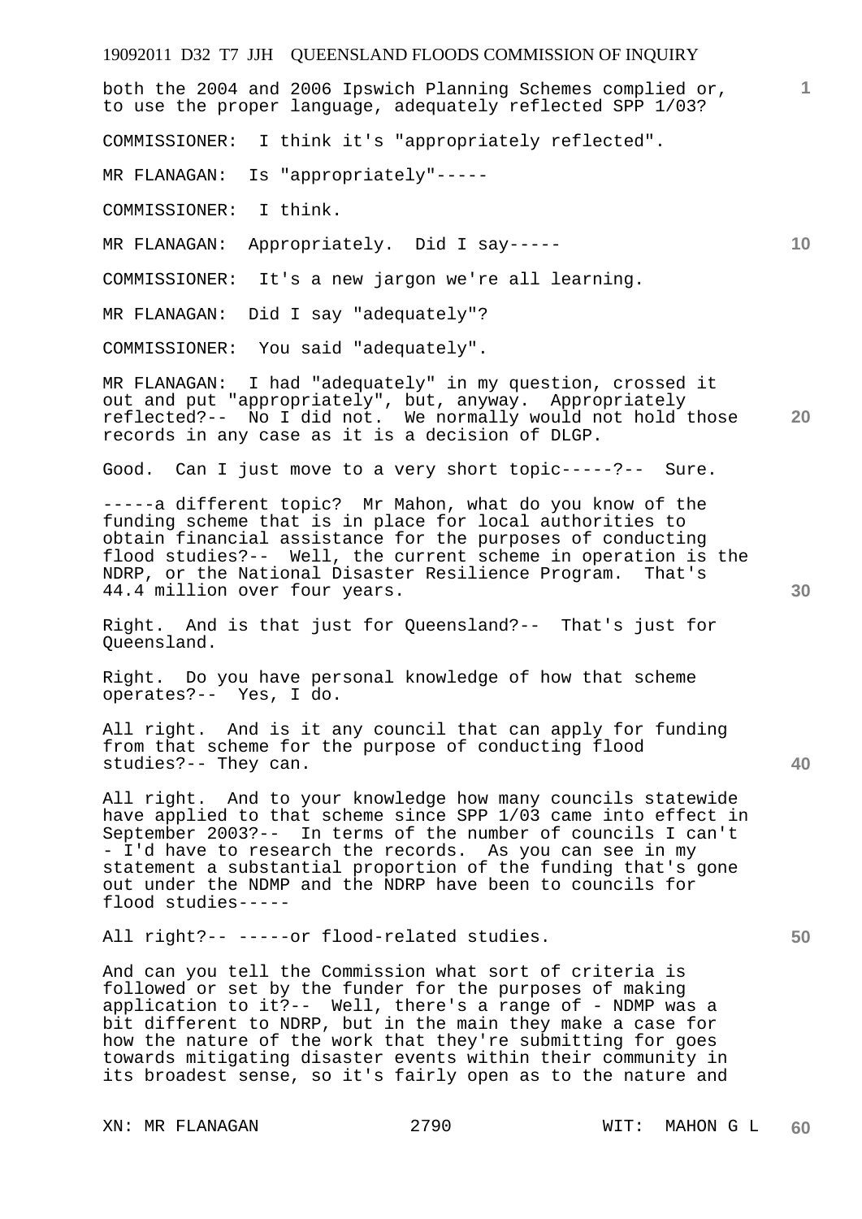both the 2004 and 2006 Ipswich Planning Schemes complied or, to use the proper language, adequately reflected SPP 1/03?

COMMISSIONER: I think it's "appropriately reflected".

MR FLANAGAN: Is "appropriately"-----

COMMISSIONER: I think.

MR FLANAGAN: Appropriately. Did I say-----

COMMISSIONER: It's a new jargon we're all learning.

MR FLANAGAN: Did I say "adequately"?

COMMISSIONER: You said "adequately".

MR FLANAGAN: I had "adequately" in my question, crossed it out and put "appropriately", but, anyway. Appropriately reflected?-- No I did not. We normally would not hold those records in any case as it is a decision of DLGP.

Good. Can I just move to a very short topic-----?-- Sure.

-----a different topic? Mr Mahon, what do you know of the funding scheme that is in place for local authorities to obtain financial assistance for the purposes of conducting flood studies?-- Well, the current scheme in operation is the NDRP, or the National Disaster Resilience Program. That's 44.4 million over four years.

Right. And is that just for Queensland?-- That's just for Queensland.

Right. Do you have personal knowledge of how that scheme operates?-- Yes, I do.

All right. And is it any council that can apply for funding from that scheme for the purpose of conducting flood studies?-- They can.

All right. And to your knowledge how many councils statewide have applied to that scheme since SPP 1/03 came into effect in September 2003?-- In terms of the number of councils I can't - I'd have to research the records. As you can see in my statement a substantial proportion of the funding that's gone out under the NDMP and the NDRP have been to councils for flood studies-----

All right?-- -----or flood-related studies.

And can you tell the Commission what sort of criteria is followed or set by the funder for the purposes of making application to it?-- Well, there's a range of - NDMP was a bit different to NDRP, but in the main they make a case for how the nature of the work that they're submitting for goes towards mitigating disaster events within their community in its broadest sense, so it's fairly open as to the nature and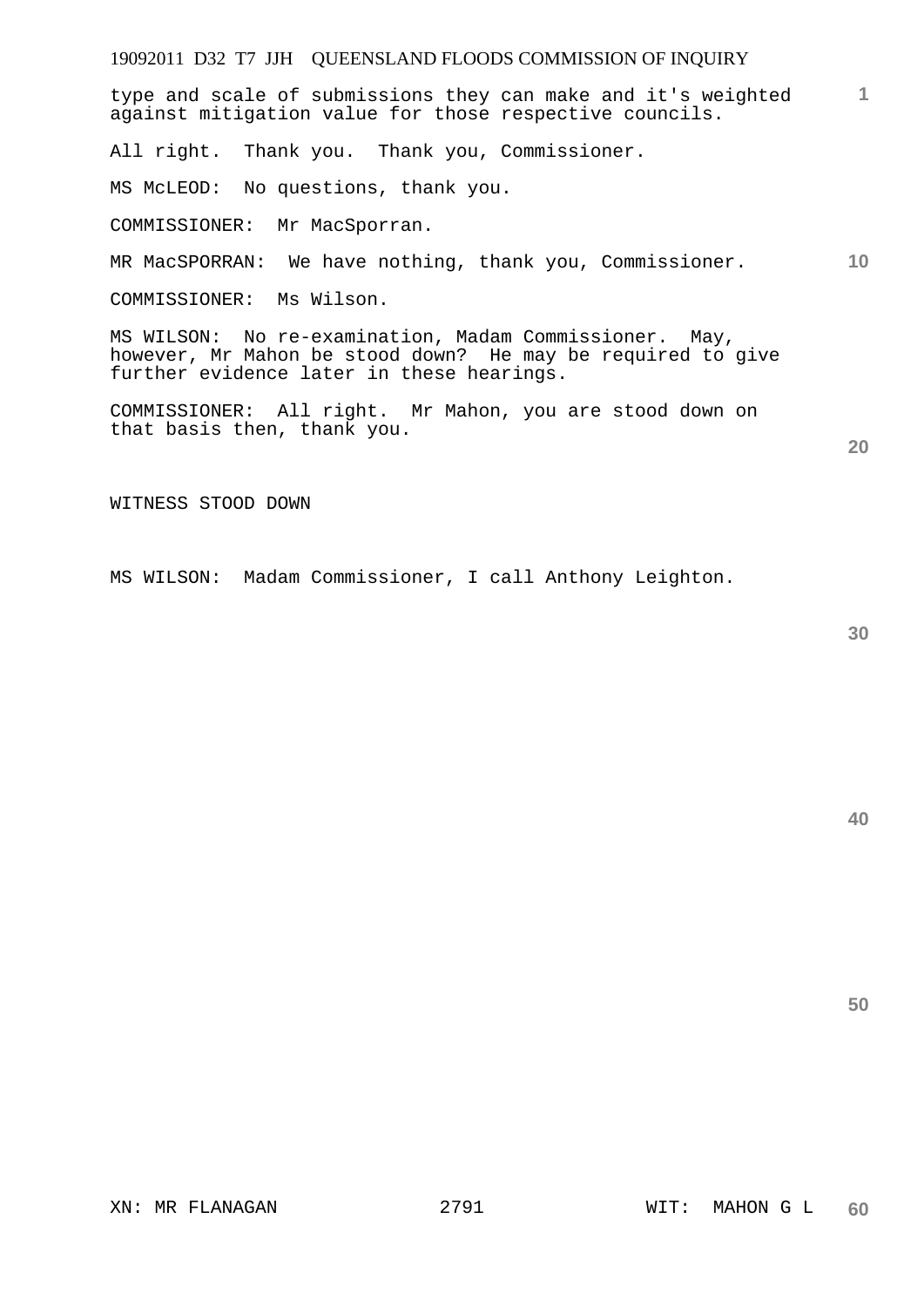type and scale of submissions they can make and it's weighted against mitigation value for those respective councils.

All right. Thank you. Thank you, Commissioner.

MS McLEOD: No questions, thank you.

COMMISSIONER: Mr MacSporran.

MR MacSPORRAN: We have nothing, thank you, Commissioner.

COMMISSIONER: Ms Wilson.

MS WILSON: No re-examination, Madam Commissioner. May, however, Mr Mahon be stood down? He may be required to give further evidence later in these hearings.

COMMISSIONER: All right. Mr Mahon, you are stood down on that basis then, thank you.

WITNESS STOOD DOWN

MS WILSON: Madam Commissioner, I call Anthony Leighton.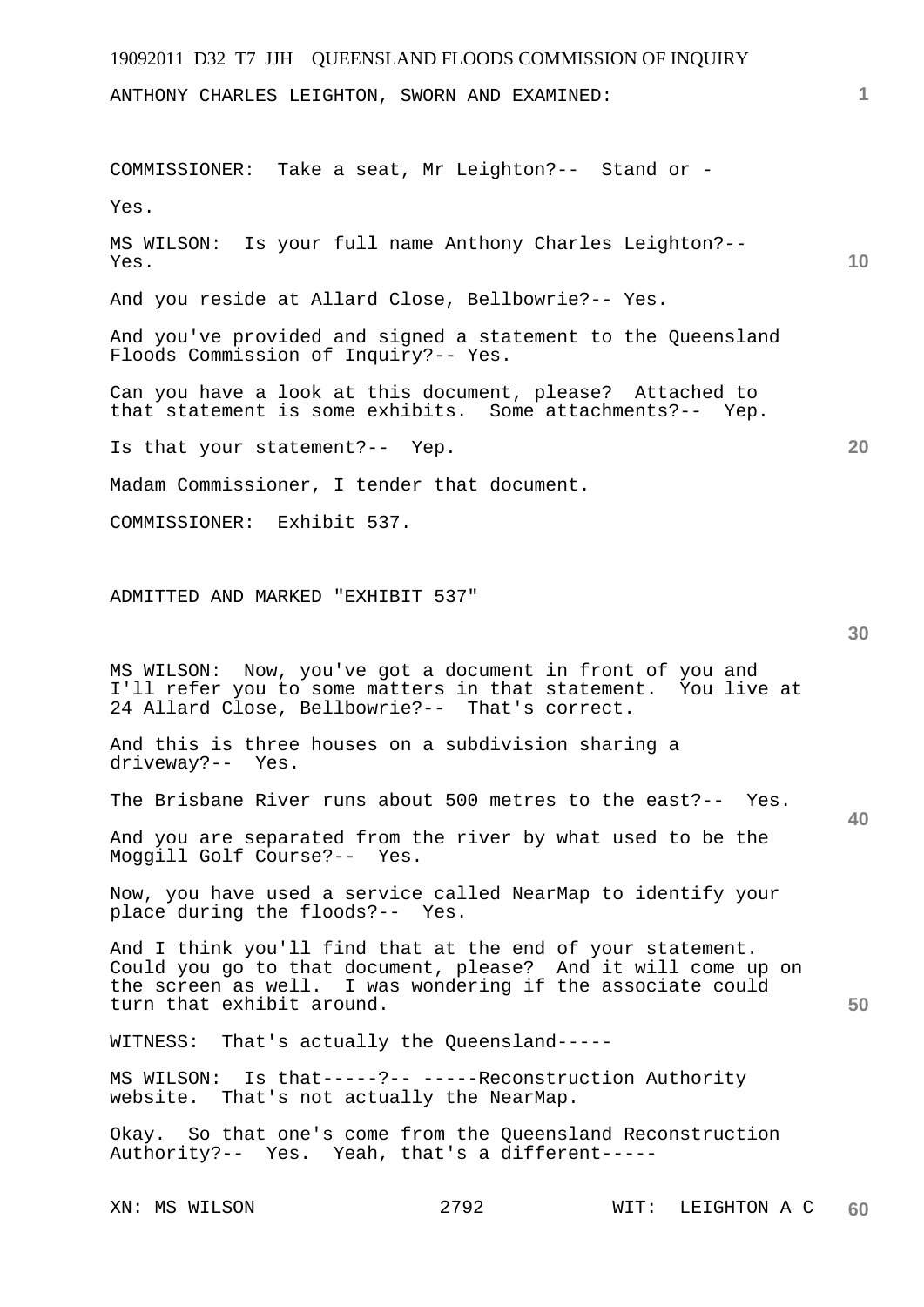ANTHONY CHARLES LEIGHTON, SWORN AND EXAMINED:

COMMISSIONER: Take a seat, Mr Leighton?-- Stand or -

Yes.

MS WILSON: Is your full name Anthony Charles Leighton?-- Yes.

And you reside at Allard Close, Bellbowrie?-- Yes.

And you've provided and signed a statement to the Queensland Floods Commission of Inquiry?-- Yes.

Can you have a look at this document, please? Attached to that statement is some exhibits. Some attachments?-- Yep.

Is that your statement?-- Yep.

Madam Commissioner, I tender that document.

COMMISSIONER: Exhibit 537.

ADMITTED AND MARKED "EXHIBIT 537"

MS WILSON: Now, you've got a document in front of you and I'll refer you to some matters in that statement. You live at 24 Allard Close, Bellbowrie?-- That's correct.

And this is three houses on a subdivision sharing a driveway?-- Yes.

The Brisbane River runs about 500 metres to the east?-- Yes.

And you are separated from the river by what used to be the Moggill Golf Course?-- Yes.

Now, you have used a service called NearMap to identify your place during the floods?-- Yes.

And I think you'll find that at the end of your statement. Could you go to that document, please? And it will come up on the screen as well. I was wondering if the associate could turn that exhibit around.

WITNESS: That's actually the Queensland-----

MS WILSON: Is that-----?-- -----Reconstruction Authority website. That's not actually the NearMap.

Okay. So that one's come from the Queensland Reconstruction Authority?-- Yes. Yeah, that's a different-----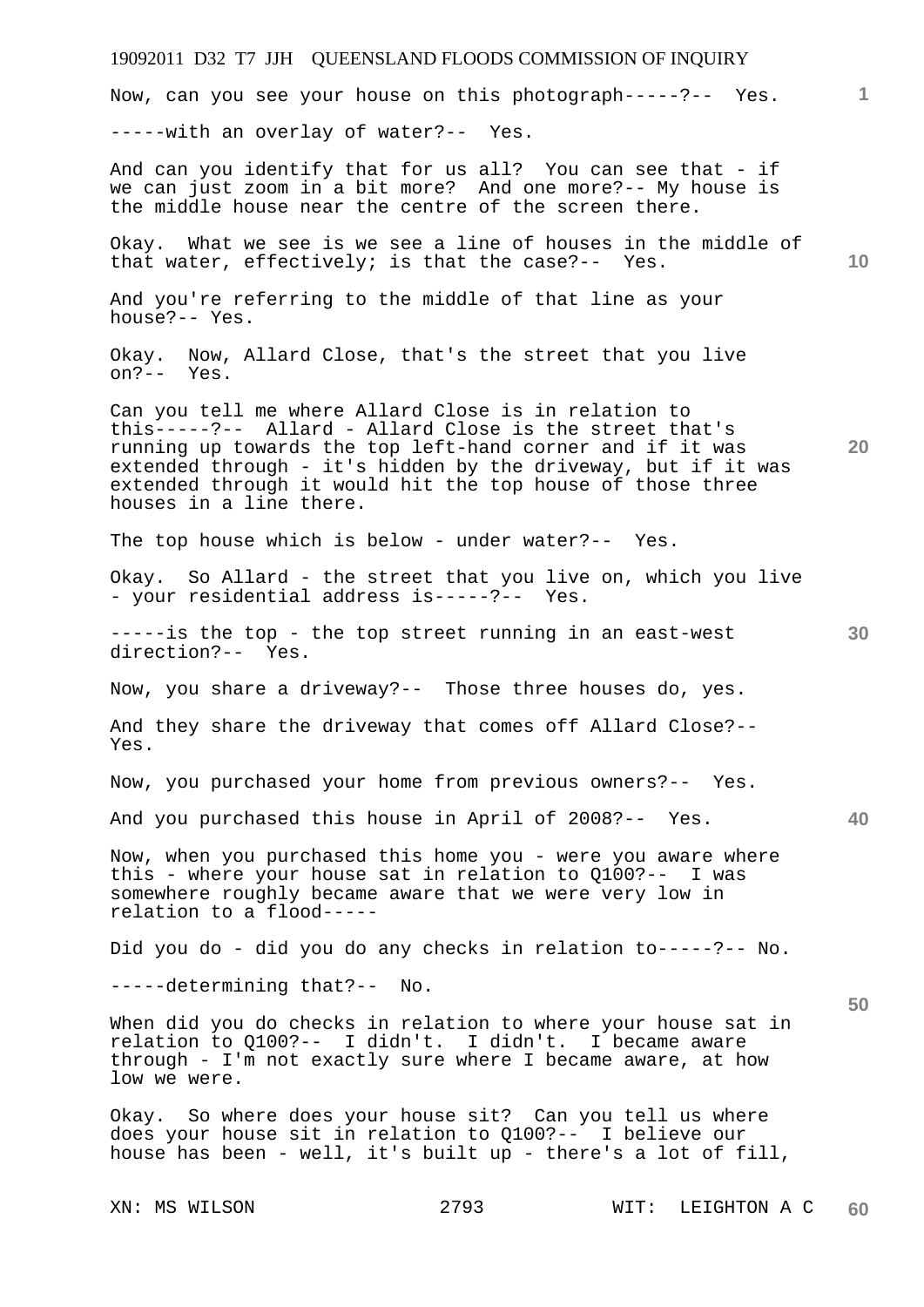Now, can you see your house on this photograph-----?-- Yes.

-----with an overlay of water?-- Yes.

And can you identify that for us all? You can see that - if we can just zoom in a bit more? And one more?-- My house is the middle house near the centre of the screen there.

Okay. What we see is we see a line of houses in the middle of that water, effectively; is that the case?-- Yes.

And you're referring to the middle of that line as your house?-- Yes.

Okay. Now, Allard Close, that's the street that you live on?-- Yes.

Can you tell me where Allard Close is in relation to this-----?-- Allard - Allard Close is the street that's running up towards the top left-hand corner and if it was extended through - it's hidden by the driveway, but if it was extended through it would hit the top house of those three houses in a line there.

The top house which is below - under water?-- Yes.

Okay. So Allard - the street that you live on, which you live - your residential address is-----?-- Yes.

-----is the top - the top street running in an east-west direction?-- Yes.

Now, you share a driveway?-- Those three houses do, yes.

And they share the driveway that comes off Allard Close?-- Yes.

Now, you purchased your home from previous owners?-- Yes.

And you purchased this house in April of 2008?-- Yes.

Now, when you purchased this home you - were you aware where this - where your house sat in relation to Q100?-- I was somewhere roughly became aware that we were very low in relation to a flood-----

Did you do - did you do any checks in relation to-----?-- No.

-----determining that?-- No.

When did you do checks in relation to where your house sat in relation to Q100?-- I didn't. I didn't. I became aware through - I'm not exactly sure where I became aware, at how low we were.

Okay. So where does your house sit? Can you tell us where does your house sit in relation to Q100?-- I believe our house has been - well, it's built up - there's a lot of fill,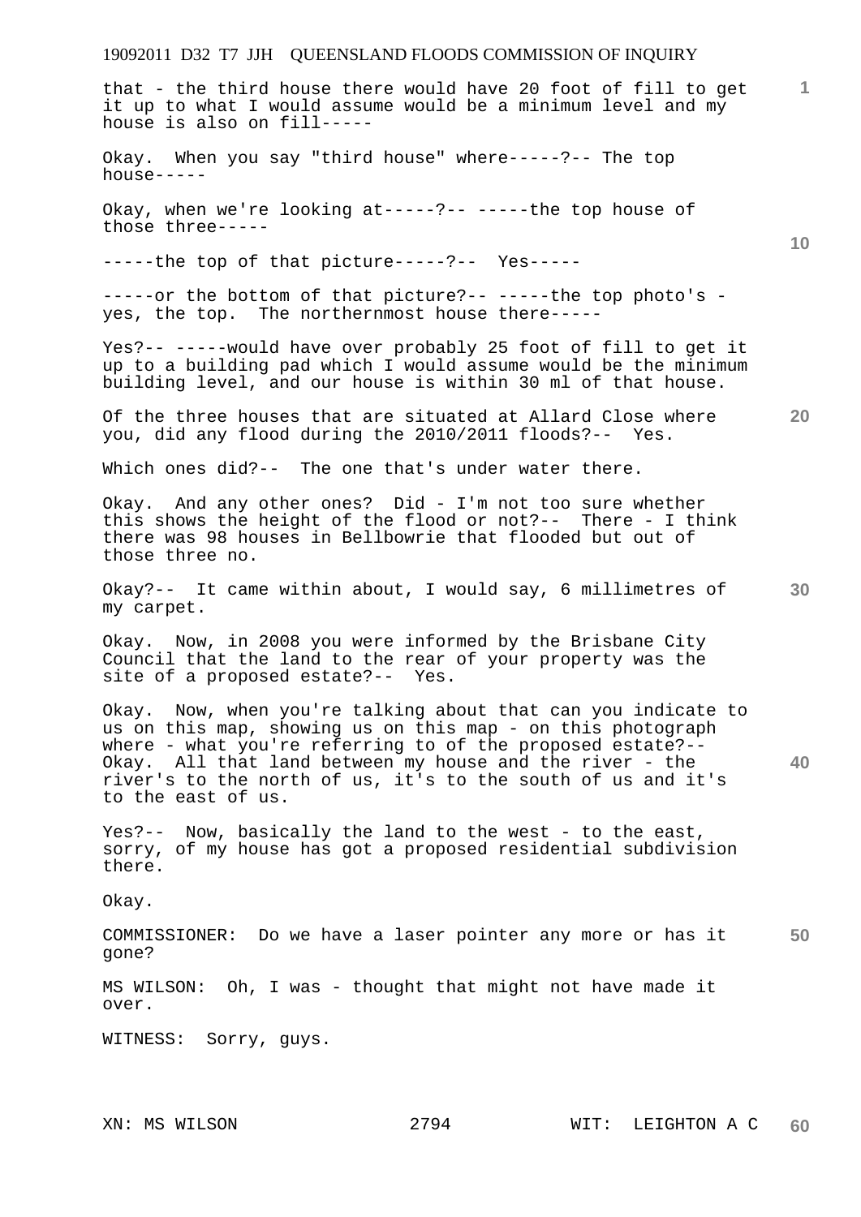that - the third house there would have 20 foot of fill to get it up to what I would assume would be a minimum level and my house is also on fill-----

Okay. When you say "third house" where-----?-- The top house-----

Okay, when we're looking at-----?-- -----the top house of those three-----

-----the top of that picture-----?-- Yes-----

-----or the bottom of that picture?-- -----the top photo's - yes, the top. The northernmost house there-----

Yes?-- -----would have over probably 25 foot of fill to get it up to a building pad which I would assume would be the minimum building level, and our house is within 30 ml of that house.

Of the three houses that are situated at Allard Close where you, did any flood during the 2010/2011 floods?-- Yes.

Which ones did?-- The one that's under water there.

Okay. And any other ones? Did - I'm not too sure whether this shows the height of the flood or not?-- There - I think there was 98 houses in Bellbowrie that flooded but out of those three no.

Okay?-- It came within about, I would say, 6 millimetres of my carpet.

Okay. Now, in 2008 you were informed by the Brisbane City Council that the land to the rear of your property was the site of a proposed estate?-- Yes.

Okay. Now, when you're talking about that can you indicate to us on this map, showing us on this map - on this photograph where - what you're referring to of the proposed estate?-- Okay. All that land between my house and the river - the river's to the north of us, it's to the south of us and it's to the east of us.

Yes?-- Now, basically the land to the west - to the east, sorry, of my house has got a proposed residential subdivision there.

Okay.

COMMISSIONER: Do we have a laser pointer any more or has it gone?

MS WILSON: Oh, I was - thought that might not have made it over.

WITNESS: Sorry, guys.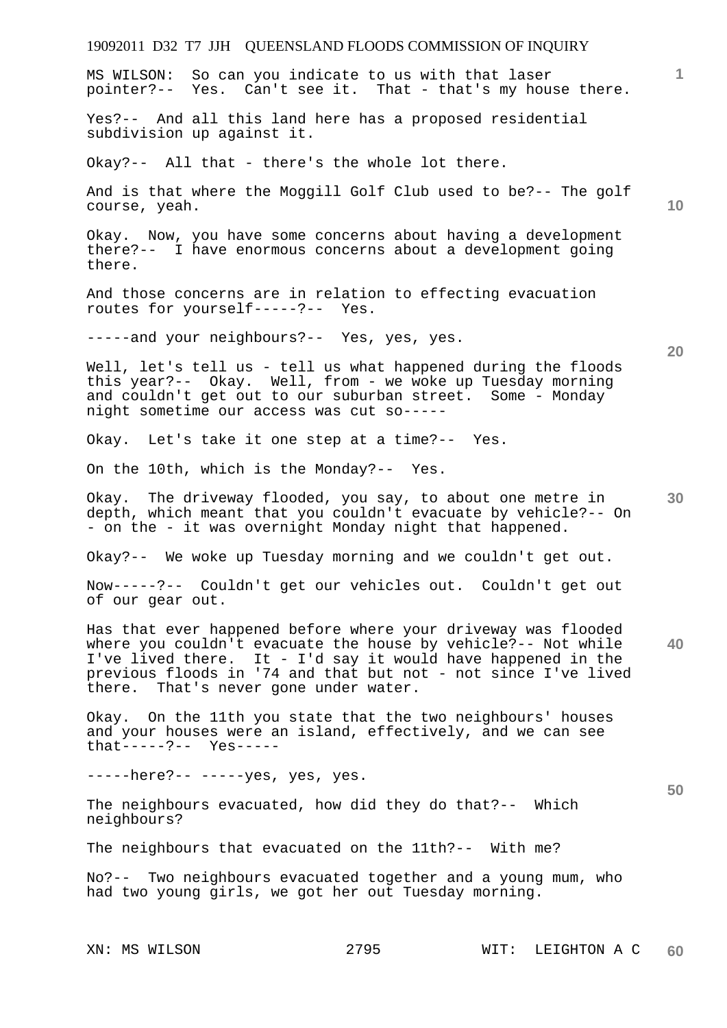MS WILSON: So can you indicate to us with that laser pointer?-- Yes. Can't see it. That - that's my house there.

Yes?-- And all this land here has a proposed residential subdivision up against it.

Okay?-- All that - there's the whole lot there.

And is that where the Moggill Golf Club used to be?-- The golf course, yeah.

Okay. Now, you have some concerns about having a development there?-- I have enormous concerns about a development going there.

And those concerns are in relation to effecting evacuation routes for yourself-----?-- Yes.

-----and your neighbours?-- Yes, yes, yes.

Well, let's tell us - tell us what happened during the floods this year?-- Okay. Well, from - we woke up Tuesday morning and couldn't get out to our suburban street. Some - Monday night sometime our access was cut so-----

Okay. Let's take it one step at a time?-- Yes.

On the 10th, which is the Monday?-- Yes.

Okay. The driveway flooded, you say, to about one metre in depth, which meant that you couldn't evacuate by vehicle?-- On - on the - it was overnight Monday night that happened.

Okay?-- We woke up Tuesday morning and we couldn't get out.

Now-----?-- Couldn't get our vehicles out. Couldn't get out of our gear out.

Has that ever happened before where your driveway was flooded where you couldn't evacuate the house by vehicle?-- Not while I've lived there. It - I'd say it would have happened in the previous floods in '74 and that but not - not since I've lived there. That's never gone under water.

Okay. On the 11th you state that the two neighbours' houses and your houses were an island, effectively, and we can see that-----?-- Yes-----

-----here?-- -----yes, yes, yes.

The neighbours evacuated, how did they do that?-- Which neighbours?

The neighbours that evacuated on the 11th?-- With me?

No?-- Two neighbours evacuated together and a young mum, who had two young girls, we got her out Tuesday morning.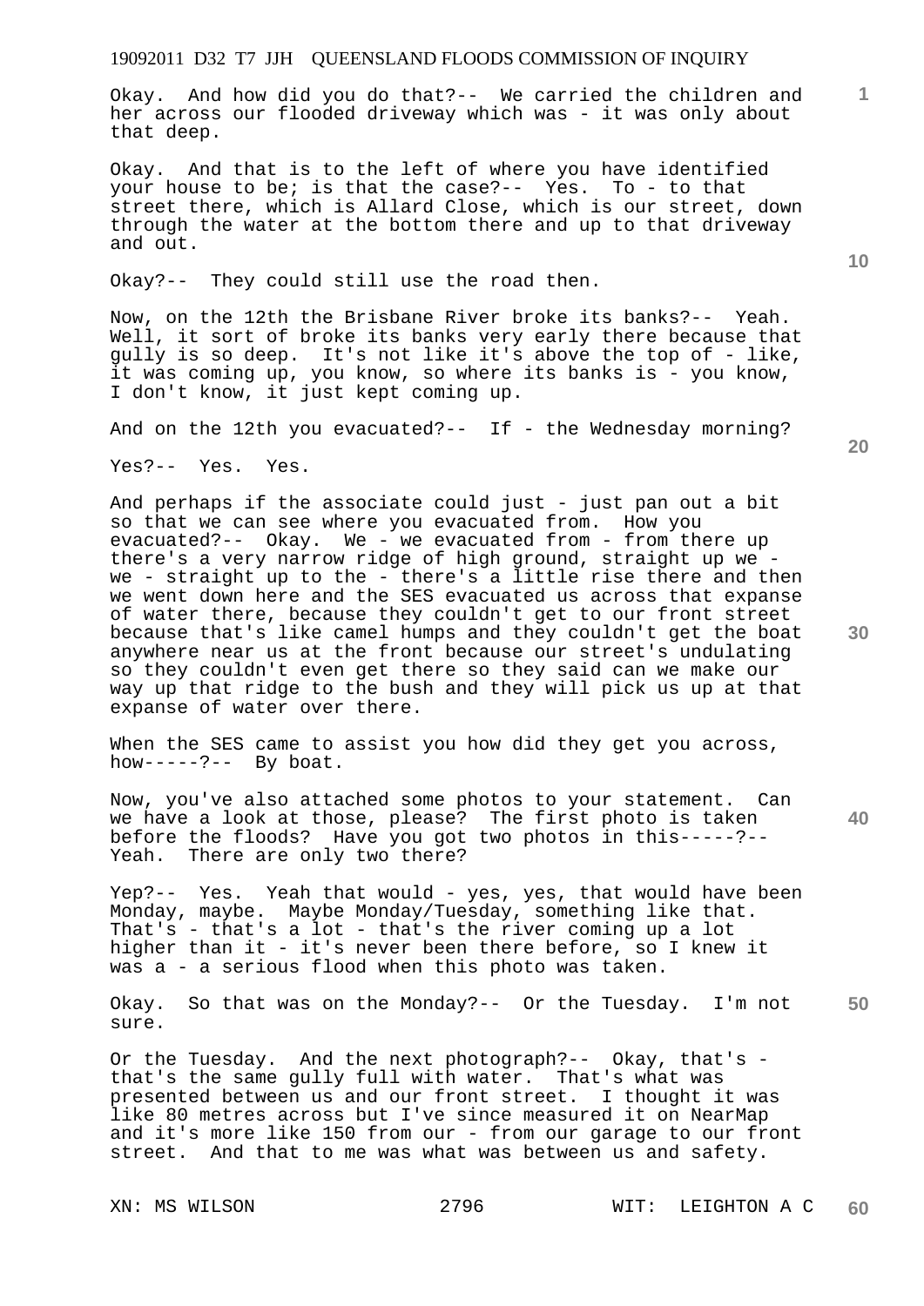Okay. And how did you do that?-- We carried the children and her across our flooded driveway which was - it was only about that deep.

Okay. And that is to the left of where you have identified your house to be; is that the case?-- Yes. To - to that street there, which is Allard Close, which is our street, down through the water at the bottom there and up to that driveway and out.

Okay?-- They could still use the road then.

Now, on the 12th the Brisbane River broke its banks?-- Yeah. Well, it sort of broke its banks very early there because that gully is so deep. It's not like it's above the top of - like, it was coming up, you know, so where its banks is - you know, I don't know, it just kept coming up.

And on the 12th you evacuated?-- If - the Wednesday morning?

Yes?-- Yes. Yes.

And perhaps if the associate could just - just pan out a bit so that we can see where you evacuated from. How you evacuated?-- Okay. We - we evacuated from - from there up there's a very narrow ridge of high ground, straight up we - we - straight up to the - there's a little rise there and then we went down here and the SES evacuated us across that expanse of water there, because they couldn't get to our front street because that's like camel humps and they couldn't get the boat anywhere near us at the front because our street's undulating so they couldn't even get there so they said can we make our way up that ridge to the bush and they will pick us up at that expanse of water over there.

When the SES came to assist you how did they get you across, how-----?-- By boat.

Now, you've also attached some photos to your statement. Can we have a look at those, please? The first photo is taken before the floods? Have you got two photos in this-----?-- Yeah. There are only two there?

Yep?-- Yes. Yeah that would - yes, yes, that would have been Monday, maybe. Maybe Monday/Tuesday, something like that. That's - that's a lot - that's the river coming up a lot higher than it - it's never been there before, so I knew it was a - a serious flood when this photo was taken.

Okay. So that was on the Monday?-- Or the Tuesday. I'm not sure.

Or the Tuesday. And the next photograph?-- Okay, that's - that's the same gully full with water. That's what was presented between us and our front street. I thought it was like 80 metres across but I've since measured it on NearMap and it's more like 150 from our - from our garage to our front street. And that to me was what was between us and safety.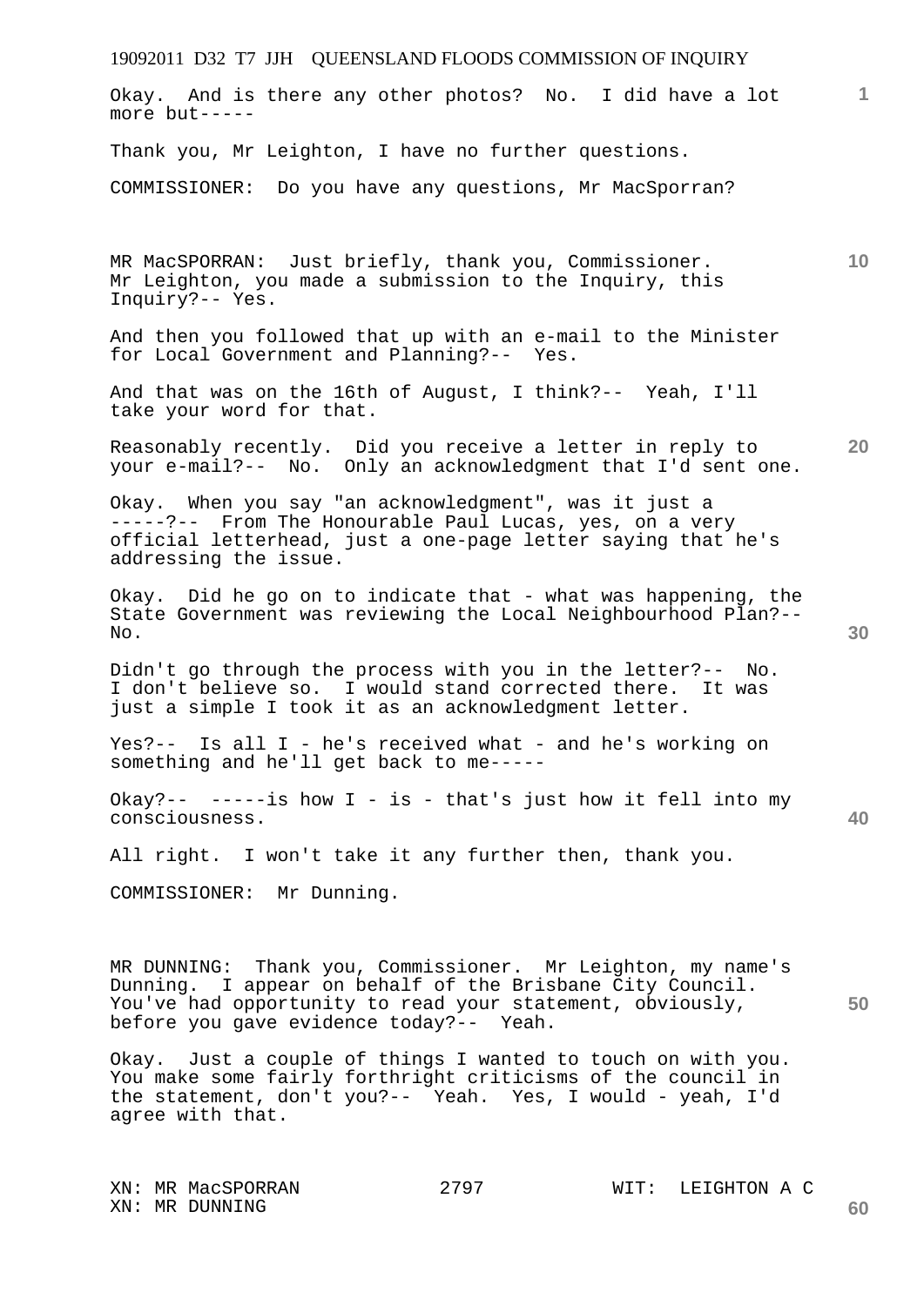Okay. And is there any other photos? No. I did have a lot more but-----

Thank you, Mr Leighton, I have no further questions.

COMMISSIONER: Do you have any questions, Mr MacSporran?

MR MacSPORRAN: Just briefly, thank you, Commissioner. Mr Leighton, you made a submission to the Inquiry, this Inquiry?-- Yes.

And then you followed that up with an e-mail to the Minister for Local Government and Planning?-- Yes.

And that was on the 16th of August, I think?-- Yeah, I'll take your word for that.

Reasonably recently. Did you receive a letter in reply to your e-mail?-- No. Only an acknowledgment that I'd sent one.

Okay. When you say "an acknowledgment", was it just a -----?-- From The Honourable Paul Lucas, yes, on a very official letterhead, just a one-page letter saying that he's addressing the issue.

Okay. Did he go on to indicate that - what was happening, the State Government was reviewing the Local Neighbourhood Plan?-- No.

Didn't go through the process with you in the letter?-- No. I don't believe so. I would stand corrected there. It was just a simple I took it as an acknowledgment letter.

Yes?-- Is all I - he's received what - and he's working on something and he'll get back to me-----

Okay?-- -----is how I - is - that's just how it fell into my consciousness.

All right. I won't take it any further then, thank you.

COMMISSIONER: Mr Dunning.

MR DUNNING: Thank you, Commissioner. Mr Leighton, my name's Dunning. I appear on behalf of the Brisbane City Council. You've had opportunity to read your statement, obviously, before you gave evidence today?-- Yeah.

Okay. Just a couple of things I wanted to touch on with you. You make some fairly forthright criticisms of the council in the statement, don't you?-- Yeah. Yes, I would - yeah, I'd agree with that.

XN: MR MacSPORRAN WIT: LEIGHTON A C
XN: MR DUNNING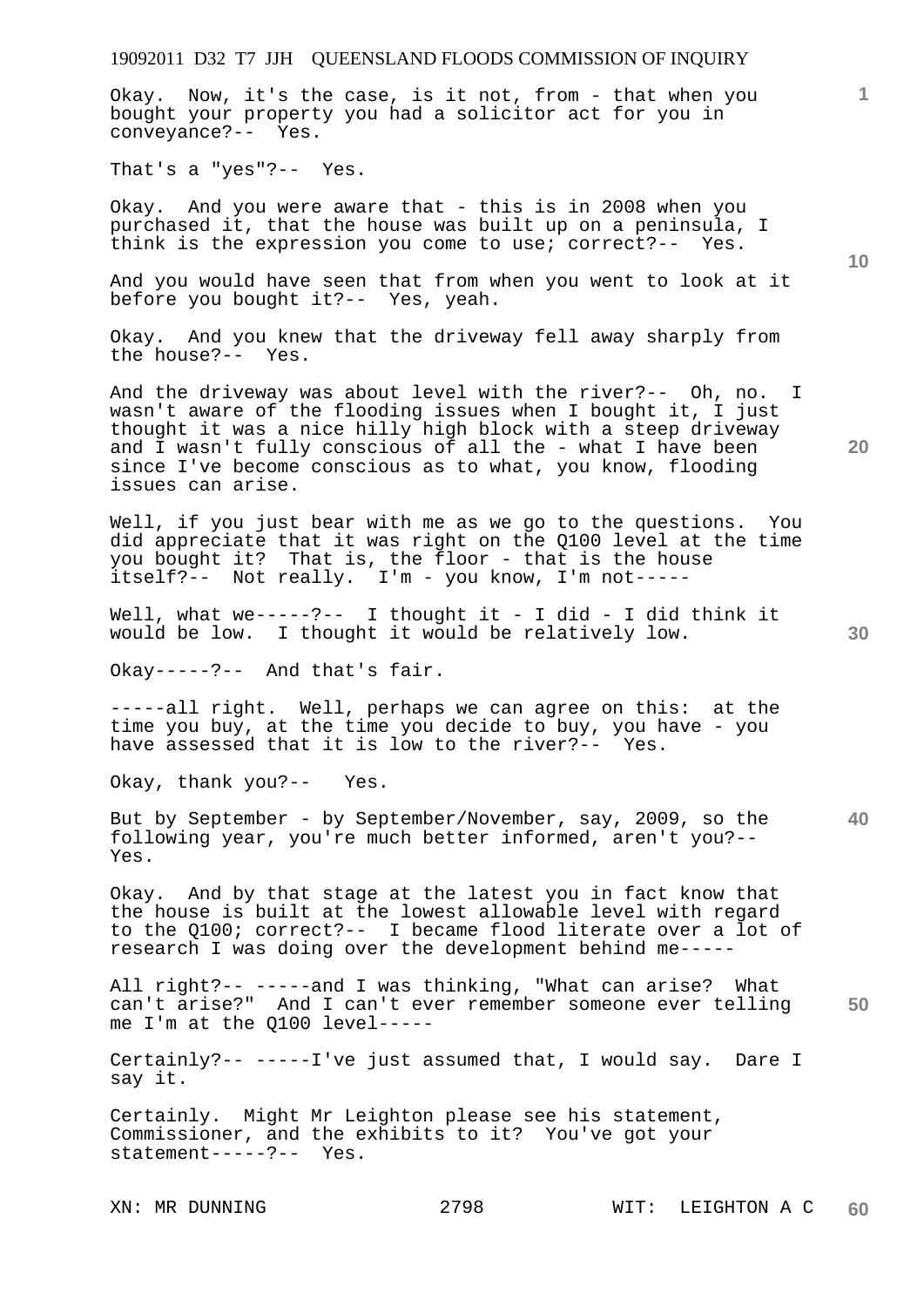Okay. Now, it's the case, is it not, from - that when you bought your property you had a solicitor act for you in conveyance?-- Yes.

That's a "yes"?-- Yes.

Okay. And you were aware that - this is in 2008 when you purchased it, that the house was built up on a peninsula, I think is the expression you come to use; correct?-- Yes.

And you would have seen that from when you went to look at it before you bought it?-- Yes, yeah.

Okay. And you knew that the driveway fell away sharply from the house?-- Yes.

And the driveway was about level with the river?-- Oh, no. I wasn't aware of the flooding issues when I bought it, I just thought it was a nice hilly high block with a steep driveway and I wasn't fully conscious of all the - what I have been since I've become conscious as to what, you know, flooding issues can arise.

Well, if you just bear with me as we go to the questions. You did appreciate that it was right on the Q100 level at the time you bought it? That is, the floor - that is the house itself?-- Not really. I'm - you know, I'm not-----

Well, what we-----?-- I thought it - I did - I did think it would be low. I thought it would be relatively low.

Okay-----?-- And that's fair.

-----all right. Well, perhaps we can agree on this: at the time you buy, at the time you decide to buy, you have - you have assessed that it is low to the river?-- Yes.

Okay, thank you?-- Yes.

But by September - by September/November, say, 2009, so the following year, you're much better informed, aren't you?-- Yes.

Okay. And by that stage at the latest you in fact know that the house is built at the lowest allowable level with regard to the Q100; correct?-- I became flood literate over a lot of research I was doing over the development behind me-----

All right?-- -----and I was thinking, "What can arise? What can't arise?" And I can't ever remember someone ever telling me I'm at the Q100 level-----

Certainly?-- -----I've just assumed that, I would say. Dare I say it.

Certainly. Might Mr Leighton please see his statement, Commissioner, and the exhibits to it? You've got your statement-----?-- Yes.

XN: MR DUNNING WIT: LEIGHTON A C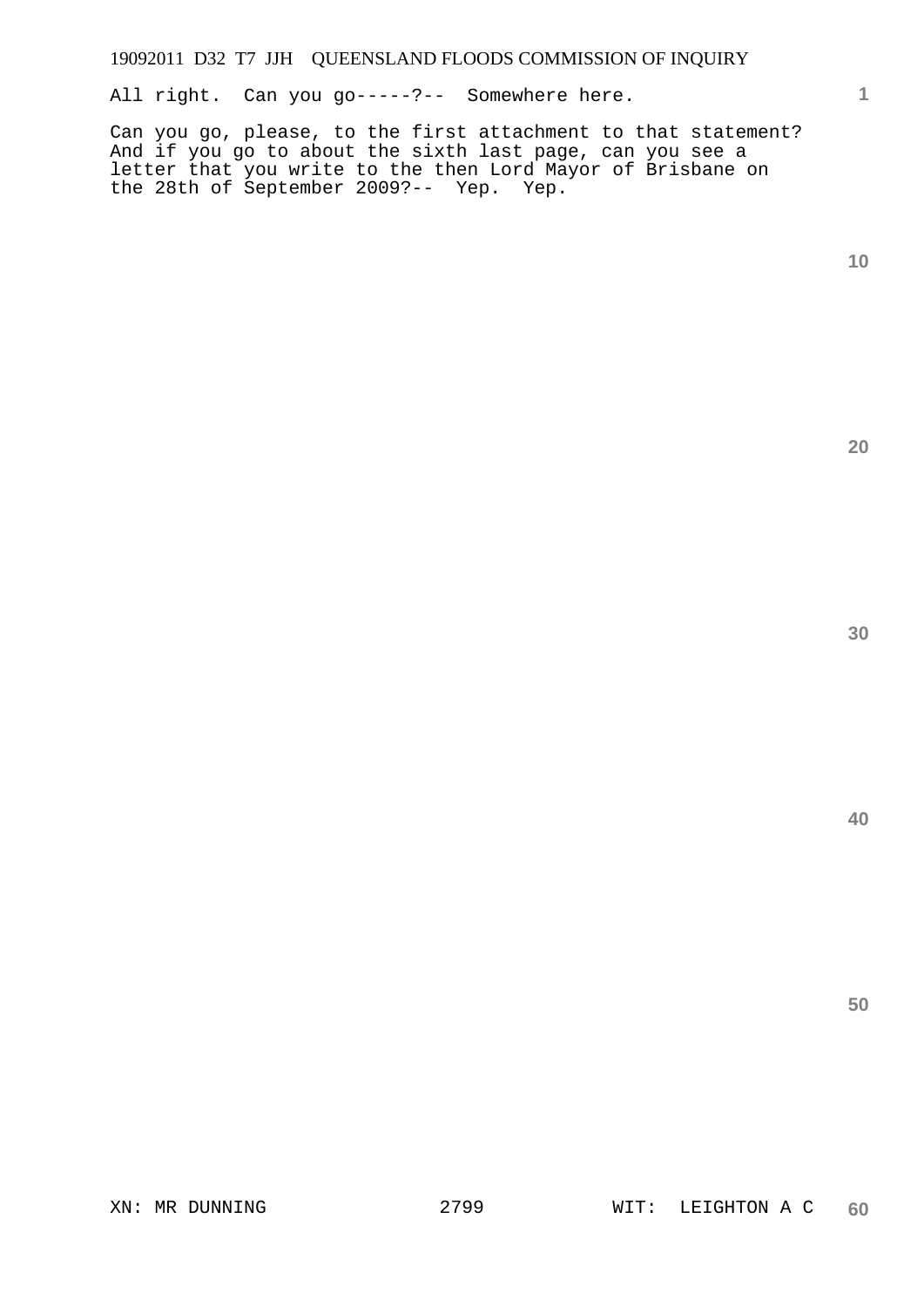All right. Can you go-----?-- Somewhere here.

Can you go, please, to the first attachment to that statement? And if you go to about the sixth last page, can you see a letter that you write to the then Lord Mayor of Brisbane on the 28th of September 2009?-- Yep. Yep.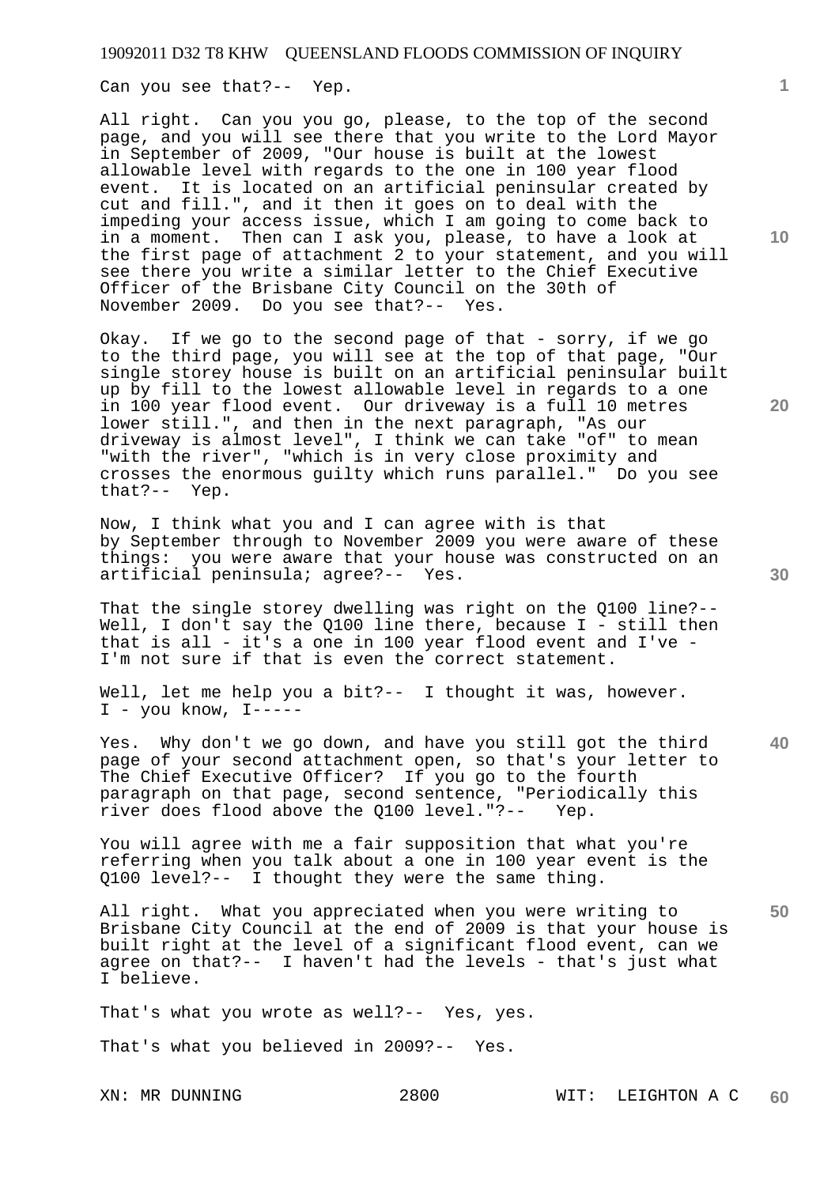Can you see that?-- Yep.

All right. Can you you go, please, to the top of the second page, and you will see there that you write to the Lord Mayor in September of 2009, "Our house is built at the lowest allowable level with regards to the one in 100 year flood event. It is located on an artificial peninsular created by cut and fill.", and it then it goes on to deal with the impeding your access issue, which I am going to come back to in a moment. Then can I ask you, please, to have a look at the first page of attachment 2 to your statement, and you will see there you write a similar letter to the Chief Executive Officer of the Brisbane City Council on the 30th of November 2009. Do you see that?-- Yes.

Okay. If we go to the second page of that - sorry, if we go to the third page, you will see at the top of that page, "Our single storey house is built on an artificial peninsular built up by fill to the lowest allowable level in regards to a one in 100 year flood event. Our driveway is a full 10 metres lower still.", and then in the next paragraph, "As our driveway is almost level", I think we can take "of" to mean "with the river", "which is in very close proximity and crosses the enormous guilty which runs parallel." Do you see that?-- Yep.

Now, I think what you and I can agree with is that by September through to November 2009 you were aware of these things: you were aware that your house was constructed on an artificial peninsula; agree?-- Yes.

That the single storey dwelling was right on the Q100 line?-- Well, I don't say the Q100 line there, because I - still then that is all - it's a one in 100 year flood event and I've - I'm not sure if that is even the correct statement.

Well, let me help you a bit?-- I thought it was, however. I - you know, I-----

Yes. Why don't we go down, and have you still got the third page of your second attachment open, so that's your letter to The Chief Executive Officer? If you go to the fourth paragraph on that page, second sentence, "Periodically this river does flood above the Q100 level."?-- Yep.

You will agree with me a fair supposition that what you're referring when you talk about a one in 100 year event is the Q100 level?-- I thought they were the same thing.

All right. What you appreciated when you were writing to Brisbane City Council at the end of 2009 is that your house is built right at the level of a significant flood event, can we agree on that?-- I haven't had the levels - that's just what I believe.

That's what you wrote as well?-- Yes, yes.

That's what you believed in 2009?-- Yes.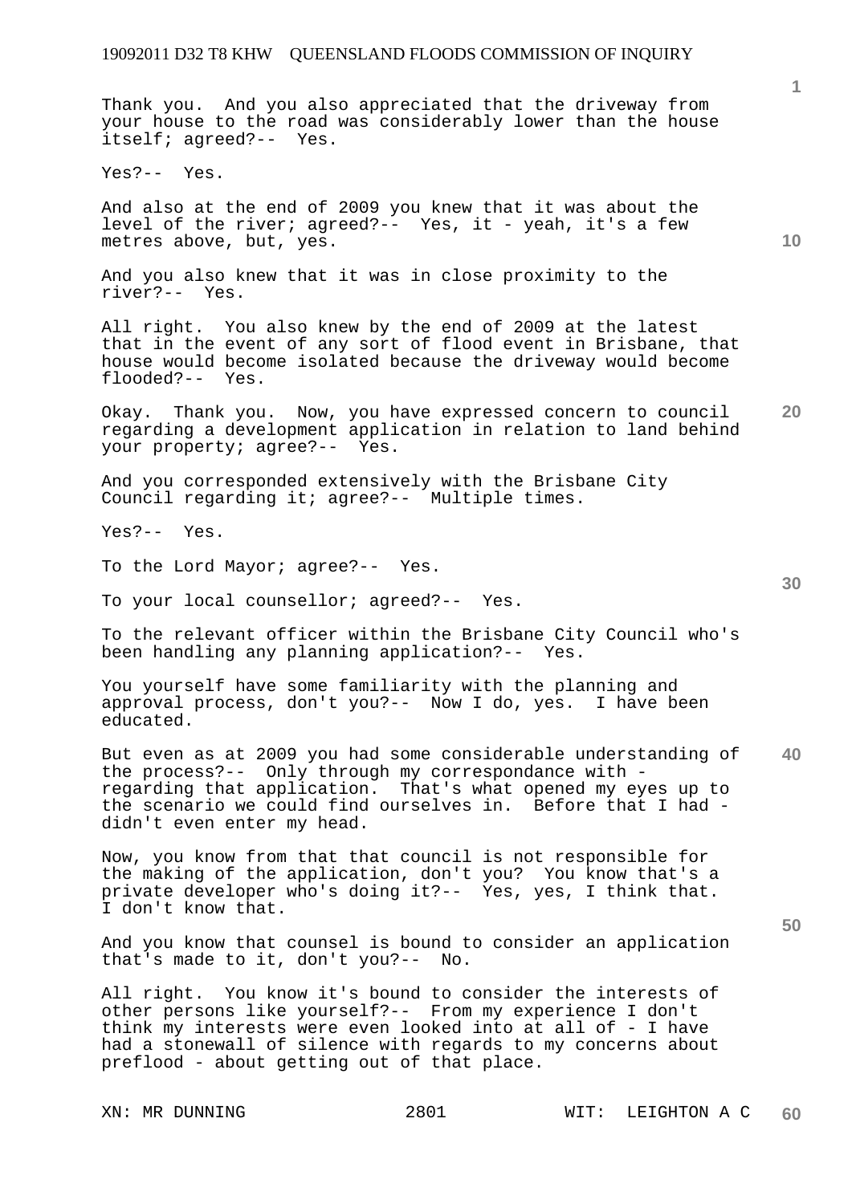Thank you. And you also appreciated that the driveway from your house to the road was considerably lower than the house itself; agreed?-- Yes.

Yes?-- Yes.

And also at the end of 2009 you knew that it was about the level of the river; agreed?-- Yes, it - yeah, it's a few metres above, but, yes.

And you also knew that it was in close proximity to the river?-- Yes.

All right. You also knew by the end of 2009 at the latest that in the event of any sort of flood event in Brisbane, that house would become isolated because the driveway would become flooded?-- Yes.

Okay. Thank you. Now, you have expressed concern to council regarding a development application in relation to land behind your property; agree?-- Yes.

And you corresponded extensively with the Brisbane City Council regarding it; agree?-- Multiple times.

Yes?-- Yes.

To the Lord Mayor; agree?-- Yes.

To your local counsellor; agreed?-- Yes.

To the relevant officer within the Brisbane City Council who's been handling any planning application?-- Yes.

You yourself have some familiarity with the planning and approval process, don't you?-- Now I do, yes. I have been educated.

But even as at 2009 you had some considerable understanding of the process?-- Only through my correspondance with - regarding that application. That's what opened my eyes up to the scenario we could find ourselves in. Before that I had - didn't even enter my head.

Now, you know from that that council is not responsible for the making of the application, don't you? You know that's a private developer who's doing it?-- Yes, yes, I think that. I don't know that.

And you know that counsel is bound to consider an application that's made to it, don't you?-- No.

All right. You know it's bound to consider the interests of other persons like yourself?-- From my experience I don't think my interests were even looked into at all of - I have had a stonewall of silence with regards to my concerns about preflood - about getting out of that place.

XN: MR DUNNING WIT: LEIGHTON A C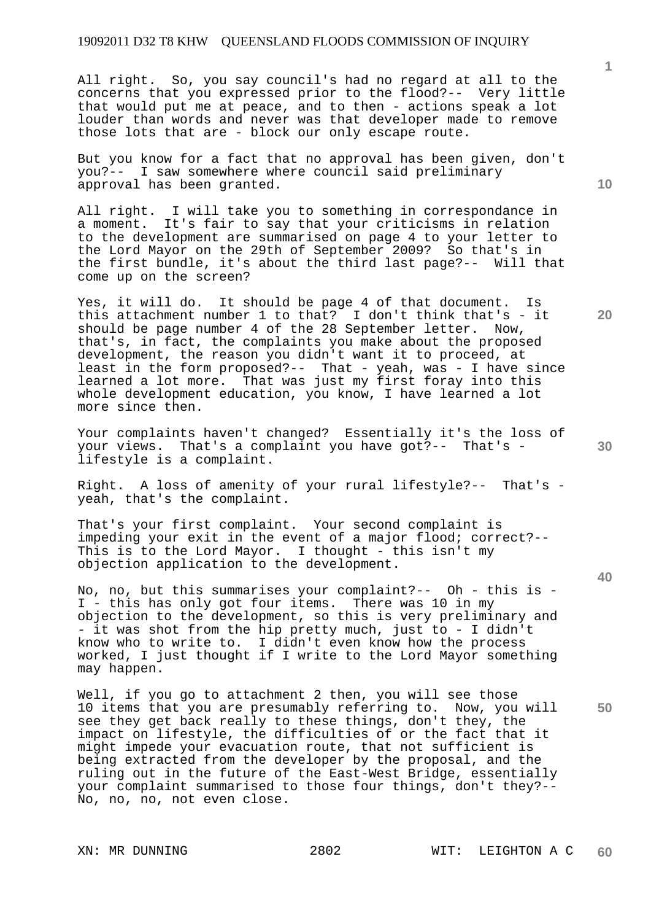All right. So, you say council's had no regard at all to the concerns that you expressed prior to the flood?-- Very little that would put me at peace, and to then - actions speak a lot louder than words and never was that developer made to remove those lots that are - block our only escape route.

But you know for a fact that no approval has been given, don't you?-- I saw somewhere where council said preliminary approval has been granted.

All right. I will take you to something in correspondance in a moment. It's fair to say that your criticisms in relation to the development are summarised on page 4 to your letter to the Lord Mayor on the 29th of September 2009? So that's in the first bundle, it's about the third last page?-- Will that come up on the screen?

Yes, it will do. It should be page 4 of that document. Is this attachment number 1 to that? I don't think that's - it should be page number 4 of the 28 September letter. Now, that's, in fact, the complaints you make about the proposed development, the reason you didn't want it to proceed, at least in the form proposed?-- That - yeah, was - I have since learned a lot more. That was just my first foray into this whole development education, you know, I have learned a lot more since then.

Your complaints haven't changed? Essentially it's the loss of your views. That's a complaint you have got?-- That's - lifestyle is a complaint.

Right. A loss of amenity of your rural lifestyle?-- That's - yeah, that's the complaint.

That's your first complaint. Your second complaint is impeding your exit in the event of a major flood; correct?-- This is to the Lord Mayor. I thought - this isn't my objection application to the development.

No, no, but this summarises your complaint?-- Oh - this is - I - this has only got four items. There was 10 in my objection to the development, so this is very preliminary and - it was shot from the hip pretty much, just to - I didn't know who to write to. I didn't even know how the process worked, I just thought if I write to the Lord Mayor something may happen.

Well, if you go to attachment 2 then, you will see those 10 items that you are presumably referring to. Now, you will see they get back really to these things, don't they, the impact on lifestyle, the difficulties of or the fact that it might impede your evacuation route, that not sufficient is being extracted from the developer by the proposal, and the ruling out in the future of the East-West Bridge, essentially your complaint summarised to those four things, don't they?-- No, no, no, not even close.

XN: MR DUNNING WIT: LEIGHTON A C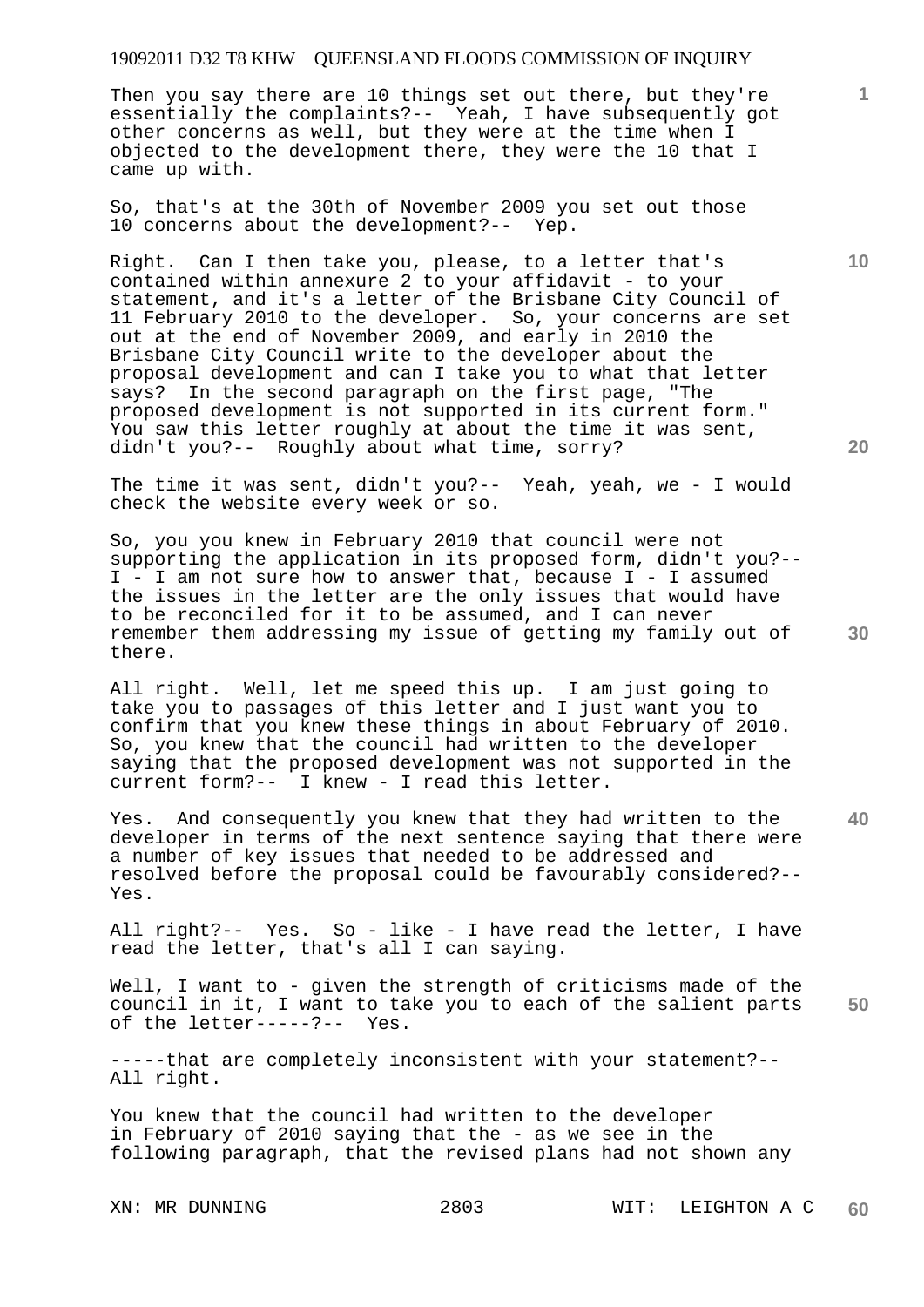Then you say there are 10 things set out there, but they're essentially the complaints?-- Yeah, I have subsequently got other concerns as well, but they were at the time when I objected to the development there, they were the 10 that I came up with.

So, that's at the 30th of November 2009 you set out those 10 concerns about the development?-- Yep.

Right. Can I then take you, please, to a letter that's contained within annexure 2 to your affidavit - to your statement, and it's a letter of the Brisbane City Council of 11 February 2010 to the developer. So, your concerns are set out at the end of November 2009, and early in 2010 the Brisbane City Council write to the developer about the proposal development and can I take you to what that letter says? In the second paragraph on the first page, "The proposed development is not supported in its current form." You saw this letter roughly at about the time it was sent, didn't you?-- Roughly about what time, sorry?

The time it was sent, didn't you?-- Yeah, yeah, we - I would check the website every week or so.

So, you you knew in February 2010 that council were not supporting the application in its proposed form, didn't you?-- I - I am not sure how to answer that, because I - I assumed the issues in the letter are the only issues that would have to be reconciled for it to be assumed, and I can never remember them addressing my issue of getting my family out of there.

All right. Well, let me speed this up. I am just going to take you to passages of this letter and I just want you to confirm that you knew these things in about February of 2010. So, you knew that the council had written to the developer saying that the proposed development was not supported in the current form?-- I knew - I read this letter.

Yes. And consequently you knew that they had written to the developer in terms of the next sentence saying that there were a number of key issues that needed to be addressed and resolved before the proposal could be favourably considered?-- Yes.

All right?-- Yes. So - like - I have read the letter, I have read the letter, that's all I can saying.

Well, I want to - given the strength of criticisms made of the council in it, I want to take you to each of the salient parts of the letter-----?-- Yes.

-----that are completely inconsistent with your statement?-- All right.

You knew that the council had written to the developer in February of 2010 saying that the - as we see in the following paragraph, that the revised plans had not shown any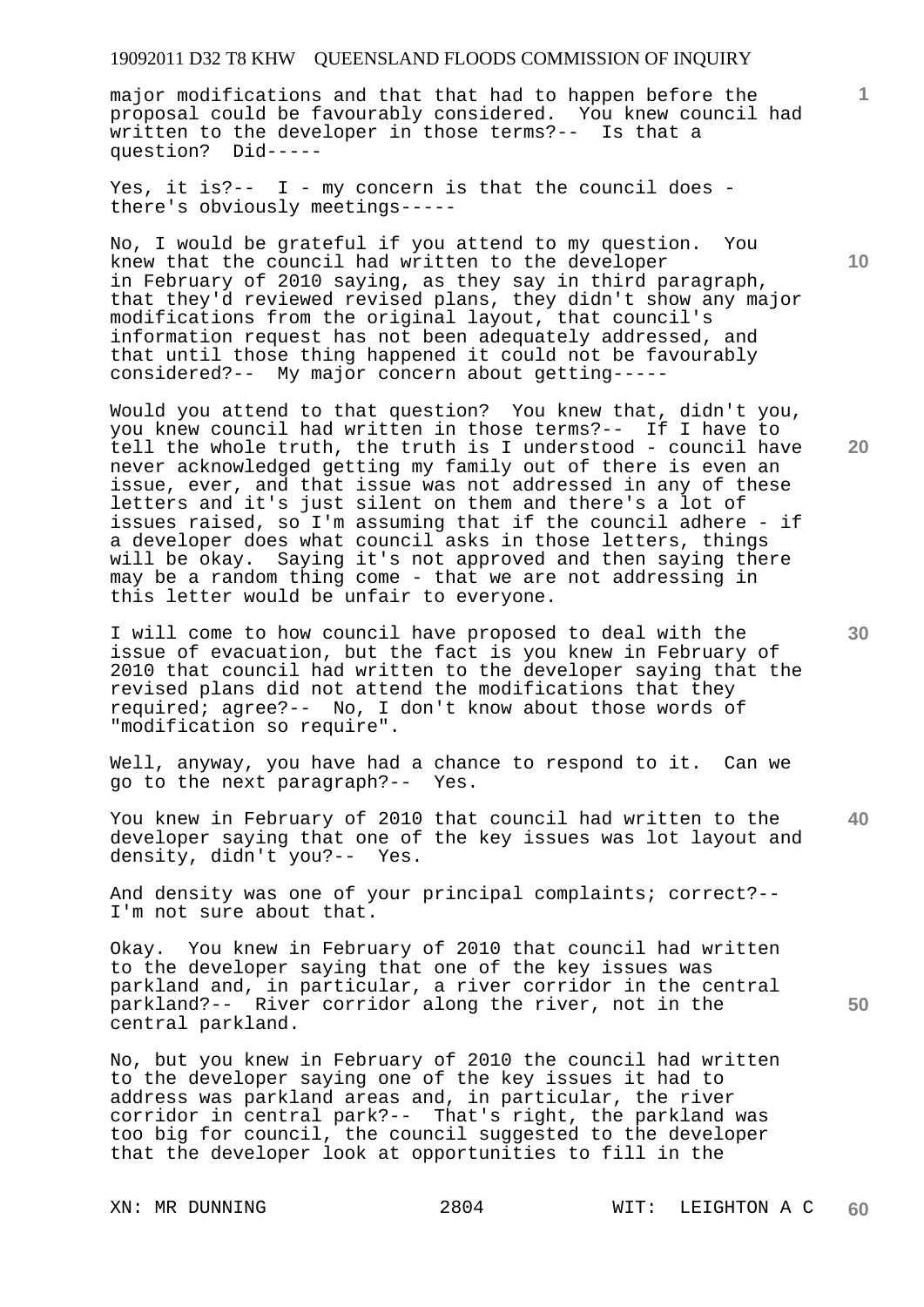major modifications and that that had to happen before the proposal could be favourably considered. You knew council had written to the developer in those terms?-- Is that a question? Did-----

Yes, it is?-- I - my concern is that the council does - there's obviously meetings-----

No, I would be grateful if you attend to my question. You knew that the council had written to the developer in February of 2010 saying, as they say in third paragraph, that they'd reviewed revised plans, they didn't show any major modifications from the original layout, that council's information request has not been adequately addressed, and that until those thing happened it could not be favourably considered?-- My major concern about getting-----

Would you attend to that question? You knew that, didn't you, you knew council had written in those terms?-- If I have to tell the whole truth, the truth is I understood - council have never acknowledged getting my family out of there is even an issue, ever, and that issue was not addressed in any of these letters and it's just silent on them and there's a lot of issues raised, so I'm assuming that if the council adhere - if a developer does what council asks in those letters, things will be okay. Saying it's not approved and then saying there may be a random thing come - that we are not addressing in this letter would be unfair to everyone.

I will come to how council have proposed to deal with the issue of evacuation, but the fact is you knew in February of 2010 that council had written to the developer saying that the revised plans did not attend the modifications that they required; agree?-- No, I don't know about those words of "modification so require".

Well, anyway, you have had a chance to respond to it. Can we go to the next paragraph?-- Yes.

You knew in February of 2010 that council had written to the developer saying that one of the key issues was lot layout and density, didn't you?-- Yes.

And density was one of your principal complaints; correct?-- I'm not sure about that.

Okay. You knew in February of 2010 that council had written to the developer saying that one of the key issues was parkland and, in particular, a river corridor in the central parkland?-- River corridor along the river, not in the central parkland.

No, but you knew in February of 2010 the council had written to the developer saying one of the key issues it had to address was parkland areas and, in particular, the river corridor in central park?-- That's right, the parkland was too big for council, the council suggested to the developer that the developer look at opportunities to fill in the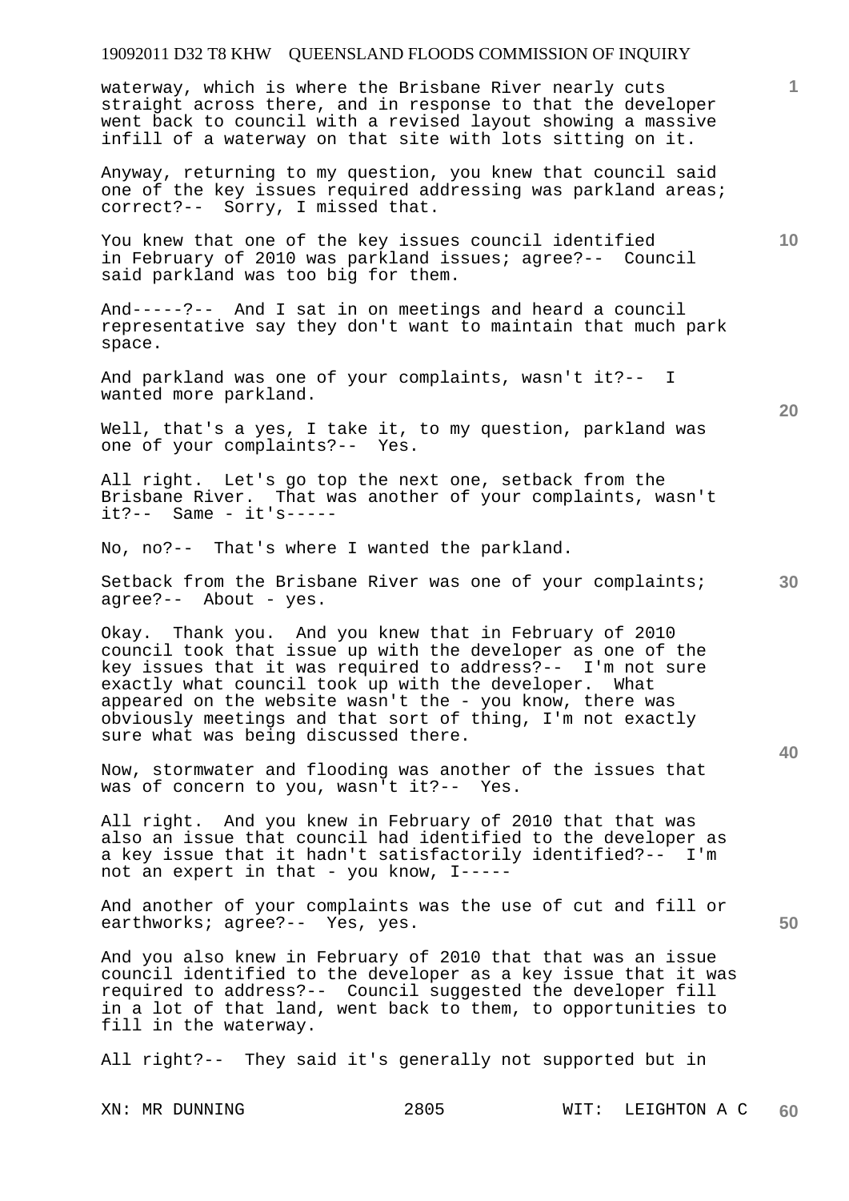waterway, which is where the Brisbane River nearly cuts straight across there, and in response to that the developer went back to council with a revised layout showing a massive infill of a waterway on that site with lots sitting on it.

Anyway, returning to my question, you knew that council said one of the key issues required addressing was parkland areas; correct?-- Sorry, I missed that.

You knew that one of the key issues council identified in February of 2010 was parkland issues; agree?-- Council said parkland was too big for them.

And-----?-- And I sat in on meetings and heard a council representative say they don't want to maintain that much park space.

And parkland was one of your complaints, wasn't it?-- I wanted more parkland.

Well, that's a yes, I take it, to my question, parkland was one of your complaints?-- Yes.

All right. Let's go top the next one, setback from the Brisbane River. That was another of your complaints, wasn't it?-- Same - it's-----

No, no?-- That's where I wanted the parkland.

Setback from the Brisbane River was one of your complaints; agree?-- About - yes.

Okay. Thank you. And you knew that in February of 2010 council took that issue up with the developer as one of the key issues that it was required to address?-- I'm not sure exactly what council took up with the developer. What appeared on the website wasn't the - you know, there was obviously meetings and that sort of thing, I'm not exactly sure what was being discussed there.

Now, stormwater and flooding was another of the issues that was of concern to you, wasn't it?-- Yes.

All right. And you knew in February of 2010 that that was also an issue that council had identified to the developer as a key issue that it hadn't satisfactorily identified?-- I'm not an expert in that - you know, I-----

And another of your complaints was the use of cut and fill or earthworks; agree?-- Yes, yes.

And you also knew in February of 2010 that that was an issue council identified to the developer as a key issue that it was required to address?-- Council suggested the developer fill in a lot of that land, went back to them, to opportunities to fill in the waterway.

All right?-- They said it's generally not supported but in

XN: MR DUNNING WIT: LEIGHTON A C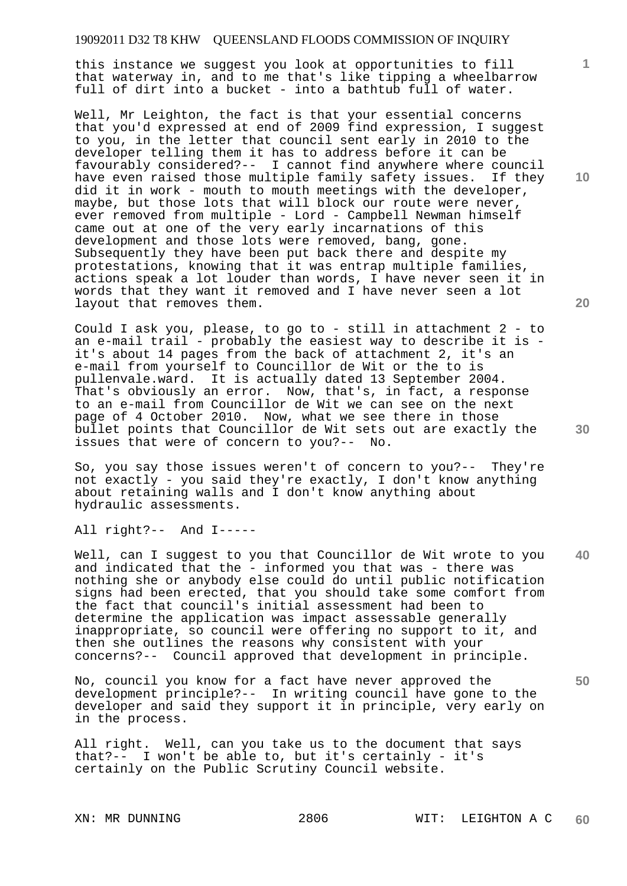this instance we suggest you look at opportunities to fill that waterway in, and to me that's like tipping a wheelbarrow full of dirt into a bucket - into a bathtub full of water.

Well, Mr Leighton, the fact is that your essential concerns that you'd expressed at end of 2009 find expression, I suggest to you, in the letter that council sent early in 2010 to the developer telling them it has to address before it can be favourably considered?-- I cannot find anywhere where council have even raised those multiple family safety issues. If they did it in work - mouth to mouth meetings with the developer, maybe, but those lots that will block our route were never, ever removed from multiple - Lord - Campbell Newman himself came out at one of the very early incarnations of this development and those lots were removed, bang, gone. Subsequently they have been put back there and despite my protestations, knowing that it was entrap multiple families, actions speak a lot louder than words, I have never seen it in words that they want it removed and I have never seen a lot layout that removes them.

Could I ask you, please, to go to - still in attachment 2 - to an e-mail trail - probably the easiest way to describe it is - it's about 14 pages from the back of attachment 2, it's an e-mail from yourself to Councillor de Wit or the to is pullenvale.ward. It is actually dated 13 September 2004. That's obviously an error. Now, that's, in fact, a response to an e-mail from Councillor de Wit we can see on the next page of 4 October 2010. Now, what we see there in those bullet points that Councillor de Wit sets out are exactly the issues that were of concern to you?-- No.

So, you say those issues weren't of concern to you?-- They're not exactly - you said they're exactly, I don't know anything about retaining walls and I don't know anything about hydraulic assessments.

All right?-- And I-----

Well, can I suggest to you that Councillor de Wit wrote to you and indicated that the - informed you that was - there was nothing she or anybody else could do until public notification signs had been erected, that you should take some comfort from the fact that council's initial assessment had been to determine the application was impact assessable generally inappropriate, so council were offering no support to it, and then she outlines the reasons why consistent with your concerns?-- Council approved that development in principle.

No, council you know for a fact have never approved the development principle?-- In writing council have gone to the developer and said they support it in principle, very early on in the process.

All right. Well, can you take us to the document that says that?-- I won't be able to, but it's certainly - it's certainly on the Public Scrutiny Council website.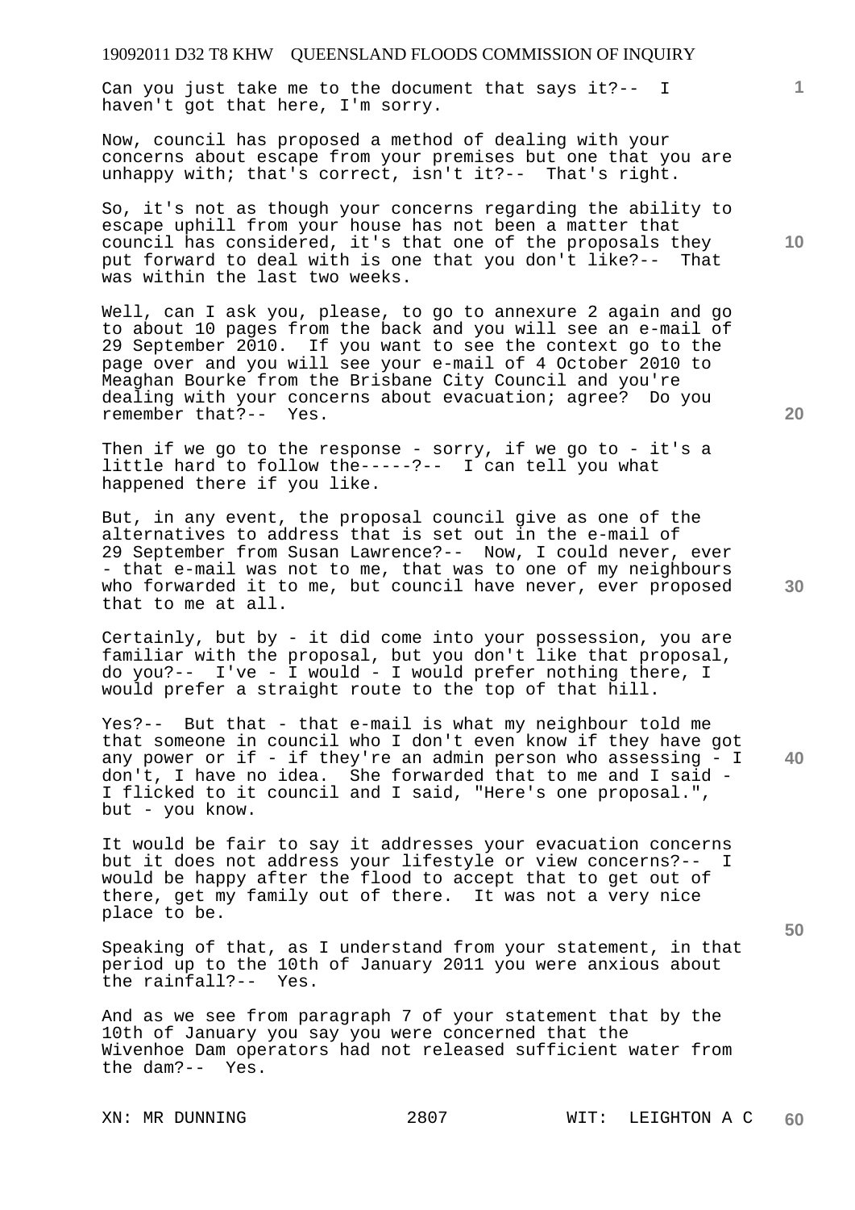Can you just take me to the document that says it?-- I haven't got that here, I'm sorry.

Now, council has proposed a method of dealing with your concerns about escape from your premises but one that you are unhappy with; that's correct, isn't it?-- That's right.

So, it's not as though your concerns regarding the ability to escape uphill from your house has not been a matter that council has considered, it's that one of the proposals they put forward to deal with is one that you don't like?-- That was within the last two weeks.

Well, can I ask you, please, to go to annexure 2 again and go to about 10 pages from the back and you will see an e-mail of 29 September 2010. If you want to see the context go to the page over and you will see your e-mail of 4 October 2010 to Meaghan Bourke from the Brisbane City Council and you're dealing with your concerns about evacuation; agree? Do you remember that?-- Yes.

Then if we go to the response - sorry, if we go to - it's a little hard to follow the-----?-- I can tell you what happened there if you like.

But, in any event, the proposal council give as one of the alternatives to address that is set out in the e-mail of 29 September from Susan Lawrence?-- Now, I could never, ever - that e-mail was not to me, that was to one of my neighbours who forwarded it to me, but council have never, ever proposed that to me at all.

Certainly, but by - it did come into your possession, you are familiar with the proposal, but you don't like that proposal, do you?-- I've - I would - I would prefer nothing there, I would prefer a straight route to the top of that hill.

Yes?-- But that - that e-mail is what my neighbour told me that someone in council who I don't even know if they have got any power or if - if they're an admin person who assessing - I don't, I have no idea. She forwarded that to me and I said - I flicked to it council and I said, "Here's one proposal.", but - you know.

It would be fair to say it addresses your evacuation concerns but it does not address your lifestyle or view concerns?-- I would be happy after the flood to accept that to get out of there, get my family out of there. It was not a very nice place to be.

Speaking of that, as I understand from your statement, in that period up to the 10th of January 2011 you were anxious about the rainfall?-- Yes.

And as we see from paragraph 7 of your statement that by the 10th of January you say you were concerned that the Wivenhoe Dam operators had not released sufficient water from the dam?-- Yes.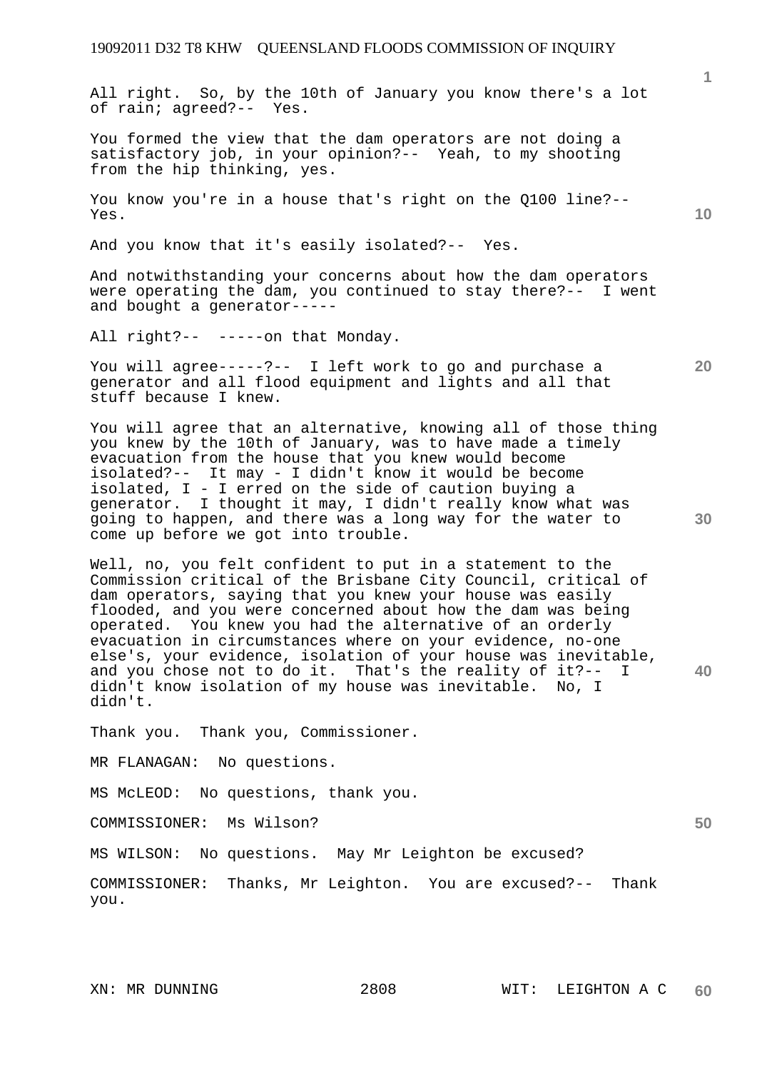All right. So, by the 10th of January you know there's a lot of rain; agreed?-- Yes.

You formed the view that the dam operators are not doing a satisfactory job, in your opinion?-- Yeah, to my shooting from the hip thinking, yes.

You know you're in a house that's right on the Q100 line?-- Yes.

And you know that it's easily isolated?-- Yes.

And notwithstanding your concerns about how the dam operators were operating the dam, you continued to stay there?-- I went and bought a generator-----

All right?-- -----on that Monday.

You will agree-----?-- I left work to go and purchase a generator and all flood equipment and lights and all that stuff because I knew.

You will agree that an alternative, knowing all of those thing you knew by the 10th of January, was to have made a timely evacuation from the house that you knew would become isolated?-- It may - I didn't know it would be become isolated, I - I erred on the side of caution buying a generator. I thought it may, I didn't really know what was going to happen, and there was a long way for the water to come up before we got into trouble.

Well, no, you felt confident to put in a statement to the Commission critical of the Brisbane City Council, critical of dam operators, saying that you knew your house was easily flooded, and you were concerned about how the dam was being operated. You knew you had the alternative of an orderly evacuation in circumstances where on your evidence, no-one else's, your evidence, isolation of your house was inevitable, and you chose not to do it. That's the reality of it?-- I didn't know isolation of my house was inevitable. No, I didn't.

Thank you. Thank you, Commissioner.

MR FLANAGAN: No questions.

MS McLEOD: No questions, thank you.

COMMISSIONER: Ms Wilson?

MS WILSON: No questions. May Mr Leighton be excused?

COMMISSIONER: Thanks, Mr Leighton. You are excused?-- Thank you.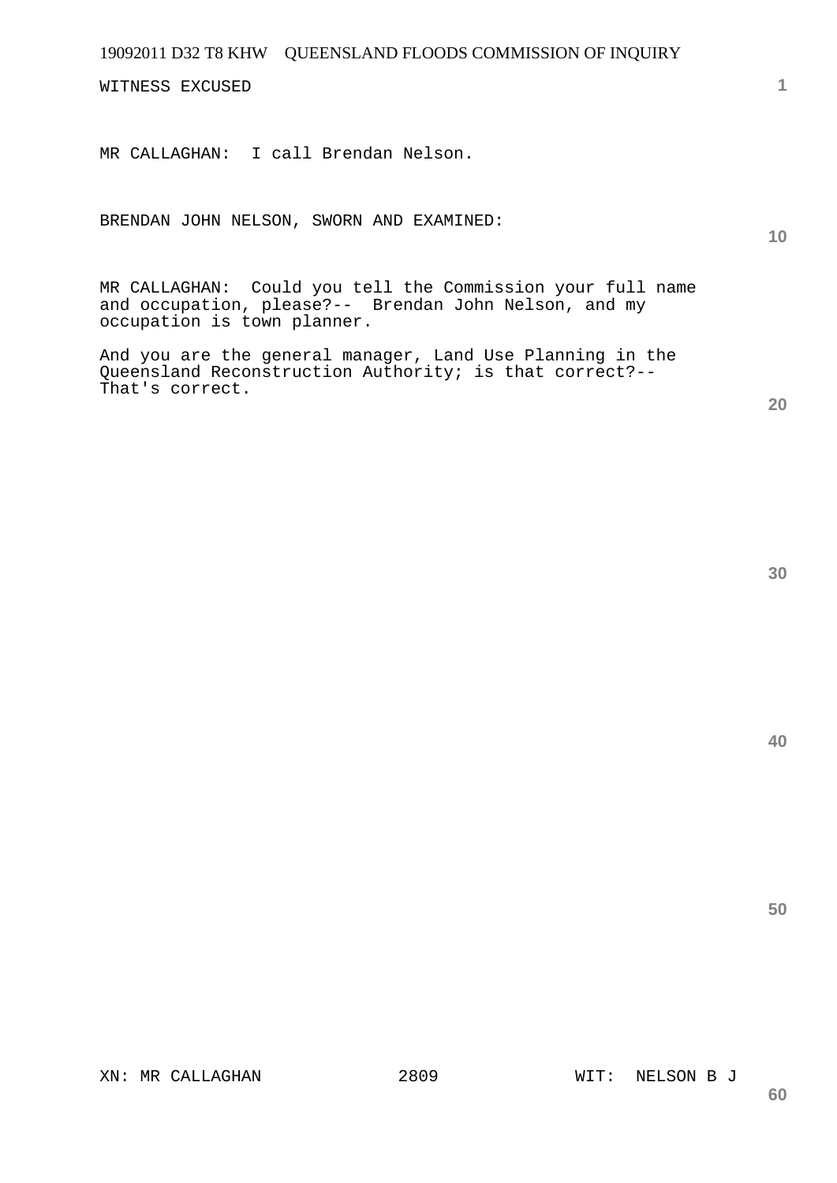WITNESS EXCUSED

MR CALLAGHAN: I call Brendan Nelson.

BRENDAN JOHN NELSON, SWORN AND EXAMINED:

MR CALLAGHAN: Could you tell the Commission your full name and occupation, please?-- Brendan John Nelson, and my occupation is town planner.

And you are the general manager, Land Use Planning in the Queensland Reconstruction Authority; is that correct?-- That's correct.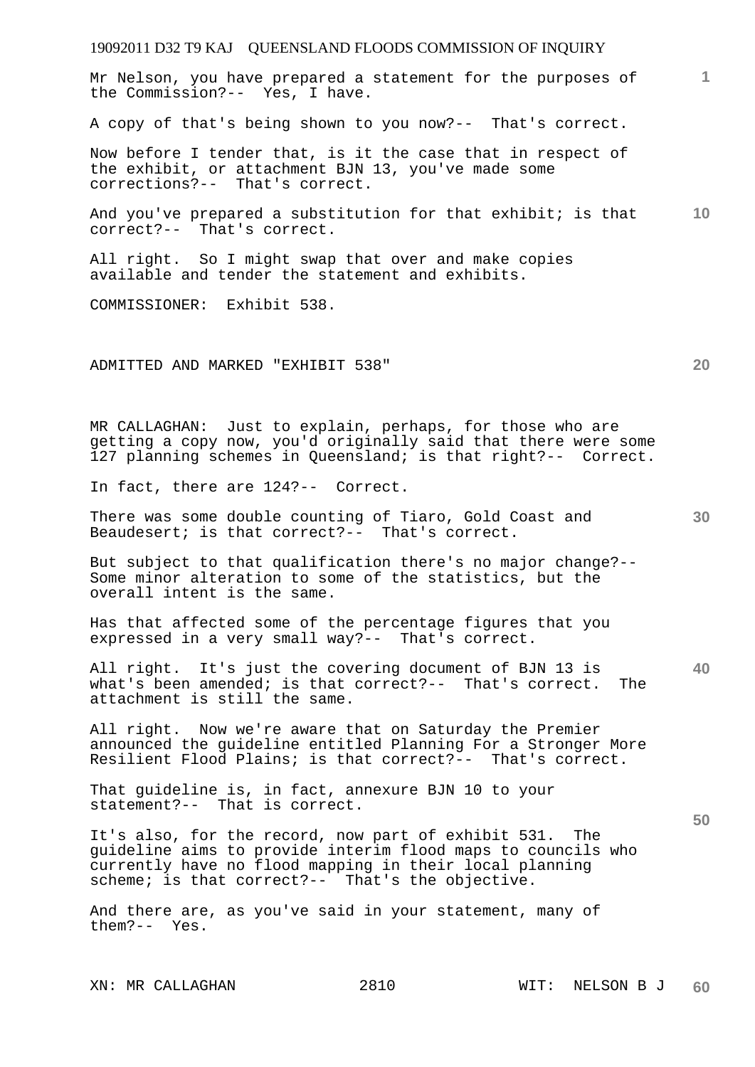Mr Nelson, you have prepared a statement for the purposes of the Commission?-- Yes, I have.

A copy of that's being shown to you now?-- That's correct.

Now before I tender that, is it the case that in respect of the exhibit, or attachment BJN 13, you've made some corrections?-- That's correct.

And you've prepared a substitution for that exhibit; is that correct?-- That's correct.

All right. So I might swap that over and make copies available and tender the statement and exhibits.

COMMISSIONER: Exhibit 538.

ADMITTED AND MARKED "EXHIBIT 538"

MR CALLAGHAN: Just to explain, perhaps, for those who are getting a copy now, you'd originally said that there were some 127 planning schemes in Queensland; is that right?-- Correct.

In fact, there are 124?-- Correct.

There was some double counting of Tiaro, Gold Coast and Beaudesert; is that correct?-- That's correct.

But subject to that qualification there's no major change?-- Some minor alteration to some of the statistics, but the overall intent is the same.

Has that affected some of the percentage figures that you expressed in a very small way?-- That's correct.

All right. It's just the covering document of BJN 13 is what's been amended; is that correct?-- That's correct. The attachment is still the same.

All right. Now we're aware that on Saturday the Premier announced the guideline entitled Planning For a Stronger More Resilient Flood Plains; is that correct?-- That's correct.

That guideline is, in fact, annexure BJN 10 to your statement?-- That is correct.

It's also, for the record, now part of exhibit 531. The guideline aims to provide interim flood maps to councils who currently have no flood mapping in their local planning scheme; is that correct?-- That's the objective.

And there are, as you've said in your statement, many of them?-- Yes.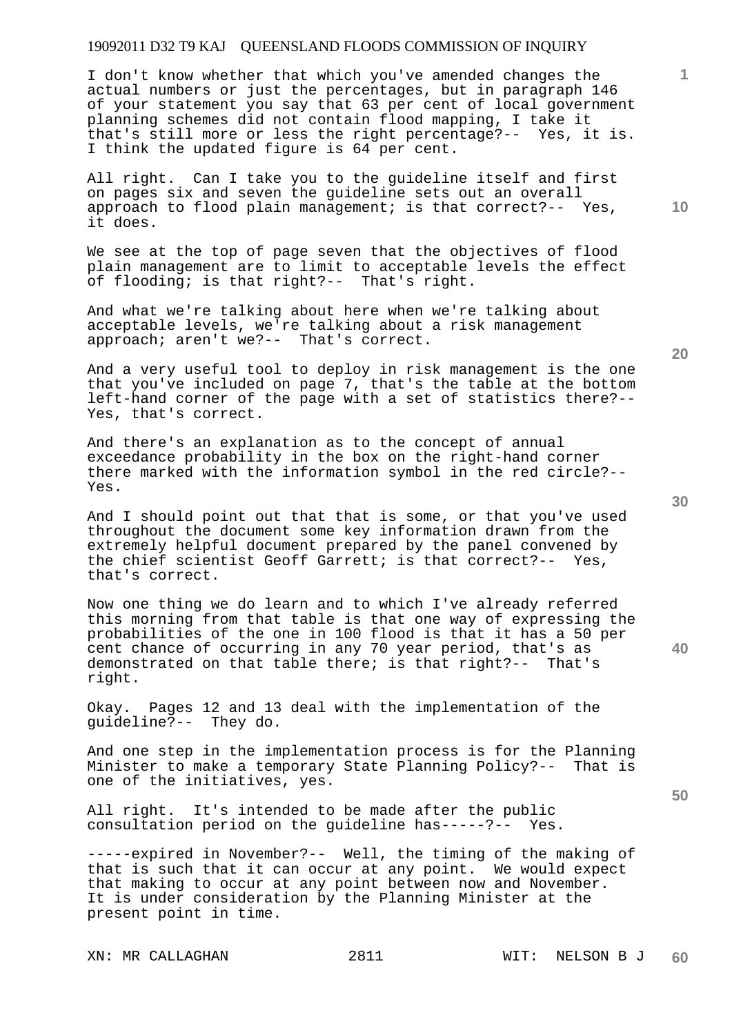I don't know whether that which you've amended changes the actual numbers or just the percentages, but in paragraph 146 of your statement you say that 63 per cent of local government planning schemes did not contain flood mapping, I take it that's still more or less the right percentage?-- Yes, it is. I think the updated figure is 64 per cent.

All right. Can I take you to the guideline itself and first on pages six and seven the guideline sets out an overall approach to flood plain management; is that correct?-- Yes, it does.

We see at the top of page seven that the objectives of flood plain management are to limit to acceptable levels the effect of flooding; is that right?-- That's right.

And what we're talking about here when we're talking about acceptable levels, we're talking about a risk management approach; aren't we?-- That's correct.

And a very useful tool to deploy in risk management is the one that you've included on page 7, that's the table at the bottom left-hand corner of the page with a set of statistics there?-- Yes, that's correct.

And there's an explanation as to the concept of annual exceedance probability in the box on the right-hand corner there marked with the information symbol in the red circle?-- Yes.

And I should point out that that is some, or that you've used throughout the document some key information drawn from the extremely helpful document prepared by the panel convened by the chief scientist Geoff Garrett; is that correct?-- Yes, that's correct.

Now one thing we do learn and to which I've already referred this morning from that table is that one way of expressing the probabilities of the one in 100 flood is that it has a 50 per cent chance of occurring in any 70 year period, that's as demonstrated on that table there; is that right?-- That's right.

Okay. Pages 12 and 13 deal with the implementation of the guideline?-- They do.

And one step in the implementation process is for the Planning Minister to make a temporary State Planning Policy?-- That is one of the initiatives, yes.

All right. It's intended to be made after the public consultation period on the guideline has-----?-- Yes.

-----expired in November?-- Well, the timing of the making of that is such that it can occur at any point. We would expect that making to occur at any point between now and November. It is under consideration by the Planning Minister at the present point in time.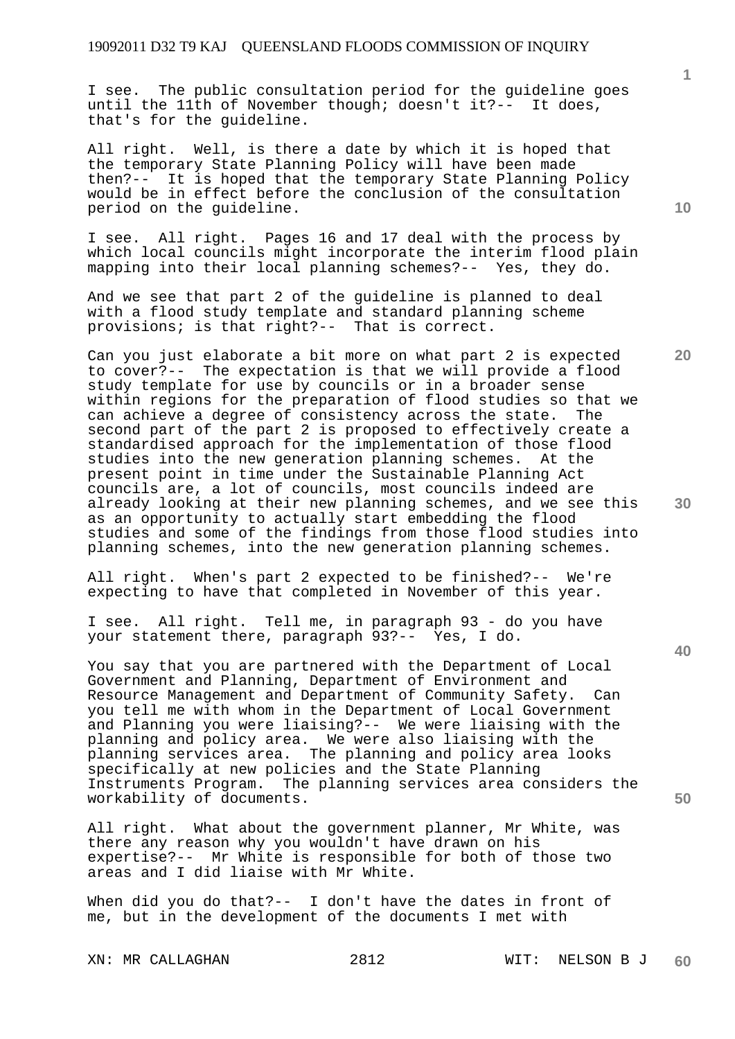I see. The public consultation period for the guideline goes until the 11th of November though; doesn't it?-- It does, that's for the guideline.

All right. Well, is there a date by which it is hoped that the temporary State Planning Policy will have been made then?-- It is hoped that the temporary State Planning Policy would be in effect before the conclusion of the consultation period on the guideline.

I see. All right. Pages 16 and 17 deal with the process by which local councils might incorporate the interim flood plain mapping into their local planning schemes?-- Yes, they do.

And we see that part 2 of the guideline is planned to deal with a flood study template and standard planning scheme provisions; is that right?-- That is correct.

Can you just elaborate a bit more on what part 2 is expected to cover?-- The expectation is that we will provide a flood study template for use by councils or in a broader sense within regions for the preparation of flood studies so that we can achieve a degree of consistency across the state. The second part of the part 2 is proposed to effectively create a standardised approach for the implementation of those flood studies into the new generation planning schemes. At the present point in time under the Sustainable Planning Act councils are, a lot of councils, most councils indeed are already looking at their new planning schemes, and we see this as an opportunity to actually start embedding the flood studies and some of the findings from those flood studies into planning schemes, into the new generation planning schemes.

All right. When's part 2 expected to be finished?-- We're expecting to have that completed in November of this year.

I see. All right. Tell me, in paragraph 93 - do you have your statement there, paragraph 93?-- Yes, I do.

You say that you are partnered with the Department of Local Government and Planning, Department of Environment and Resource Management and Department of Community Safety. Can you tell me with whom in the Department of Local Government and Planning you were liaising?-- We were liaising with the planning and policy area. We were also liaising with the planning services area. The planning and policy area looks specifically at new policies and the State Planning Instruments Program. The planning services area considers the workability of documents.

All right. What about the government planner, Mr White, was there any reason why you wouldn't have drawn on his expertise?-- Mr White is responsible for both of those two areas and I did liaise with Mr White.

When did you do that?-- I don't have the dates in front of me, but in the development of the documents I met with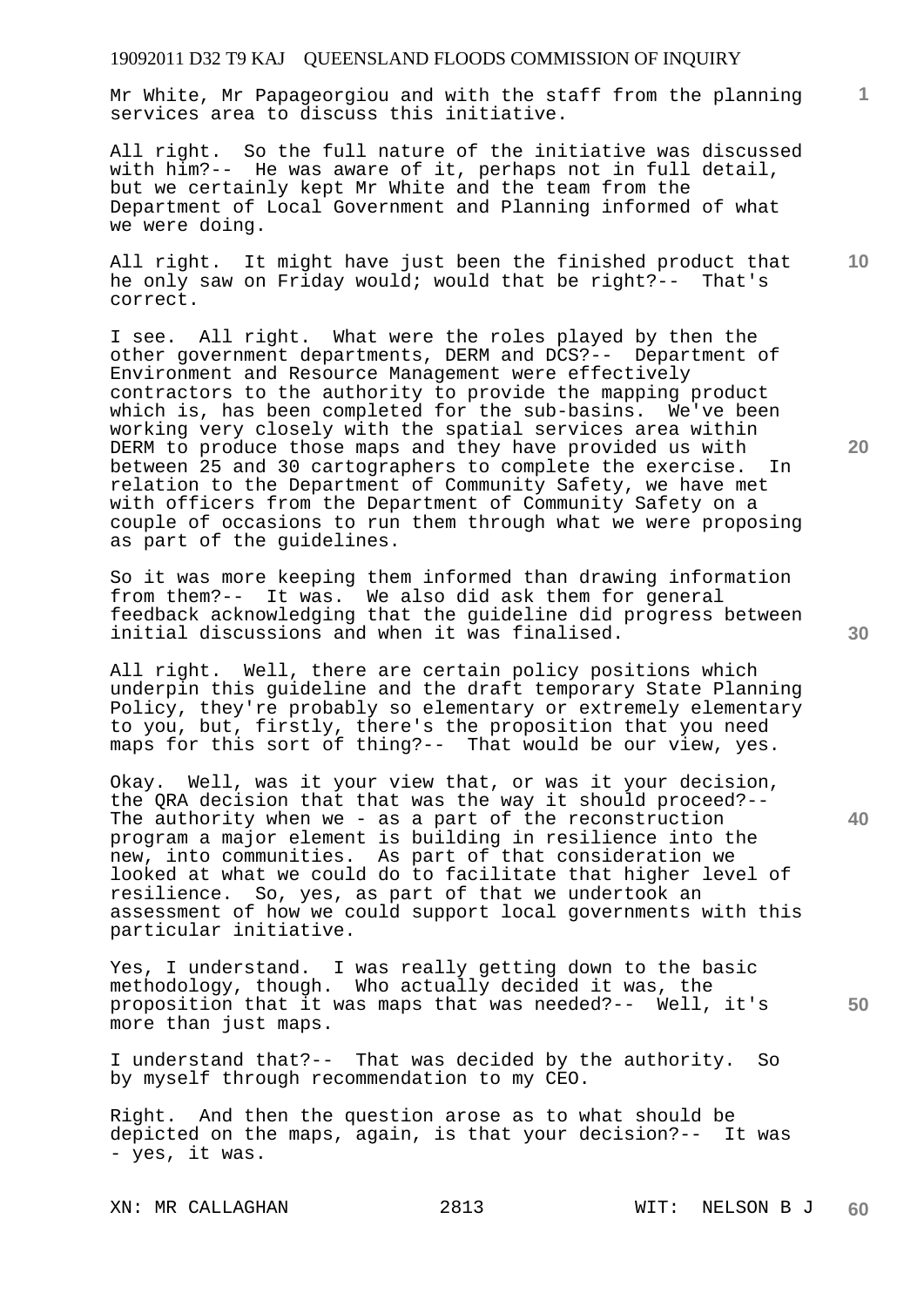Mr White, Mr Papageorgiou and with the staff from the planning services area to discuss this initiative.

All right. So the full nature of the initiative was discussed with him?-- He was aware of it, perhaps not in full detail, but we certainly kept Mr White and the team from the Department of Local Government and Planning informed of what we were doing.

All right. It might have just been the finished product that he only saw on Friday would; would that be right?-- That's correct.

I see. All right. What were the roles played by then the other government departments, DERM and DCS?-- Department of Environment and Resource Management were effectively contractors to the authority to provide the mapping product which is, has been completed for the sub-basins. We've been working very closely with the spatial services area within DERM to produce those maps and they have provided us with between 25 and 30 cartographers to complete the exercise. In relation to the Department of Community Safety, we have met with officers from the Department of Community Safety on a couple of occasions to run them through what we were proposing as part of the guidelines.

So it was more keeping them informed than drawing information from them?-- It was. We also did ask them for general feedback acknowledging that the guideline did progress between initial discussions and when it was finalised.

All right. Well, there are certain policy positions which underpin this guideline and the draft temporary State Planning Policy, they're probably so elementary or extremely elementary to you, but, firstly, there's the proposition that you need maps for this sort of thing?-- That would be our view, yes.

Okay. Well, was it your view that, or was it your decision, the QRA decision that that was the way it should proceed?-- The authority when we - as a part of the reconstruction program a major element is building in resilience into the new, into communities. As part of that consideration we looked at what we could do to facilitate that higher level of resilience. So, yes, as part of that we undertook an assessment of how we could support local governments with this particular initiative.

Yes, I understand. I was really getting down to the basic methodology, though. Who actually decided it was, the proposition that it was maps that was needed?-- Well, it's more than just maps.

I understand that?-- That was decided by the authority. So by myself through recommendation to my CEO.

Right. And then the question arose as to what should be depicted on the maps, again, is that your decision?-- It was - yes, it was.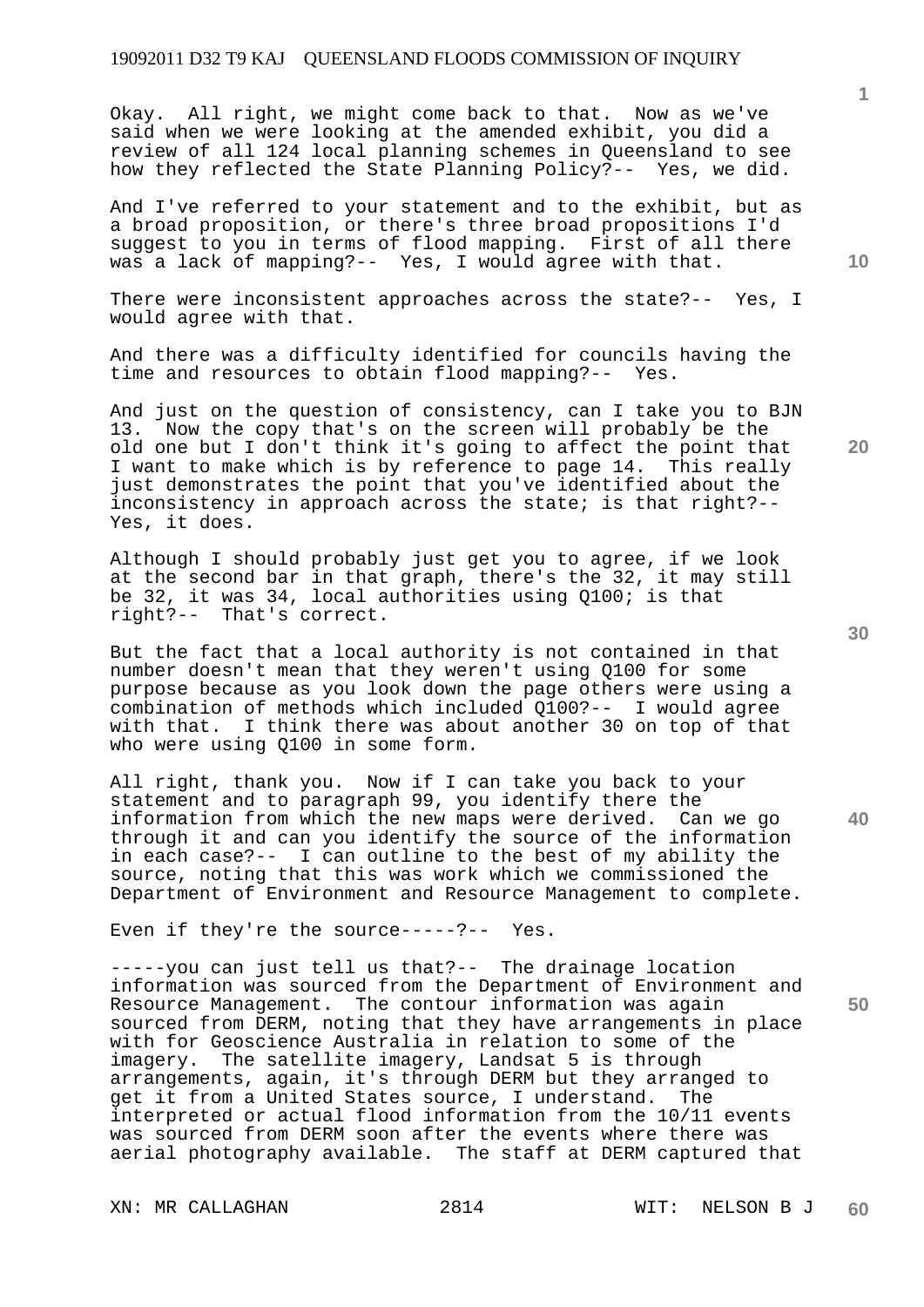Okay. All right, we might come back to that. Now as we've said when we were looking at the amended exhibit, you did a review of all 124 local planning schemes in Queensland to see how they reflected the State Planning Policy?-- Yes, we did.

And I've referred to your statement and to the exhibit, but as a broad proposition, or there's three broad propositions I'd suggest to you in terms of flood mapping. First of all there was a lack of mapping?-- Yes, I would agree with that.

There were inconsistent approaches across the state?-- Yes, I would agree with that.

And there was a difficulty identified for councils having the time and resources to obtain flood mapping?-- Yes.

And just on the question of consistency, can I take you to BJN 13. Now the copy that's on the screen will probably be the old one but I don't think it's going to affect the point that I want to make which is by reference to page 14. This really just demonstrates the point that you've identified about the inconsistency in approach across the state; is that right?-- Yes, it does.

Although I should probably just get you to agree, if we look at the second bar in that graph, there's the 32, it may still be 32, it was 34, local authorities using Q100; is that right?-- That's correct.

But the fact that a local authority is not contained in that number doesn't mean that they weren't using Q100 for some purpose because as you look down the page others were using a combination of methods which included Q100?-- I would agree with that. I think there was about another 30 on top of that who were using Q100 in some form.

All right, thank you. Now if I can take you back to your statement and to paragraph 99, you identify there the information from which the new maps were derived. Can we go through it and can you identify the source of the information in each case?-- I can outline to the best of my ability the source, noting that this was work which we commissioned the Department of Environment and Resource Management to complete.

Even if they're the source-----?-- Yes.

-----you can just tell us that?-- The drainage location information was sourced from the Department of Environment and Resource Management. The contour information was again sourced from DERM, noting that they have arrangements in place with for Geoscience Australia in relation to some of the imagery. The satellite imagery, Landsat 5 is through arrangements, again, it's through DERM but they arranged to get it from a United States source, I understand. The interpreted or actual flood information from the 10/11 events was sourced from DERM soon after the events where there was aerial photography available. The staff at DERM captured that

XN: MR CALLAGHAN WIT: NELSON B J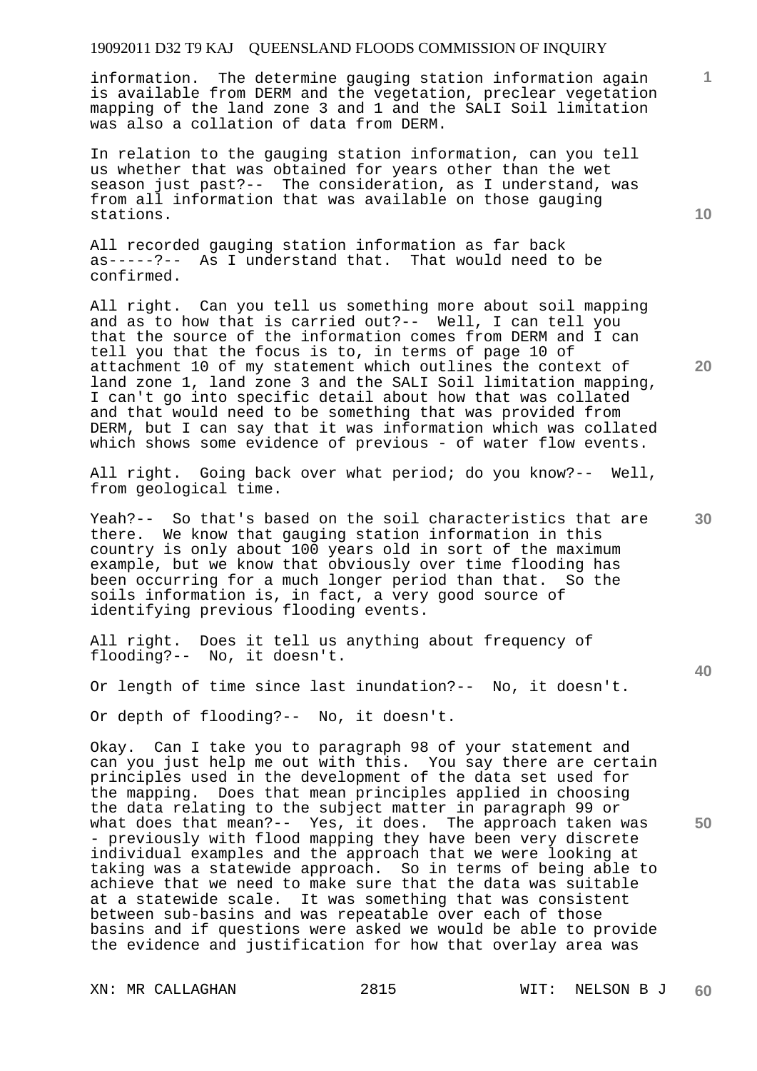information. The determine gauging station information again is available from DERM and the vegetation, preclear vegetation mapping of the land zone 3 and 1 and the SALI Soil limitation was also a collation of data from DERM.

In relation to the gauging station information, can you tell us whether that was obtained for years other than the wet season just past?-- The consideration, as I understand, was from all information that was available on those gauging stations.

All recorded gauging station information as far back as-----?-- As I understand that. That would need to be confirmed.

All right. Can you tell us something more about soil mapping and as to how that is carried out?-- Well, I can tell you that the source of the information comes from DERM and I can tell you that the focus is to, in terms of page 10 of attachment 10 of my statement which outlines the context of land zone 1, land zone 3 and the SALI Soil limitation mapping, I can't go into specific detail about how that was collated and that would need to be something that was provided from DERM, but I can say that it was information which was collated which shows some evidence of previous - of water flow events.

All right. Going back over what period; do you know?-- Well, from geological time.

Yeah?-- So that's based on the soil characteristics that are there. We know that gauging station information in this country is only about 100 years old in sort of the maximum example, but we know that obviously over time flooding has been occurring for a much longer period than that. So the soils information is, in fact, a very good source of identifying previous flooding events.

All right. Does it tell us anything about frequency of flooding?-- No, it doesn't.

Or length of time since last inundation?-- No, it doesn't.

Or depth of flooding?-- No, it doesn't.

Okay. Can I take you to paragraph 98 of your statement and can you just help me out with this. You say there are certain principles used in the development of the data set used for the mapping. Does that mean principles applied in choosing the data relating to the subject matter in paragraph 99 or what does that mean?-- Yes, it does. The approach taken was - previously with flood mapping they have been very discrete individual examples and the approach that we were looking at taking was a statewide approach. So in terms of being able to achieve that we need to make sure that the data was suitable at a statewide scale. It was something that was consistent between sub-basins and was repeatable over each of those basins and if questions were asked we would be able to provide the evidence and justification for how that overlay area was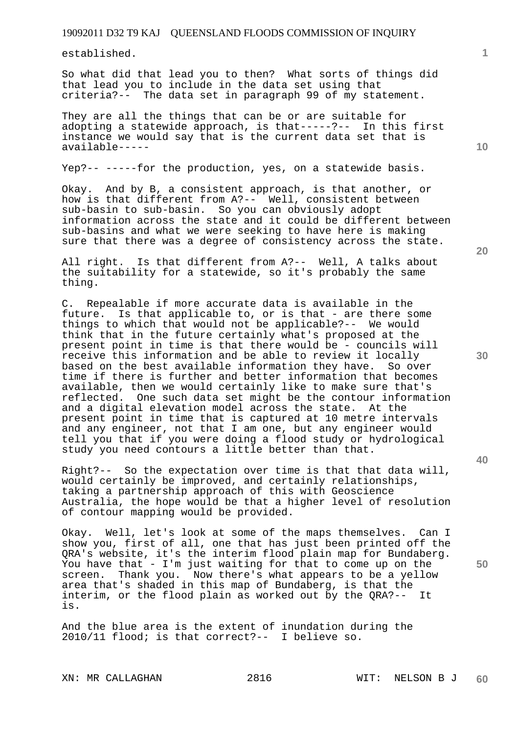established.

So what did that lead you to then? What sorts of things did that lead you to include in the data set using that criteria?-- The data set in paragraph 99 of my statement.

They are all the things that can be or are suitable for adopting a statewide approach, is that-----?-- In this first instance we would say that is the current data set that is available-----

Yep?-- -----for the production, yes, on a statewide basis.

Okay. And by B, a consistent approach, is that another, or how is that different from A?-- Well, consistent between sub-basin to sub-basin. So you can obviously adopt information across the state and it could be different between sub-basins and what we were seeking to have here is making sure that there was a degree of consistency across the state.

All right. Is that different from A?-- Well, A talks about the suitability for a statewide, so it's probably the same thing.

C. Repealable if more accurate data is available in the future. Is that applicable to, or is that - are there some things to which that would not be applicable?-- We would think that in the future certainly what's proposed at the present point in time is that there would be - councils will receive this information and be able to review it locally based on the best available information they have. So over time if there is further and better information that becomes available, then we would certainly like to make sure that's reflected. One such data set might be the contour information and a digital elevation model across the state. At the present point in time that is captured at 10 metre intervals and any engineer, not that I am one, but any engineer would tell you that if you were doing a flood study or hydrological study you need contours a little better than that.

Right?-- So the expectation over time is that that data will, would certainly be improved, and certainly relationships, taking a partnership approach of this with Geoscience Australia, the hope would be that a higher level of resolution of contour mapping would be provided.

Okay. Well, let's look at some of the maps themselves. Can I show you, first of all, one that has just been printed off the QRA's website, it's the interim flood plain map for Bundaberg. You have that - I'm just waiting for that to come up on the screen. Thank you. Now there's what appears to be a yellow area that's shaded in this map of Bundaberg, is that the interim, or the flood plain as worked out by the QRA?-- It is.

And the blue area is the extent of inundation during the 2010/11 flood; is that correct?-- I believe so.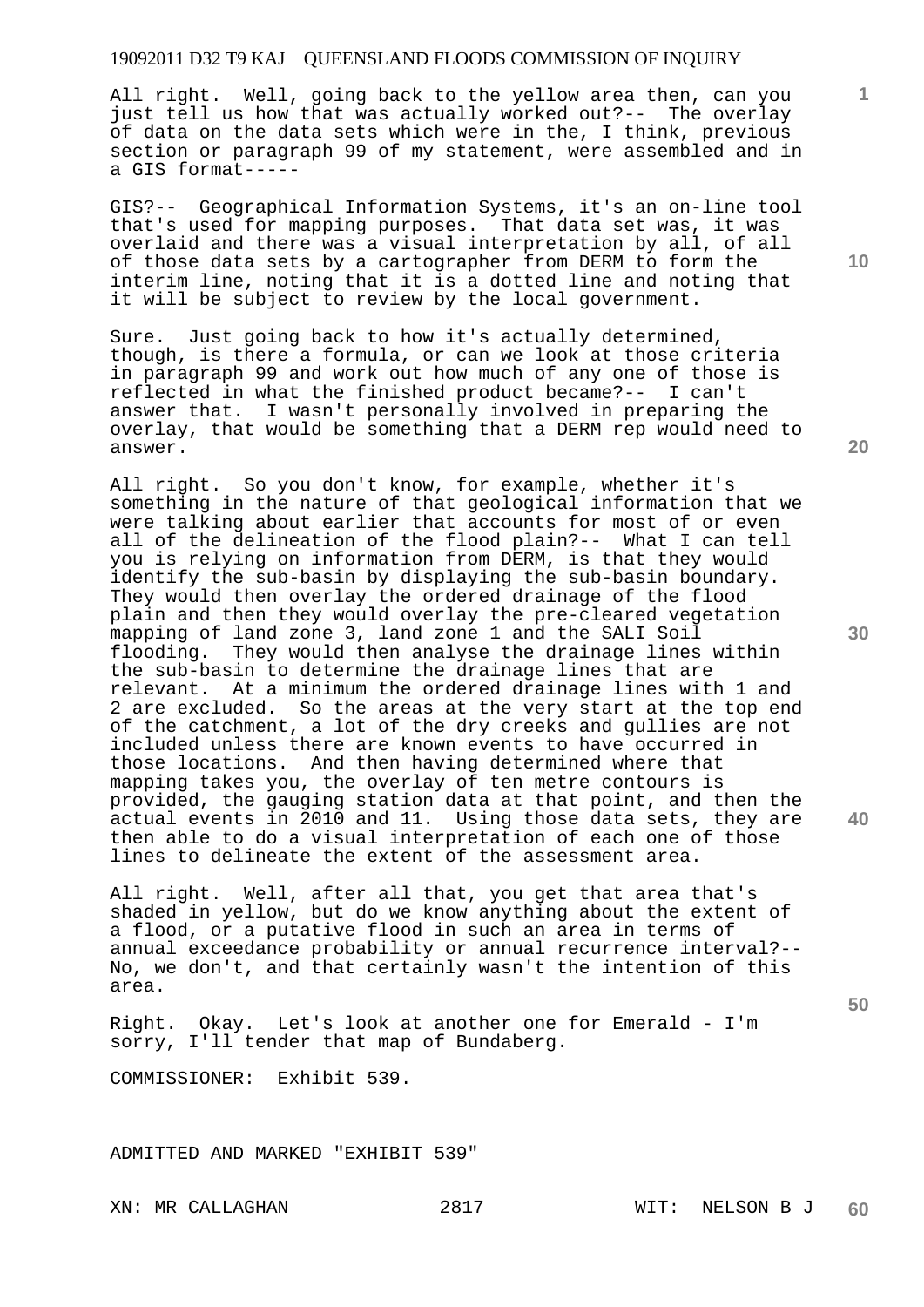All right. Well, going back to the yellow area then, can you just tell us how that was actually worked out?-- The overlay of data on the data sets which were in the, I think, previous section or paragraph 99 of my statement, were assembled and in a GIS format-----

GIS?-- Geographical Information Systems, it's an on-line tool that's used for mapping purposes. That data set was, it was overlaid and there was a visual interpretation by all, of all of those data sets by a cartographer from DERM to form the interim line, noting that it is a dotted line and noting that it will be subject to review by the local government.

Sure. Just going back to how it's actually determined, though, is there a formula, or can we look at those criteria in paragraph 99 and work out how much of any one of those is reflected in what the finished product became?-- I can't answer that. I wasn't personally involved in preparing the overlay, that would be something that a DERM rep would need to answer.

All right. So you don't know, for example, whether it's something in the nature of that geological information that we were talking about earlier that accounts for most of or even all of the delineation of the flood plain?-- What I can tell you is relying on information from DERM, is that they would identify the sub-basin by displaying the sub-basin boundary. They would then overlay the ordered drainage of the flood plain and then they would overlay the pre-cleared vegetation mapping of land zone 3, land zone 1 and the SALI Soil flooding. They would then analyse the drainage lines within the sub-basin to determine the drainage lines that are relevant. At a minimum the ordered drainage lines with 1 and 2 are excluded. So the areas at the very start at the top end of the catchment, a lot of the dry creeks and gullies are not included unless there are known events to have occurred in those locations. And then having determined where that mapping takes you, the overlay of ten metre contours is provided, the gauging station data at that point, and then the actual events in 2010 and 11. Using those data sets, they are then able to do a visual interpretation of each one of those lines to delineate the extent of the assessment area.

All right. Well, after all that, you get that area that's shaded in yellow, but do we know anything about the extent of a flood, or a putative flood in such an area in terms of annual exceedance probability or annual recurrence interval?-- No, we don't, and that certainly wasn't the intention of this area.

Right. Okay. Let's look at another one for Emerald - I'm sorry, I'll tender that map of Bundaberg.

COMMISSIONER: Exhibit 539.

ADMITTED AND MARKED "EXHIBIT 539"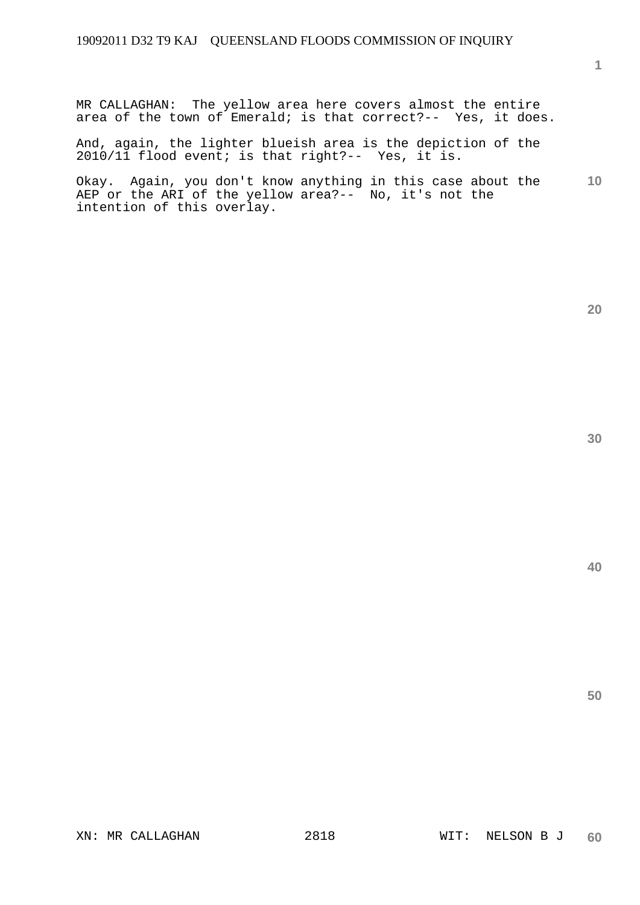MR CALLAGHAN: The yellow area here covers almost the entire area of the town of Emerald; is that correct?-- Yes, it does.

And, again, the lighter blueish area is the depiction of the 2010/11 flood event; is that right?-- Yes, it is.

Okay. Again, you don't know anything in this case about the AEP or the ARI of the yellow area?-- No, it's not the intention of this overlay.

XN: MR CALLAGHAN WIT: NELSON B J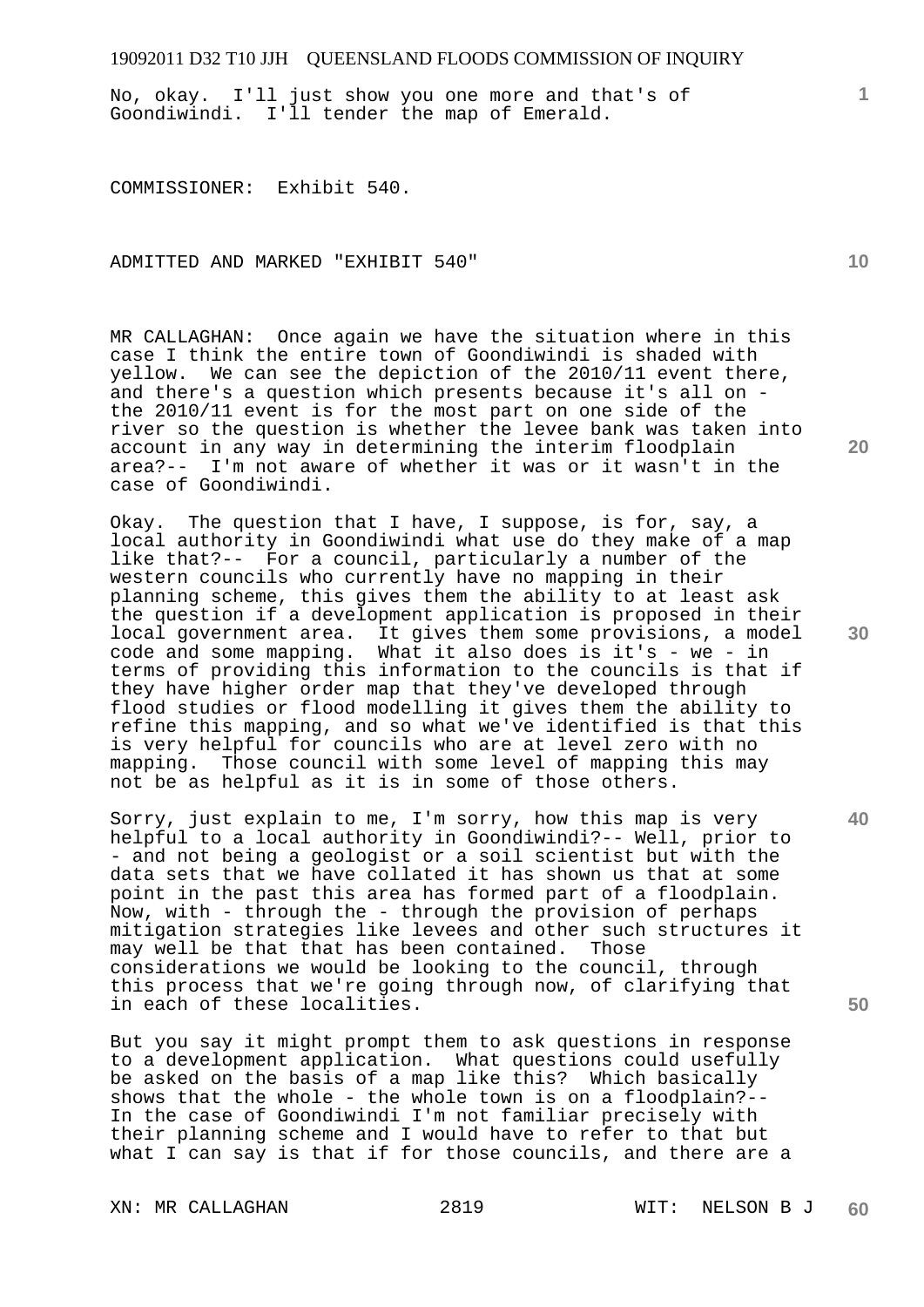No, okay. I'll just show you one more and that's of Goondiwindi. I'll tender the map of Emerald.

COMMISSIONER: Exhibit 540.

ADMITTED AND MARKED "EXHIBIT 540"

MR CALLAGHAN: Once again we have the situation where in this case I think the entire town of Goondiwindi is shaded with yellow. We can see the depiction of the 2010/11 event there, and there's a question which presents because it's all on - the 2010/11 event is for the most part on one side of the river so the question is whether the levee bank was taken into account in any way in determining the interim floodplain area?-- I'm not aware of whether it was or it wasn't in the case of Goondiwindi.

Okay. The question that I have, I suppose, is for, say, a local authority in Goondiwindi what use do they make of a map like that?-- For a council, particularly a number of the western councils who currently have no mapping in their planning scheme, this gives them the ability to at least ask the question if a development application is proposed in their local government area. It gives them some provisions, a model code and some mapping. What it also does is it's - we - in terms of providing this information to the councils is that if they have higher order map that they've developed through flood studies or flood modelling it gives them the ability to refine this mapping, and so what we've identified is that this is very helpful for councils who are at level zero with no mapping. Those council with some level of mapping this may not be as helpful as it is in some of those others.

Sorry, just explain to me, I'm sorry, how this map is very helpful to a local authority in Goondiwindi?-- Well, prior to - and not being a geologist or a soil scientist but with the data sets that we have collated it has shown us that at some point in the past this area has formed part of a floodplain. Now, with - through the - through the provision of perhaps mitigation strategies like levees and other such structures it may well be that that has been contained. Those considerations we would be looking to the council, through this process that we're going through now, of clarifying that in each of these localities.

But you say it might prompt them to ask questions in response to a development application. What questions could usefully be asked on the basis of a map like this? Which basically shows that the whole - the whole town is on a floodplain?-- In the case of Goondiwindi I'm not familiar precisely with their planning scheme and I would have to refer to that but what I can say is that if for those councils, and there are a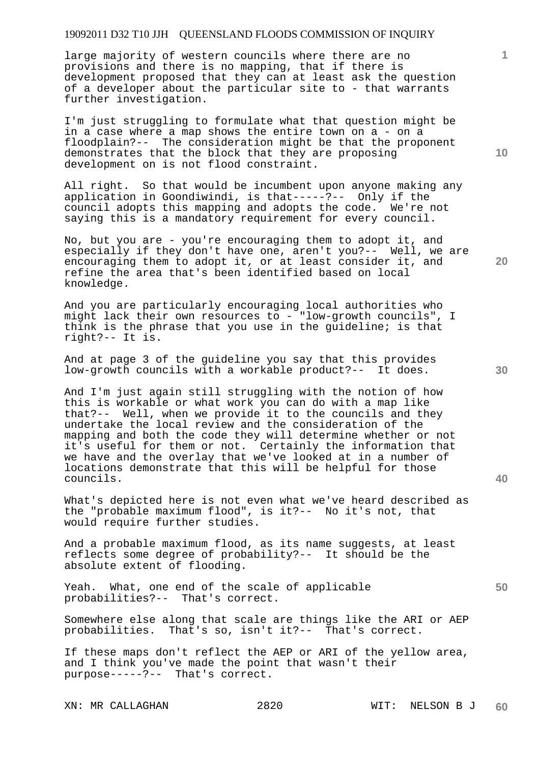large majority of western councils where there are no provisions and there is no mapping, that if there is development proposed that they can at least ask the question of a developer about the particular site to - that warrants further investigation.

I'm just struggling to formulate what that question might be in a case where a map shows the entire town on a - on a floodplain?-- The consideration might be that the proponent demonstrates that the block that they are proposing development on is not flood constraint.

All right. So that would be incumbent upon anyone making any application in Goondiwindi, is that-----?-- Only if the council adopts this mapping and adopts the code. We're not saying this is a mandatory requirement for every council.

No, but you are - you're encouraging them to adopt it, and especially if they don't have one, aren't you?-- Well, we are encouraging them to adopt it, or at least consider it, and refine the area that's been identified based on local knowledge.

And you are particularly encouraging local authorities who might lack their own resources to - "low-growth councils", I think is the phrase that you use in the guideline; is that right?-- It is.

And at page 3 of the guideline you say that this provides low-growth councils with a workable product?-- It does.

And I'm just again still struggling with the notion of how this is workable or what work you can do with a map like that?-- Well, when we provide it to the councils and they undertake the local review and the consideration of the mapping and both the code they will determine whether or not it's useful for them or not. Certainly the information that we have and the overlay that we've looked at in a number of locations demonstrate that this will be helpful for those councils.

What's depicted here is not even what we've heard described as the "probable maximum flood", is it?-- No it's not, that would require further studies.

And a probable maximum flood, as its name suggests, at least reflects some degree of probability?-- It should be the absolute extent of flooding.

Yeah. What, one end of the scale of applicable probabilities?-- That's correct.

Somewhere else along that scale are things like the ARI or AEP probabilities. That's so, isn't it?-- That's correct.

If these maps don't reflect the AEP or ARI of the yellow area, and I think you've made the point that wasn't their purpose-----?-- That's correct.

XN: MR CALLAGHAN WIT: NELSON B J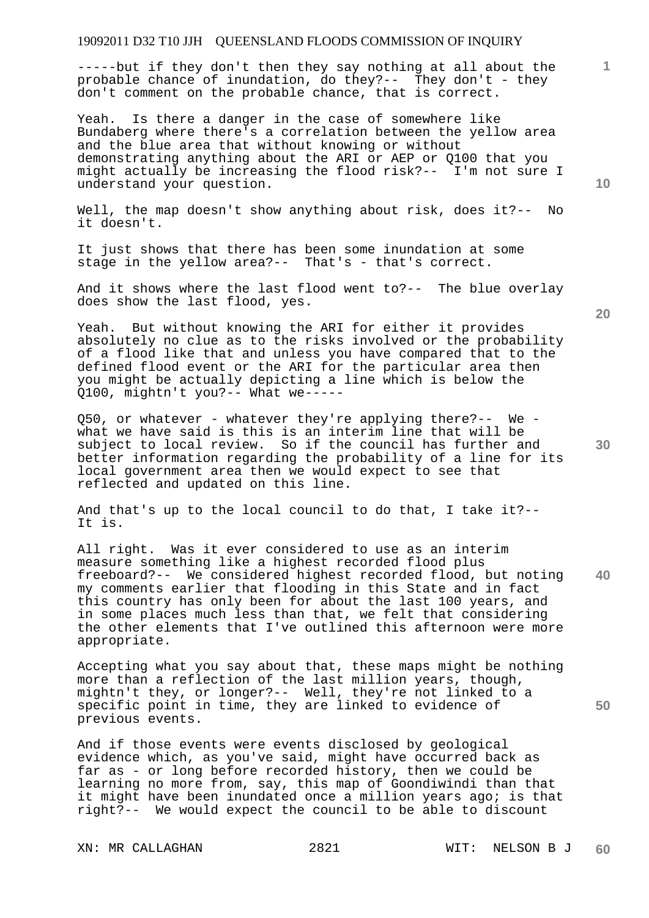-----but if they don't then they say nothing at all about the probable chance of inundation, do they?-- They don't - they don't comment on the probable chance, that is correct.

Yeah. Is there a danger in the case of somewhere like Bundaberg where there's a correlation between the yellow area and the blue area that without knowing or without demonstrating anything about the ARI or AEP or Q100 that you might actually be increasing the flood risk?-- I'm not sure I understand your question.

Well, the map doesn't show anything about risk, does it?-- No it doesn't.

It just shows that there has been some inundation at some stage in the yellow area?-- That's - that's correct.

And it shows where the last flood went to?-- The blue overlay does show the last flood, yes.

Yeah. But without knowing the ARI for either it provides absolutely no clue as to the risks involved or the probability of a flood like that and unless you have compared that to the defined flood event or the ARI for the particular area then you might be actually depicting a line which is below the Q100, mightn't you?-- What we-----

Q50, or whatever - whatever they're applying there?-- We - what we have said is this is an interim line that will be subject to local review. So if the council has further and better information regarding the probability of a line for its local government area then we would expect to see that reflected and updated on this line.

And that's up to the local council to do that, I take it?-- It is.

All right. Was it ever considered to use as an interim measure something like a highest recorded flood plus freeboard?-- We considered highest recorded flood, but noting my comments earlier that flooding in this State and in fact this country has only been for about the last 100 years, and in some places much less than that, we felt that considering the other elements that I've outlined this afternoon were more appropriate.

Accepting what you say about that, these maps might be nothing more than a reflection of the last million years, though, mightn't they, or longer?-- Well, they're not linked to a specific point in time, they are linked to evidence of previous events.

And if those events were events disclosed by geological evidence which, as you've said, might have occurred back as far as - or long before recorded history, then we could be learning no more from, say, this map of Goondiwindi than that it might have been inundated once a million years ago; is that right?-- We would expect the council to be able to discount

XN: MR CALLAGHAN WIT: NELSON B J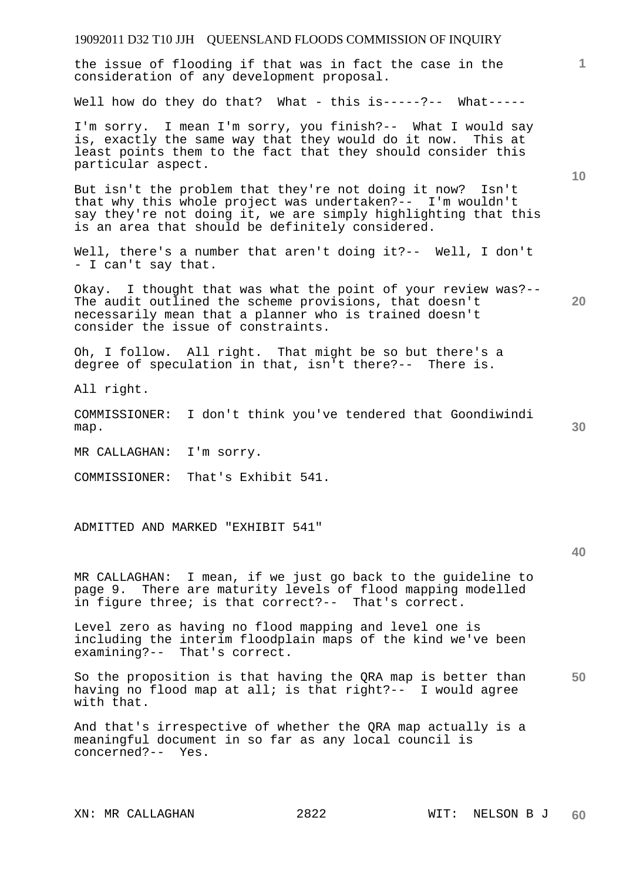the issue of flooding if that was in fact the case in the consideration of any development proposal.

Well how do they do that? What - this is-----?-- What-----

I'm sorry. I mean I'm sorry, you finish?-- What I would say is, exactly the same way that they would do it now. This at least points them to the fact that they should consider this particular aspect.

But isn't the problem that they're not doing it now? Isn't that why this whole project was undertaken?-- I'm wouldn't say they're not doing it, we are simply highlighting that this is an area that should be definitely considered.

Well, there's a number that aren't doing it?-- Well, I don't - I can't say that.

Okay. I thought that was what the point of your review was?-- The audit outlined the scheme provisions, that doesn't necessarily mean that a planner who is trained doesn't consider the issue of constraints.

Oh, I follow. All right. That might be so but there's a degree of speculation in that, isn't there?-- There is.

All right.

COMMISSIONER: I don't think you've tendered that Goondiwindi map.

MR CALLAGHAN: I'm sorry.

COMMISSIONER: That's Exhibit 541.

ADMITTED AND MARKED "EXHIBIT 541"

MR CALLAGHAN: I mean, if we just go back to the guideline to page 9. There are maturity levels of flood mapping modelled in figure three; is that correct?-- That's correct.

Level zero as having no flood mapping and level one is including the interim floodplain maps of the kind we've been examining?-- That's correct.

So the proposition is that having the QRA map is better than having no flood map at all; is that right?-- I would agree with that.

And that's irrespective of whether the QRA map actually is a meaningful document in so far as any local council is concerned?-- Yes.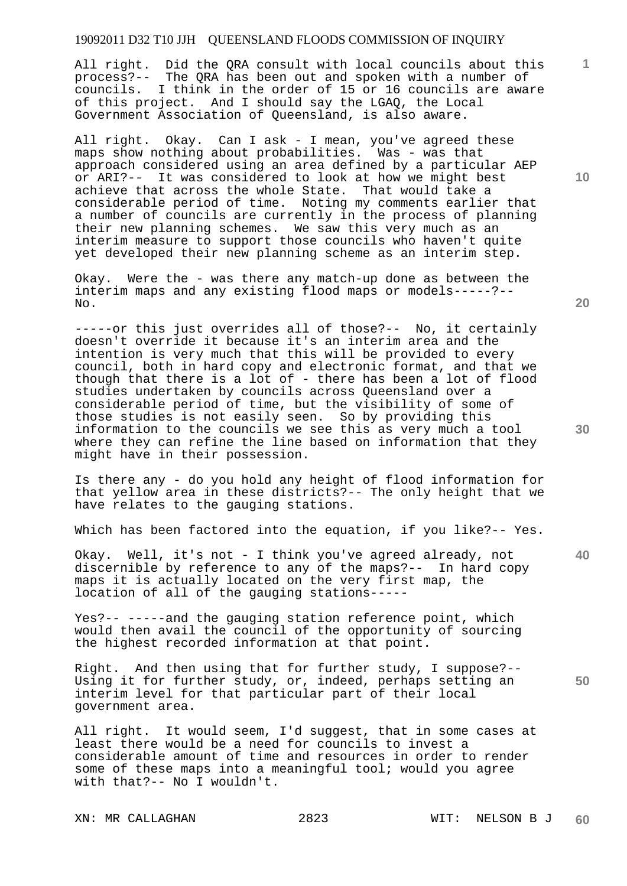All right. Did the QRA consult with local councils about this process?-- The QRA has been out and spoken with a number of councils. I think in the order of 15 or 16 councils are aware of this project. And I should say the LGAQ, the Local Government Association of Queensland, is also aware.

All right. Okay. Can I ask - I mean, you've agreed these maps show nothing about probabilities. Was - was that approach considered using an area defined by a particular AEP or ARI?-- It was considered to look at how we might best achieve that across the whole State. That would take a considerable period of time. Noting my comments earlier that a number of councils are currently in the process of planning their new planning schemes. We saw this very much as an interim measure to support those councils who haven't quite yet developed their new planning scheme as an interim step.

Okay. Were the - was there any match-up done as between the interim maps and any existing flood maps or models-----?-- No.

-----or this just overrides all of those?-- No, it certainly doesn't override it because it's an interim area and the intention is very much that this will be provided to every council, both in hard copy and electronic format, and that we though that there is a lot of - there has been a lot of flood studies undertaken by councils across Queensland over a considerable period of time, but the visibility of some of those studies is not easily seen. So by providing this information to the councils we see this as very much a tool where they can refine the line based on information that they might have in their possession.

Is there any - do you hold any height of flood information for that yellow area in these districts?-- The only height that we have relates to the gauging stations.

Which has been factored into the equation, if you like?-- Yes.

Okay. Well, it's not - I think you've agreed already, not discernible by reference to any of the maps?-- In hard copy maps it is actually located on the very first map, the location of all of the gauging stations-----

Yes?-- -----and the gauging station reference point, which would then avail the council of the opportunity of sourcing the highest recorded information at that point.

Right. And then using that for further study, I suppose?-- Using it for further study, or, indeed, perhaps setting an interim level for that particular part of their local government area.

All right. It would seem, I'd suggest, that in some cases at least there would be a need for councils to invest a considerable amount of time and resources in order to render some of these maps into a meaningful tool; would you agree with that?-- No I wouldn't.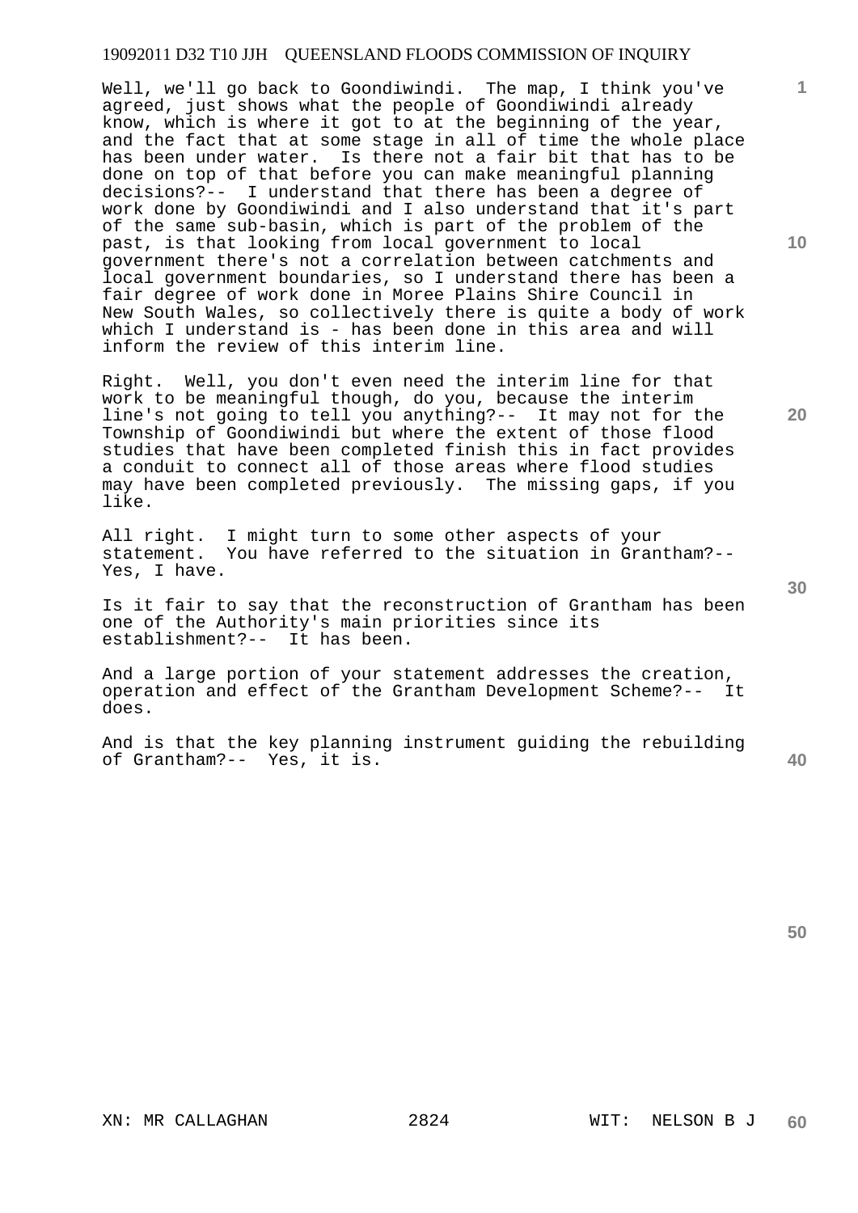Well, we'll go back to Goondiwindi. The map, I think you've agreed, just shows what the people of Goondiwindi already know, which is where it got to at the beginning of the year, and the fact that at some stage in all of time the whole place has been under water. Is there not a fair bit that has to be done on top of that before you can make meaningful planning decisions?-- I understand that there has been a degree of work done by Goondiwindi and I also understand that it's part of the same sub-basin, which is part of the problem of the past, is that looking from local government to local government there's not a correlation between catchments and local government boundaries, so I understand there has been a fair degree of work done in Moree Plains Shire Council in New South Wales, so collectively there is quite a body of work which I understand is - has been done in this area and will inform the review of this interim line.

Right. Well, you don't even need the interim line for that work to be meaningful though, do you, because the interim line's not going to tell you anything?-- It may not for the Township of Goondiwindi but where the extent of those flood studies that have been completed finish this in fact provides a conduit to connect all of those areas where flood studies may have been completed previously. The missing gaps, if you like.

All right. I might turn to some other aspects of your statement. You have referred to the situation in Grantham?-- Yes, I have.

Is it fair to say that the reconstruction of Grantham has been one of the Authority's main priorities since its establishment?-- It has been.

And a large portion of your statement addresses the creation, operation and effect of the Grantham Development Scheme?-- It does.

And is that the key planning instrument guiding the rebuilding of Grantham?-- Yes, it is.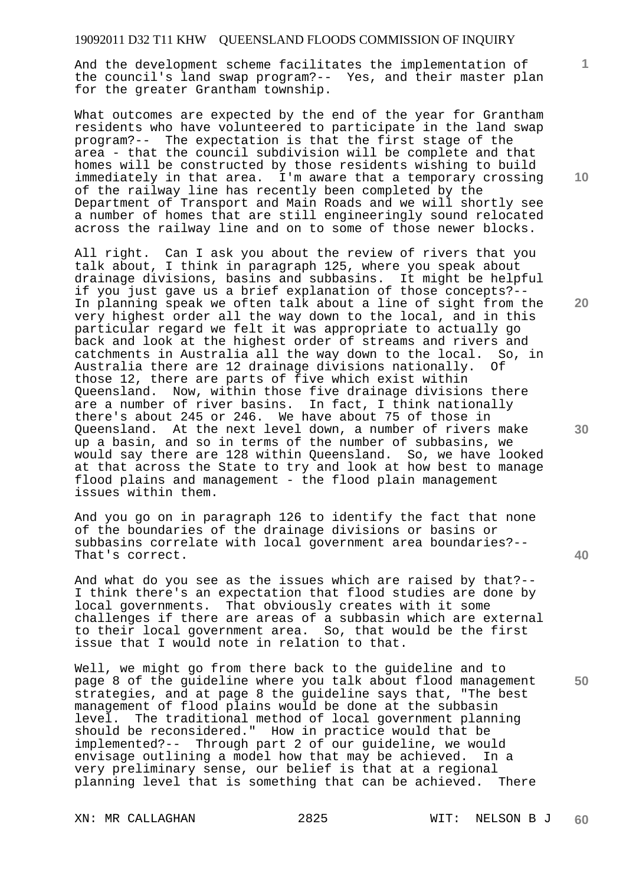And the development scheme facilitates the implementation of the council's land swap program?-- Yes, and their master plan for the greater Grantham township.

What outcomes are expected by the end of the year for Grantham residents who have volunteered to participate in the land swap program?-- The expectation is that the first stage of the area - that the council subdivision will be complete and that homes will be constructed by those residents wishing to build immediately in that area. I'm aware that a temporary crossing of the railway line has recently been completed by the Department of Transport and Main Roads and we will shortly see a number of homes that are still engineeringly sound relocated across the railway line and on to some of those newer blocks.

All right. Can I ask you about the review of rivers that you talk about, I think in paragraph 125, where you speak about drainage divisions, basins and subbasins. It might be helpful if you just gave us a brief explanation of those concepts?-- In planning speak we often talk about a line of sight from the very highest order all the way down to the local, and in this particular regard we felt it was appropriate to actually go back and look at the highest order of streams and rivers and catchments in Australia all the way down to the local. So, in Australia there are 12 drainage divisions nationally. Of those 12, there are parts of five which exist within Queensland. Now, within those five drainage divisions there are a number of river basins. In fact, I think nationally there's about 245 or 246. We have about 75 of those in Queensland. At the next level down, a number of rivers make up a basin, and so in terms of the number of subbasins, we would say there are 128 within Queensland. So, we have looked at that across the State to try and look at how best to manage flood plains and management - the flood plain management issues within them.

And you go on in paragraph 126 to identify the fact that none of the boundaries of the drainage divisions or basins or subbasins correlate with local government area boundaries?-- That's correct.

And what do you see as the issues which are raised by that?-- I think there's an expectation that flood studies are done by local governments. That obviously creates with it some challenges if there are areas of a subbasin which are external to their local government area. So, that would be the first issue that I would note in relation to that.

Well, we might go from there back to the guideline and to page 8 of the guideline where you talk about flood management strategies, and at page 8 the guideline says that, "The best management of flood plains would be done at the subbasin level. The traditional method of local government planning should be reconsidered." How in practice would that be implemented?-- Through part 2 of our guideline, we would envisage outlining a model how that may be achieved. In a very preliminary sense, our belief is that at a regional planning level that is something that can be achieved. There

XN: MR CALLAGHAN WIT: NELSON B J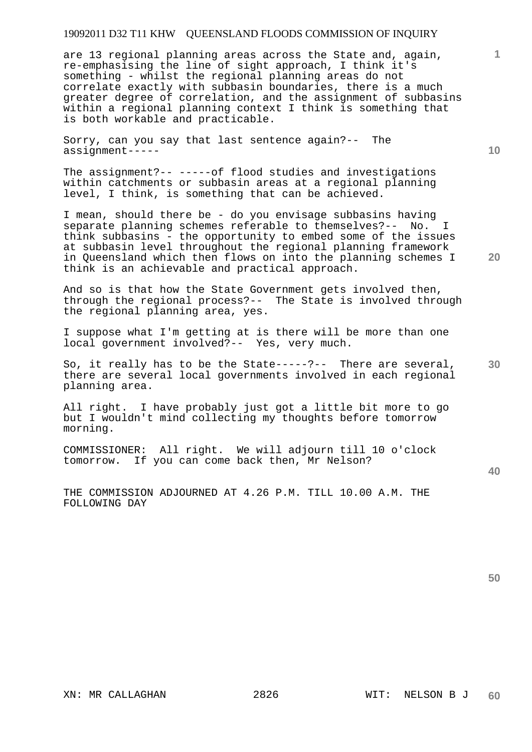are 13 regional planning areas across the State and, again, re-emphasising the line of sight approach, I think it's something - whilst the regional planning areas do not correlate exactly with subbasin boundaries, there is a much greater degree of correlation, and the assignment of subbasins within a regional planning context I think is something that is both workable and practicable.

Sorry, can you say that last sentence again?-- The assignment-----

The assignment?-- -----of flood studies and investigations within catchments or subbasin areas at a regional planning level, I think, is something that can be achieved.

I mean, should there be - do you envisage subbasins having separate planning schemes referable to themselves?-- No. I think subbasins - the opportunity to embed some of the issues at subbasin level throughout the regional planning framework in Queensland which then flows on into the planning schemes I think is an achievable and practical approach.

And so is that how the State Government gets involved then, through the regional process?-- The State is involved through the regional planning area, yes.

I suppose what I'm getting at is there will be more than one local government involved?-- Yes, very much.

So, it really has to be the State-----?-- There are several, there are several local governments involved in each regional planning area.

All right. I have probably just got a little bit more to go but I wouldn't mind collecting my thoughts before tomorrow morning.

COMMISSIONER: All right. We will adjourn till 10 o'clock tomorrow. If you can come back then, Mr Nelson?

THE COMMISSION ADJOURNED AT 4.26 P.M. TILL 10.00 A.M. THE FOLLOWING DAY